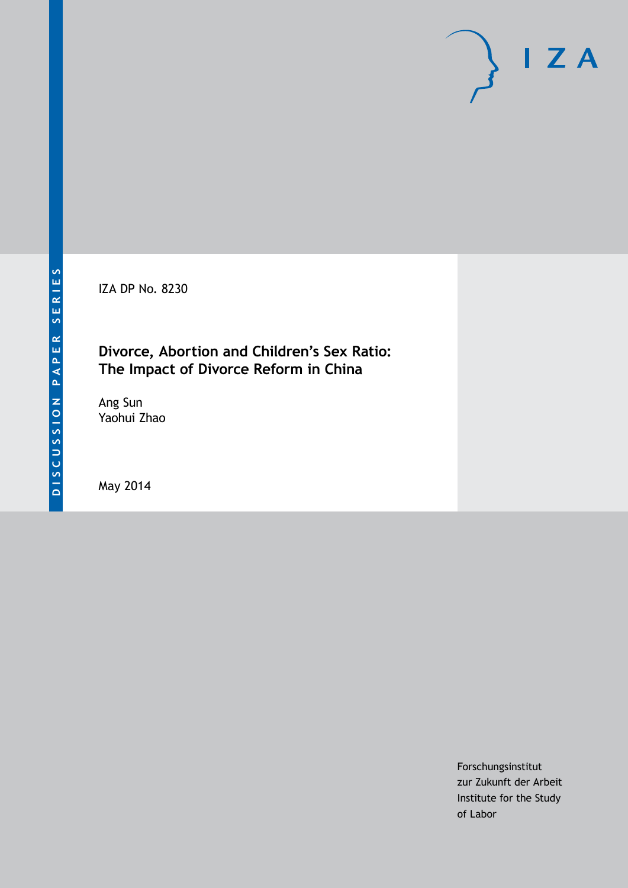DISCUSSION PAPER SERIES

IZA

IZA DP No. 8230

# Divorce, Abortion and Children's Sex Ratio: The Impact of Divorce Reform in China

Ang Sun
Yaohui Zhao

May 2014

Forschungsinstitut
zur Zukunft der Arbeit
Institute for the Study
of Labor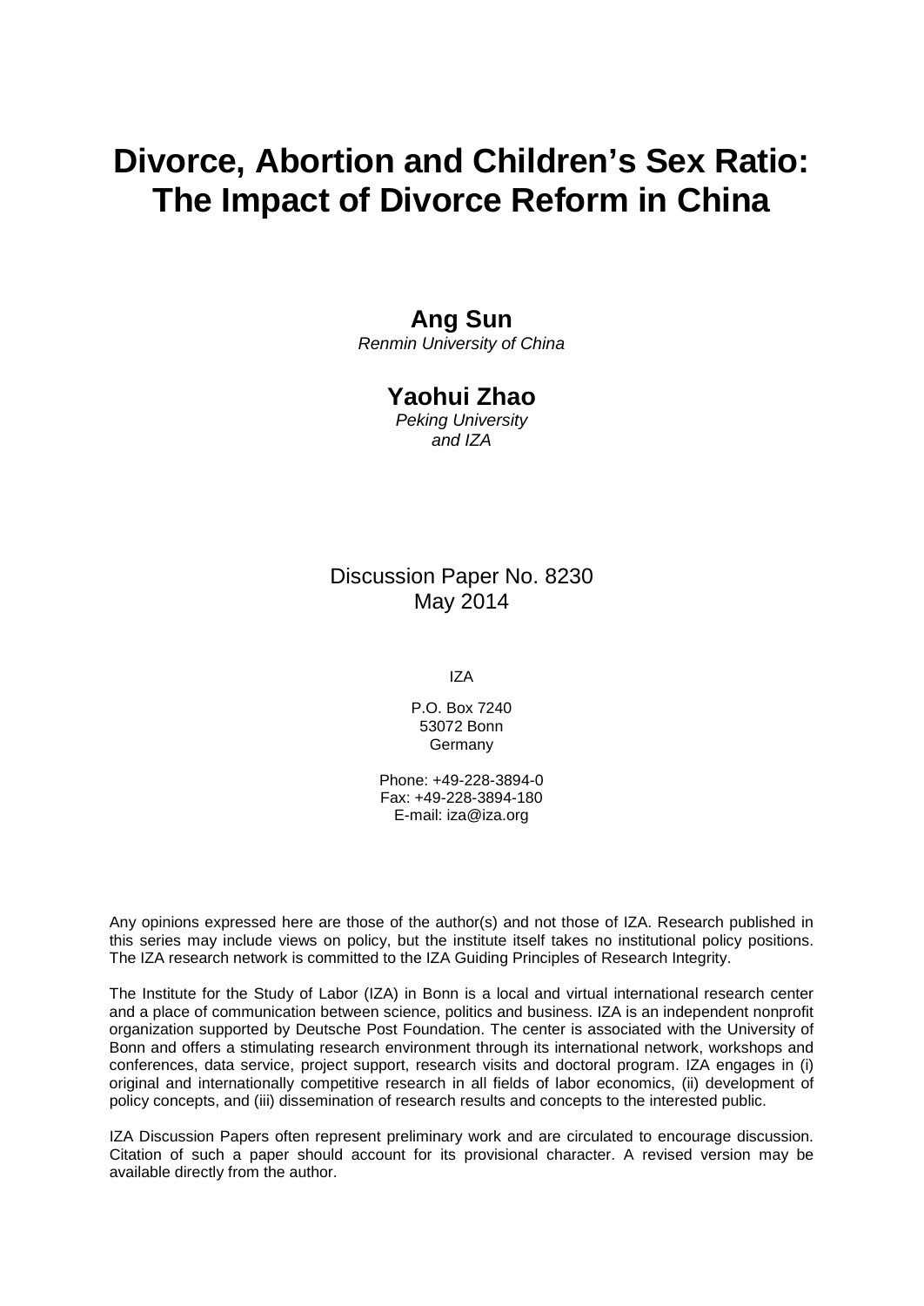# Divorce, Abortion and Children's Sex Ratio: The Impact of Divorce Reform in China

**Ang Sun**
*Renmin University of China*

**Yaohui Zhao**
*Peking University and IZA*

Discussion Paper No. 8230
May 2014

IZA

P.O. Box 7240
53072 Bonn
Germany

Phone: +49-228-3894-0
Fax: +49-228-3894-180
E-mail: iza@iza.org

Any opinions expressed here are those of the author(s) and not those of IZA. Research published in this series may include views on policy, but the institute itself takes no institutional policy positions. The IZA research network is committed to the IZA Guiding Principles of Research Integrity.

The Institute for the Study of Labor (IZA) in Bonn is a local and virtual international research center and a place of communication between science, politics and business. IZA is an independent nonprofit organization supported by Deutsche Post Foundation. The center is associated with the University of Bonn and offers a stimulating research environment through its international network, workshops and conferences, data service, project support, research visits and doctoral program. IZA engages in (i) original and internationally competitive research in all fields of labor economics, (ii) development of policy concepts, and (iii) dissemination of research results and concepts to the interested public.

IZA Discussion Papers often represent preliminary work and are circulated to encourage discussion. Citation of such a paper should account for its provisional character. A revised version may be available directly from the author.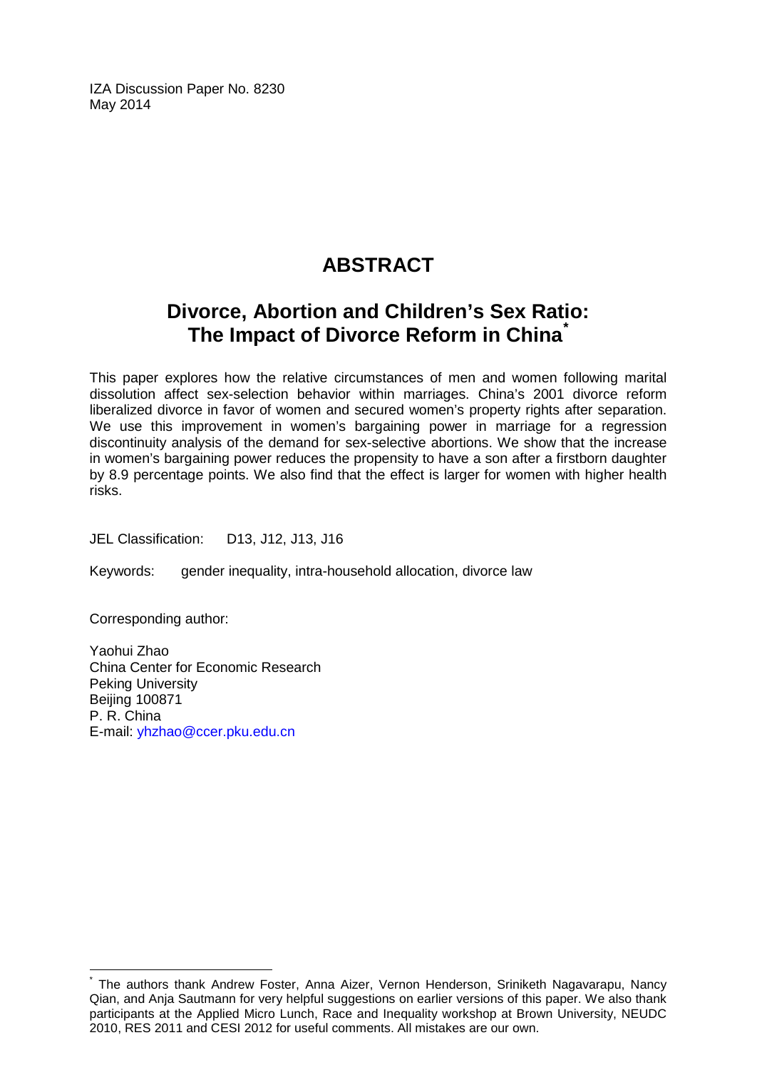IZA Discussion Paper No. 8230
May 2014

# ABSTRACT

## Divorce, Abortion and Children's Sex Ratio: The Impact of Divorce Reform in China[*]

This paper explores how the relative circumstances of men and women following marital dissolution affect sex-selection behavior within marriages. China's 2001 divorce reform liberalized divorce in favor of women and secured women's property rights after separation. We use this improvement in women's bargaining power in marriage for a regression discontinuity analysis of the demand for sex-selective abortions. We show that the increase in women's bargaining power reduces the propensity to have a son after a firstborn daughter by 8.9 percentage points. We also find that the effect is larger for women with higher health risks.

JEL Classification: D13, J12, J13, J16

Keywords: gender inequality, intra-household allocation, divorce law

Corresponding author:

Yaohui Zhao
China Center for Economic Research
Peking University
Beijing 100871
P. R. China
E-mail: yhzhao@ccer.pku.edu.cn

[*] The authors thank Andrew Foster, Anna Aizer, Vernon Henderson, Sriniketh Nagavarapu, Nancy Qian, and Anja Sautmann for very helpful suggestions on earlier versions of this paper. We also thank participants at the Applied Micro Lunch, Race and Inequality workshop at Brown University, NEUDC 2010, RES 2011 and CESI 2012 for useful comments. All mistakes are our own.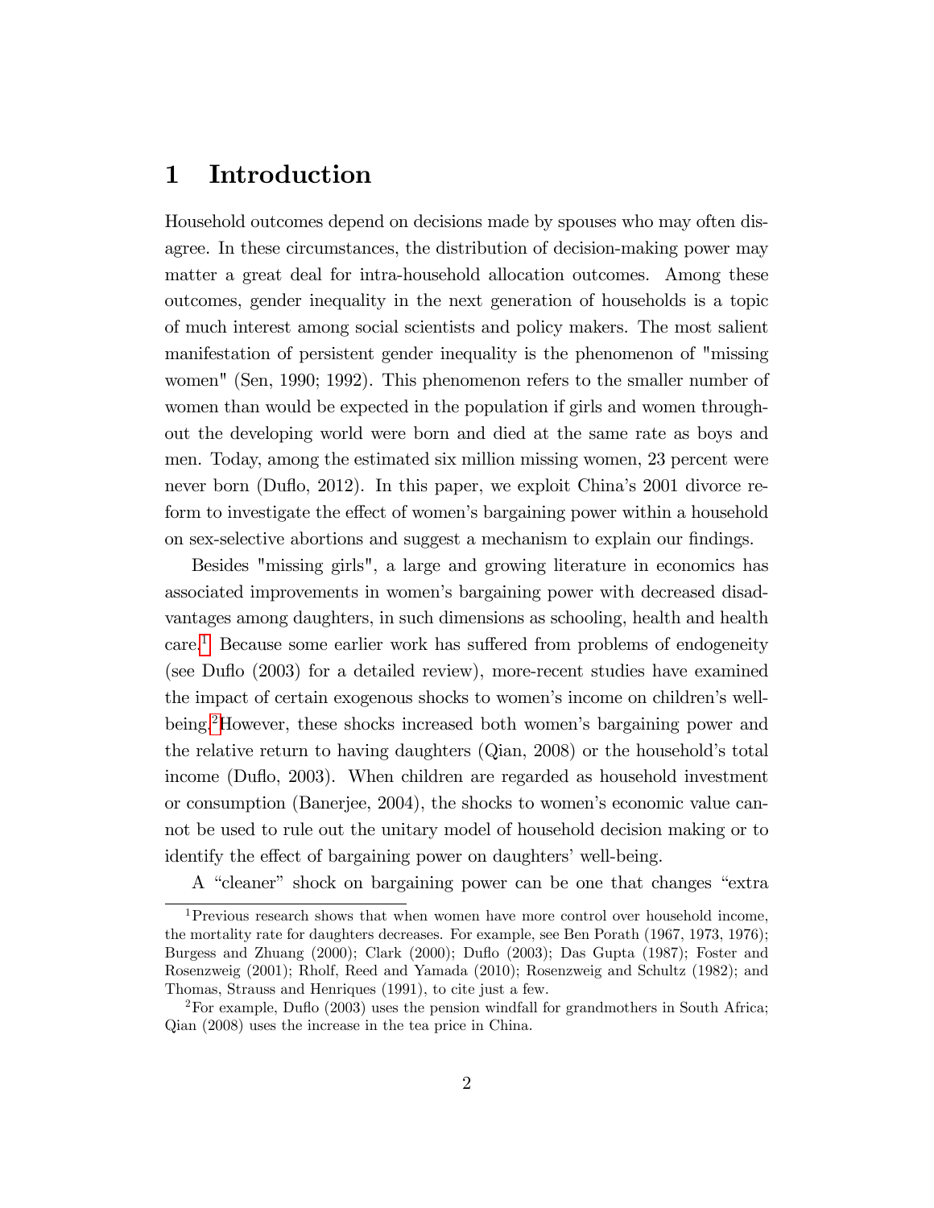# 1 Introduction

Household outcomes depend on decisions made by spouses who may often disagree. In these circumstances, the distribution of decision-making power may matter a great deal for intra-household allocation outcomes. Among these outcomes, gender inequality in the next generation of households is a topic of much interest among social scientists and policy makers. The most salient manifestation of persistent gender inequality is the phenomenon of "missing women" (Sen, 1990; 1992). This phenomenon refers to the smaller number of women than would be expected in the population if girls and women throughout the developing world were born and died at the same rate as boys and men. Today, among the estimated six million missing women, 23 percent were never born (Duflo, 2012). In this paper, we exploit China's 2001 divorce reform to investigate the effect of women's bargaining power within a household on sex-selective abortions and suggest a mechanism to explain our findings.

Besides "missing girls", a large and growing literature in economics has associated improvements in women's bargaining power with decreased disadvantages among daughters, in such dimensions as schooling, health and health care.[1] Because some earlier work has suffered from problems of endogeneity (see Duflo (2003) for a detailed review), more-recent studies have examined the impact of certain exogenous shocks to women's income on children's well-being.[2] However, these shocks increased both women's bargaining power and the relative return to having daughters (Qian, 2008) or the household's total income (Duflo, 2003). When children are regarded as household investment or consumption (Banerjee, 2004), the shocks to women's economic value cannot be used to rule out the unitary model of household decision making or to identify the effect of bargaining power on daughters' well-being.

A "cleaner" shock on bargaining power can be one that changes "extra

[1] Previous research shows that when women have more control over household income, the mortality rate for daughters decreases. For example, see Ben Porath (1967, 1973, 1976); Burgess and Zhuang (2000); Clark (2000); Duflo (2003); Das Gupta (1987); Foster and Rosenzweig (2001); Rholf, Reed and Yamada (2010); Rosenzweig and Schultz (1982); and Thomas, Strauss and Henriques (1991), to cite just a few.

[2] For example, Duflo (2003) uses the pension windfall for grandmothers in South Africa; Qian (2008) uses the increase in the tea price in China.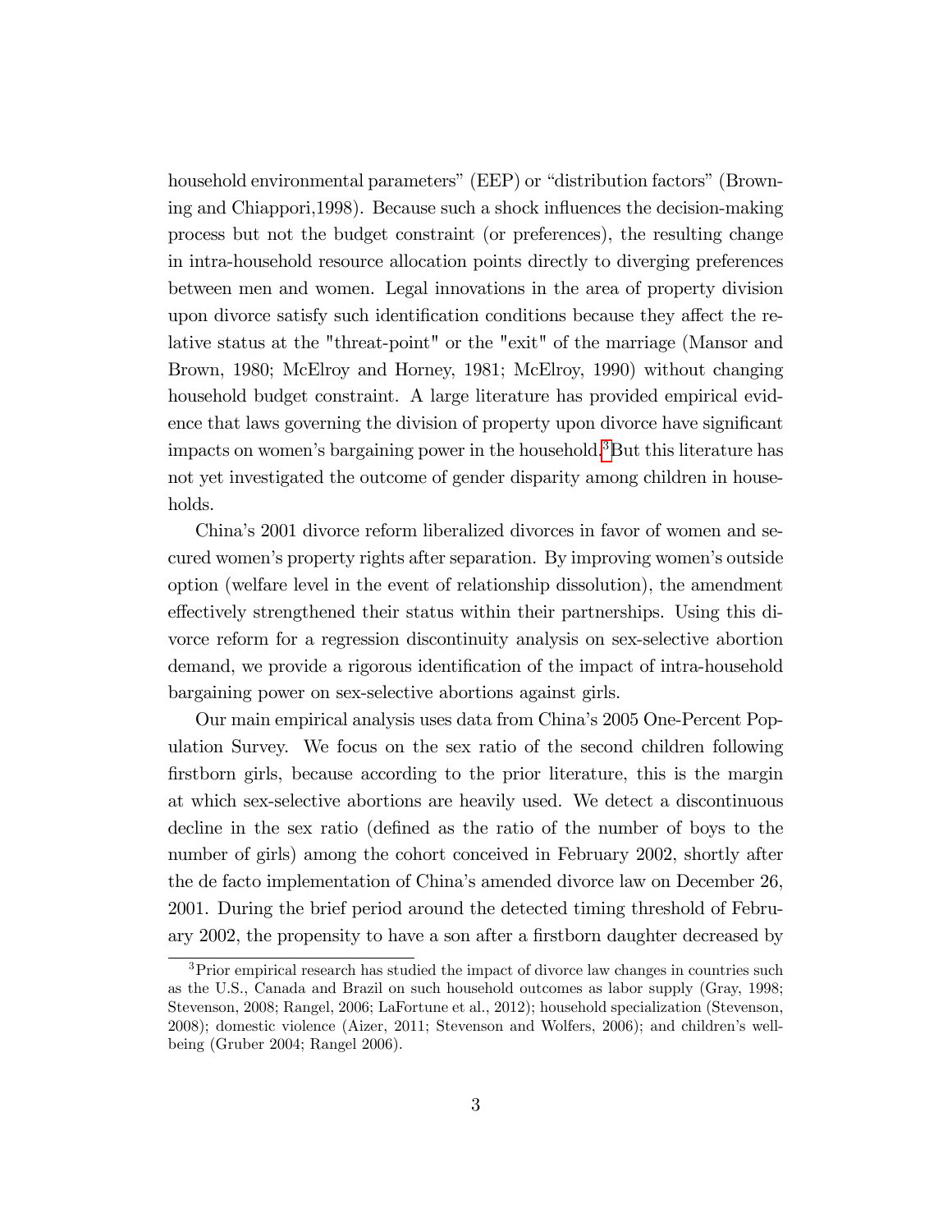household environmental parameters" (EEP) or "distribution factors" (Browning and Chiappori,1998). Because such a shock influences the decision-making process but not the budget constraint (or preferences), the resulting change in intra-household resource allocation points directly to diverging preferences between men and women. Legal innovations in the area of property division upon divorce satisfy such identification conditions because they affect the relative status at the "threat-point" or the "exit" of the marriage (Mansor and Brown, 1980; McElroy and Horney, 1981; McElroy, 1990) without changing household budget constraint. A large literature has provided empirical evidence that laws governing the division of property upon divorce have significant impacts on women's bargaining power in the household.[3] But this literature has not yet investigated the outcome of gender disparity among children in households.

China's 2001 divorce reform liberalized divorces in favor of women and secured women's property rights after separation. By improving women's outside option (welfare level in the event of relationship dissolution), the amendment effectively strengthened their status within their partnerships. Using this divorce reform for a regression discontinuity analysis on sex-selective abortion demand, we provide a rigorous identification of the impact of intra-household bargaining power on sex-selective abortions against girls.

Our main empirical analysis uses data from China's 2005 One-Percent Population Survey. We focus on the sex ratio of the second children following firstborn girls, because according to the prior literature, this is the margin at which sex-selective abortions are heavily used. We detect a discontinuous decline in the sex ratio (defined as the ratio of the number of boys to the number of girls) among the cohort conceived in February 2002, shortly after the de facto implementation of China's amended divorce law on December 26, 2001. During the brief period around the detected timing threshold of February 2002, the propensity to have a son after a firstborn daughter decreased by

[3] Prior empirical research has studied the impact of divorce law changes in countries such as the U.S., Canada and Brazil on such household outcomes as labor supply (Gray, 1998; Stevenson, 2008; Rangel, 2006; LaFortune et al., 2012); household specialization (Stevenson, 2008); domestic violence (Aizer, 2011; Stevenson and Wolfers, 2006); and children's well-being (Gruber 2004; Rangel 2006).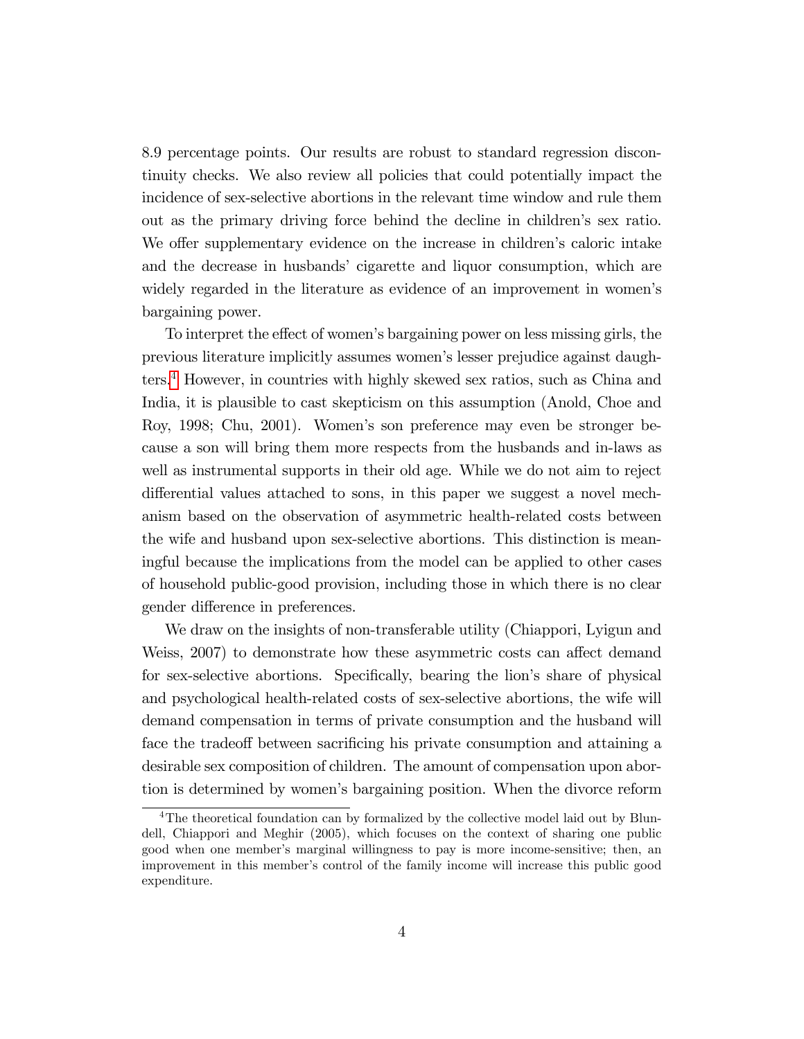8.9 percentage points. Our results are robust to standard regression discontinuity checks. We also review all policies that could potentially impact the incidence of sex-selective abortions in the relevant time window and rule them out as the primary driving force behind the decline in children's sex ratio. We offer supplementary evidence on the increase in children's caloric intake and the decrease in husbands' cigarette and liquor consumption, which are widely regarded in the literature as evidence of an improvement in women's bargaining power.

To interpret the effect of women's bargaining power on less missing girls, the previous literature implicitly assumes women's lesser prejudice against daughters.[4] However, in countries with highly skewed sex ratios, such as China and India, it is plausible to cast skepticism on this assumption (Anold, Choe and Roy, 1998; Chu, 2001). Women's son preference may even be stronger because a son will bring them more respects from the husbands and in-laws as well as instrumental supports in their old age. While we do not aim to reject differential values attached to sons, in this paper we suggest a novel mechanism based on the observation of asymmetric health-related costs between the wife and husband upon sex-selective abortions. This distinction is meaningful because the implications from the model can be applied to other cases of household public-good provision, including those in which there is no clear gender difference in preferences.

We draw on the insights of non-transferable utility (Chiappori, Lyigun and Weiss, 2007) to demonstrate how these asymmetric costs can affect demand for sex-selective abortions. Specifically, bearing the lion's share of physical and psychological health-related costs of sex-selective abortions, the wife will demand compensation in terms of private consumption and the husband will face the tradeoff between sacrificing his private consumption and attaining a desirable sex composition of children. The amount of compensation upon abortion is determined by women's bargaining position. When the divorce reform

[4] The theoretical foundation can by formalized by the collective model laid out by Blundell, Chiappori and Meghir (2005), which focuses on the context of sharing one public good when one member's marginal willingness to pay is more income-sensitive; then, an improvement in this member's control of the family income will increase this public good expenditure.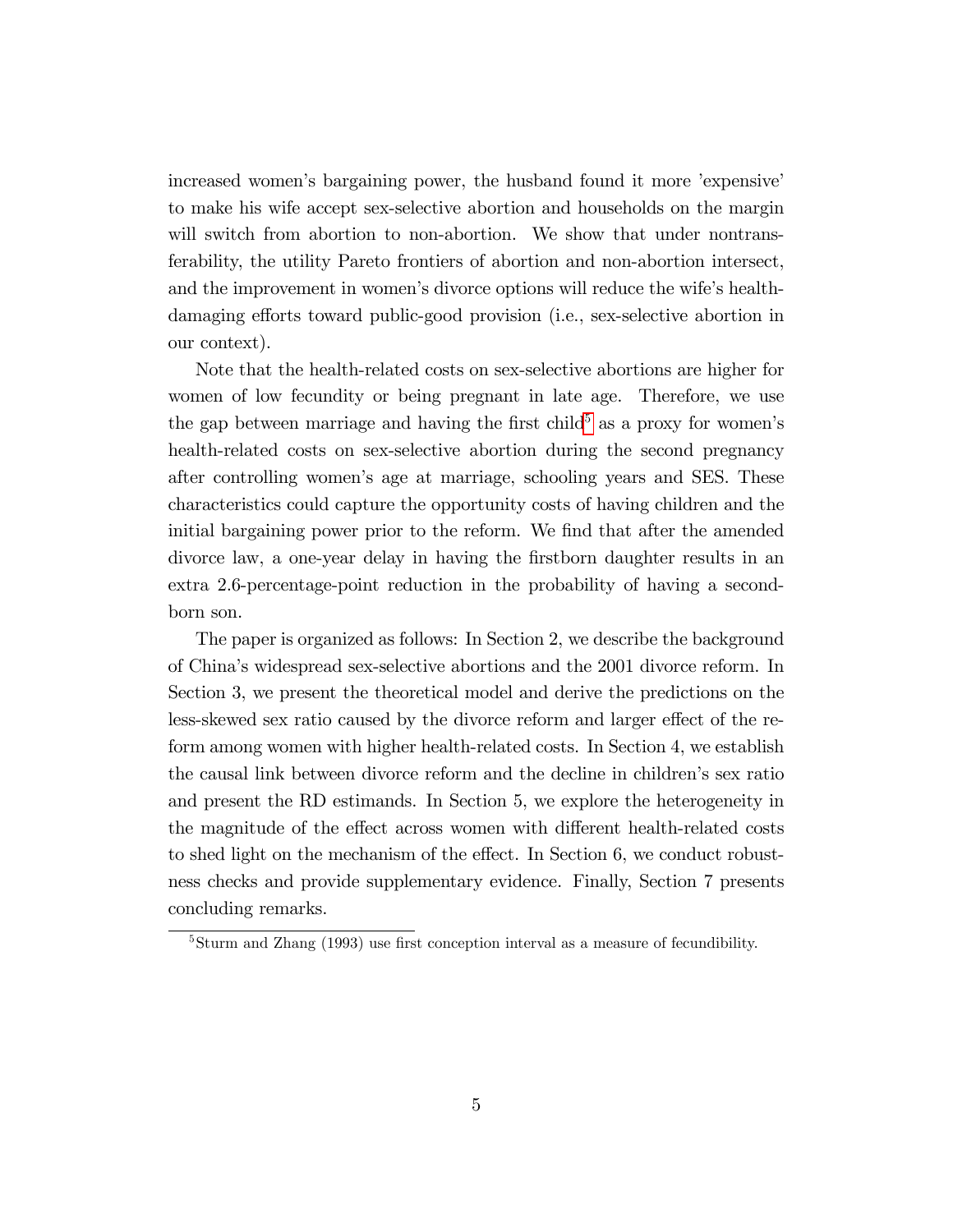increased women's bargaining power, the husband found it more 'expensive' to make his wife accept sex-selective abortion and households on the margin will switch from abortion to non-abortion. We show that under nontransferability, the utility Pareto frontiers of abortion and non-abortion intersect, and the improvement in women's divorce options will reduce the wife's health-damaging efforts toward public-good provision (i.e., sex-selective abortion in our context).

Note that the health-related costs on sex-selective abortions are higher for women of low fecundity or being pregnant in late age. Therefore, we use the gap between marriage and having the first child[5] as a proxy for women's health-related costs on sex-selective abortion during the second pregnancy after controlling women's age at marriage, schooling years and SES. These characteristics could capture the opportunity costs of having children and the initial bargaining power prior to the reform. We find that after the amended divorce law, a one-year delay in having the firstborn daughter results in an extra 2.6-percentage-point reduction in the probability of having a second-born son.

The paper is organized as follows: In Section 2, we describe the background of China's widespread sex-selective abortions and the 2001 divorce reform. In Section 3, we present the theoretical model and derive the predictions on the less-skewed sex ratio caused by the divorce reform and larger effect of the reform among women with higher health-related costs. In Section 4, we establish the causal link between divorce reform and the decline in children's sex ratio and present the RD estimands. In Section 5, we explore the heterogeneity in the magnitude of the effect across women with different health-related costs to shed light on the mechanism of the effect. In Section 6, we conduct robustness checks and provide supplementary evidence. Finally, Section 7 presents concluding remarks.

[5] Sturm and Zhang (1993) use first conception interval as a measure of fecundibility.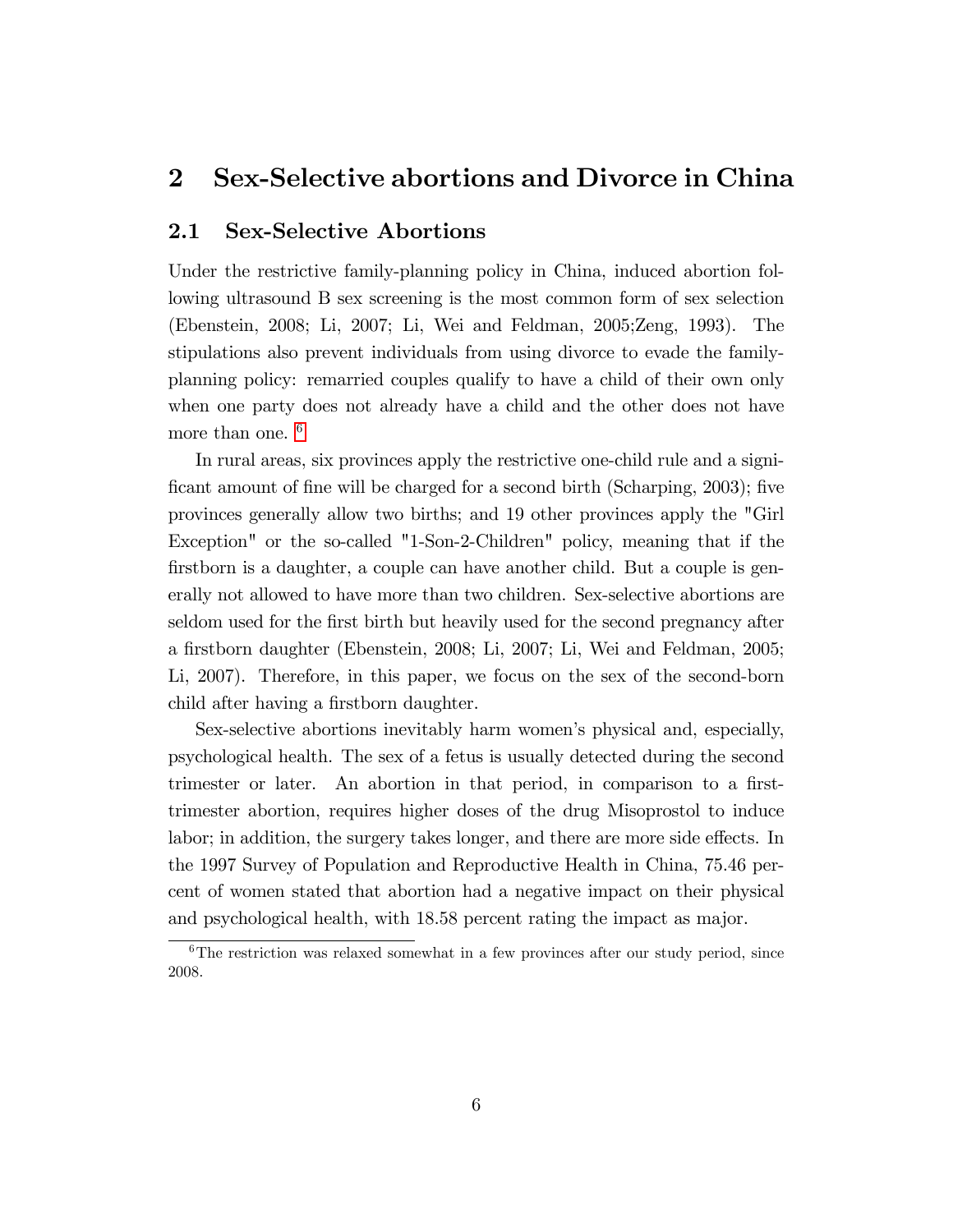## 2 Sex-Selective abortions and Divorce in China

### 2.1 Sex-Selective Abortions

Under the restrictive family-planning policy in China, induced abortion following ultrasound B sex screening is the most common form of sex selection (Ebenstein, 2008; Li, 2007; Li, Wei and Feldman, 2005;Zeng, 1993). The stipulations also prevent individuals from using divorce to evade the family-planning policy: remarried couples qualify to have a child of their own only when one party does not already have a child and the other does not have more than one. [6]

In rural areas, six provinces apply the restrictive one-child rule and a significant amount of fine will be charged for a second birth (Scharping, 2003); five provinces generally allow two births; and 19 other provinces apply the "Girl Exception" or the so-called "1-Son-2-Children" policy, meaning that if the firstborn is a daughter, a couple can have another child. But a couple is generally not allowed to have more than two children. Sex-selective abortions are seldom used for the first birth but heavily used for the second pregnancy after a firstborn daughter (Ebenstein, 2008; Li, 2007; Li, Wei and Feldman, 2005; Li, 2007). Therefore, in this paper, we focus on the sex of the second-born child after having a firstborn daughter.

Sex-selective abortions inevitably harm women's physical and, especially, psychological health. The sex of a fetus is usually detected during the second trimester or later. An abortion in that period, in comparison to a first-trimester abortion, requires higher doses of the drug Misoprostol to induce labor; in addition, the surgery takes longer, and there are more side effects. In the 1997 Survey of Population and Reproductive Health in China, 75.46 percent of women stated that abortion had a negative impact on their physical and psychological health, with 18.58 percent rating the impact as major.

[6] The restriction was relaxed somewhat in a few provinces after our study period, since 2008.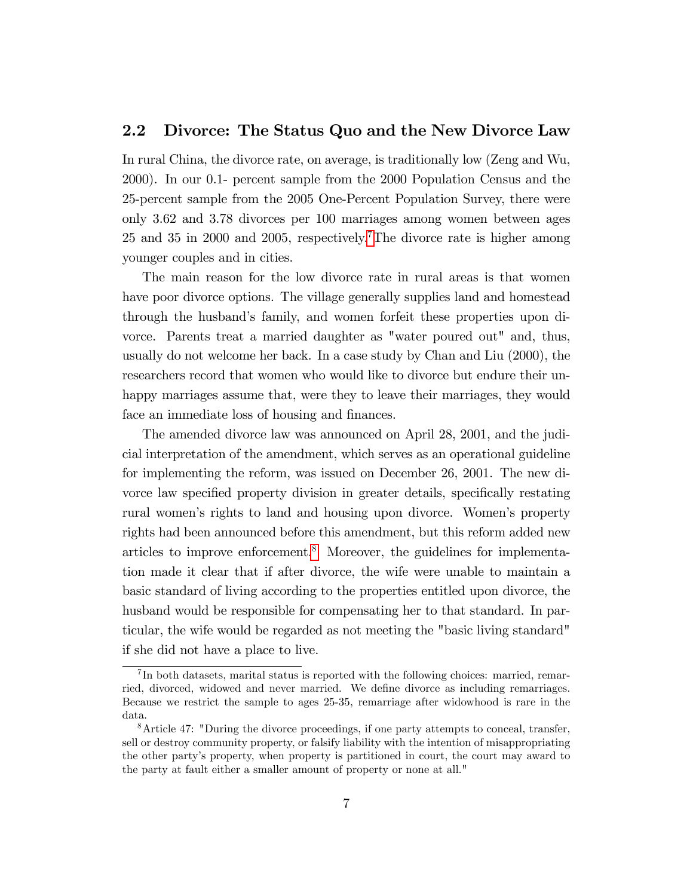## 2.2 Divorce: The Status Quo and the New Divorce Law

In rural China, the divorce rate, on average, is traditionally low (Zeng and Wu, 2000). In our 0.1- percent sample from the 2000 Population Census and the 25-percent sample from the 2005 One-Percent Population Survey, there were only 3.62 and 3.78 divorces per 100 marriages among women between ages 25 and 35 in 2000 and 2005, respectively.[7] The divorce rate is higher among younger couples and in cities.

The main reason for the low divorce rate in rural areas is that women have poor divorce options. The village generally supplies land and homestead through the husband's family, and women forfeit these properties upon divorce. Parents treat a married daughter as "water poured out" and, thus, usually do not welcome her back. In a case study by Chan and Liu (2000), the researchers record that women who would like to divorce but endure their unhappy marriages assume that, were they to leave their marriages, they would face an immediate loss of housing and finances.

The amended divorce law was announced on April 28, 2001, and the judicial interpretation of the amendment, which serves as an operational guideline for implementing the reform, was issued on December 26, 2001. The new divorce law specified property division in greater details, specifically restating rural women's rights to land and housing upon divorce. Women's property rights had been announced before this amendment, but this reform added new articles to improve enforcement.[8] Moreover, the guidelines for implementation made it clear that if after divorce, the wife were unable to maintain a basic standard of living according to the properties entitled upon divorce, the husband would be responsible for compensating her to that standard. In particular, the wife would be regarded as not meeting the "basic living standard" if she did not have a place to live.

[7] In both datasets, marital status is reported with the following choices: married, remarried, divorced, widowed and never married. We define divorce as including remarriages. Because we restrict the sample to ages 25-35, remarriage after widowhood is rare in the data.

[8] Article 47: "During the divorce proceedings, if one party attempts to conceal, transfer, sell or destroy community property, or falsify liability with the intention of misappropriating the other party's property, when property is partitioned in court, the court may award to the party at fault either a smaller amount of property or none at all."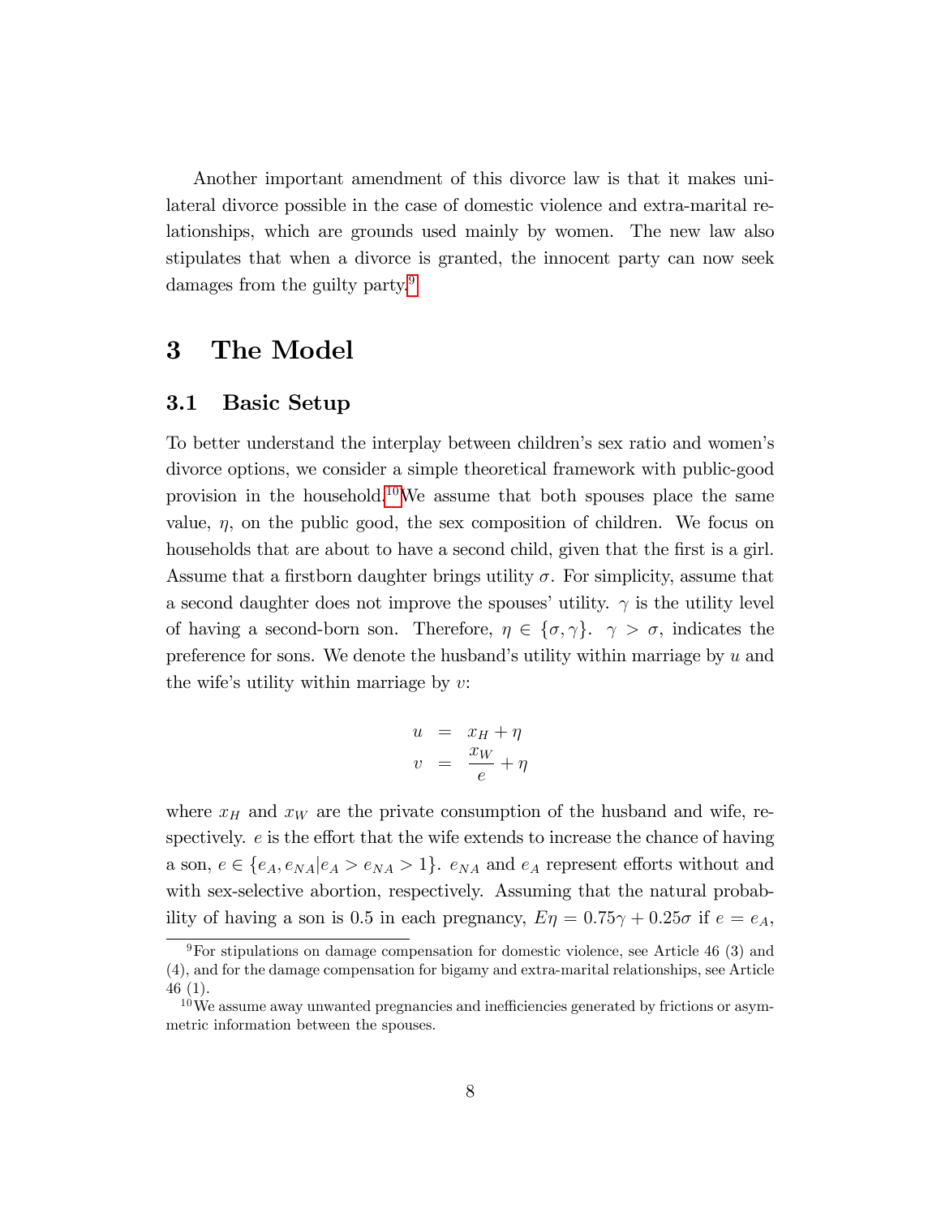Another important amendment of this divorce law is that it makes unilateral divorce possible in the case of domestic violence and extra-marital relationships, which are grounds used mainly by women. The new law also stipulates that when a divorce is granted, the innocent party can now seek damages from the guilty party.[9]

# 3 The Model

## 3.1 Basic Setup

To better understand the interplay between children's sex ratio and women's divorce options, we consider a simple theoretical framework with public-good provision in the household.[10] We assume that both spouses place the same value, $\eta$, on the public good, the sex composition of children. We focus on households that are about to have a second child, given that the first is a girl. Assume that a firstborn daughter brings utility $\sigma$. For simplicity, assume that a second daughter does not improve the spouses' utility. $\gamma$ is the utility level of having a second-born son. Therefore, $\eta \in \{\sigma, \gamma\}$. $\gamma > \sigma$, indicates the preference for sons. We denote the husband's utility within marriage by $u$ and the wife's utility within marriage by $v$:

$$
\begin{aligned}
u &= x_H + \eta \\
v &= \frac{x_W}{e} + \eta
\end{aligned}
$$

where $x_H$ and $x_W$ are the private consumption of the husband and wife, respectively. $e$ is the effort that the wife extends to increase the chance of having a son, $e \in \{e_A, e_{NA} | e_A > e_{NA} > 1\}$. $e_{NA}$ and $e_A$ represent efforts without and with sex-selective abortion, respectively. Assuming that the natural probability of having a son is 0.5 in each pregnancy, $E\eta = 0.75\gamma + 0.25\sigma$ if $e = e_A$,

[9] For stipulations on damage compensation for domestic violence, see Article 46 (3) and (4), and for the damage compensation for bigamy and extra-marital relationships, see Article 46 (1).

[10] We assume away unwanted pregnancies and inefficiencies generated by frictions or asymmetric information between the spouses.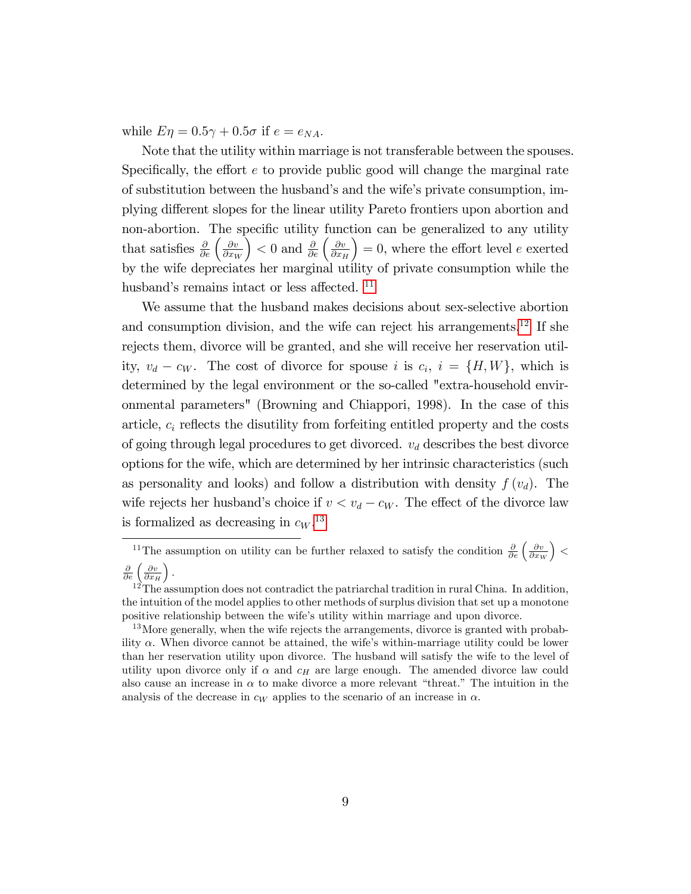while $E\eta = 0.5\gamma + 0.5\sigma$ if $e = e_{NA}$.

Note that the utility within marriage is not transferable between the spouses. Specifically, the effort $e$ to provide public good will change the marginal rate of substitution between the husband's and the wife's private consumption, implying different slopes for the linear utility Pareto frontiers upon abortion and non-abortion. The specific utility function can be generalized to any utility that satisfies $\frac{\partial}{\partial e}\left(\frac{\partial v}{\partial x_W}\right) < 0$ and $\frac{\partial}{\partial e}\left(\frac{\partial v}{\partial x_H}\right) = 0$, where the effort level $e$ exerted by the wife depreciates her marginal utility of private consumption while the husband's remains intact or less affected. [11]

We assume that the husband makes decisions about sex-selective abortion and consumption division, and the wife can reject his arrangements.[12] If she rejects them, divorce will be granted, and she will receive her reservation utility, $v_d - c_W$. The cost of divorce for spouse $i$ is $c_i$, $i = \{H, W\}$, which is determined by the legal environment or the so-called "extra-household environmental parameters" (Browning and Chiappori, 1998). In the case of this article, $c_i$ reflects the disutility from forfeiting entitled property and the costs of going through legal procedures to get divorced. $v_d$ describes the best divorce options for the wife, which are determined by her intrinsic characteristics (such as personality and looks) and follow a distribution with density $f(v_d)$. The wife rejects her husband's choice if $v < v_d - c_W$. The effect of the divorce law is formalized as decreasing in $c_W$.[13]

---

[11] The assumption on utility can be further relaxed to satisfy the condition $\frac{\partial}{\partial e}\left(\frac{\partial v}{\partial x_W}\right) < \frac{\partial}{\partial e}\left(\frac{\partial v}{\partial x_H}\right)$.

[12] The assumption does not contradict the patriarchal tradition in rural China. In addition, the intuition of the model applies to other methods of surplus division that set up a monotone positive relationship between the wife's utility within marriage and upon divorce.

[13] More generally, when the wife rejects the arrangements, divorce is granted with probability $\alpha$. When divorce cannot be attained, the wife's within-marriage utility could be lower than her reservation utility upon divorce. The husband will satisfy the wife to the level of utility upon divorce only if $\alpha$ and $c_H$ are large enough. The amended divorce law could also cause an increase in $\alpha$ to make divorce a more relevant "threat." The intuition in the analysis of the decrease in $c_W$ applies to the scenario of an increase in $\alpha$.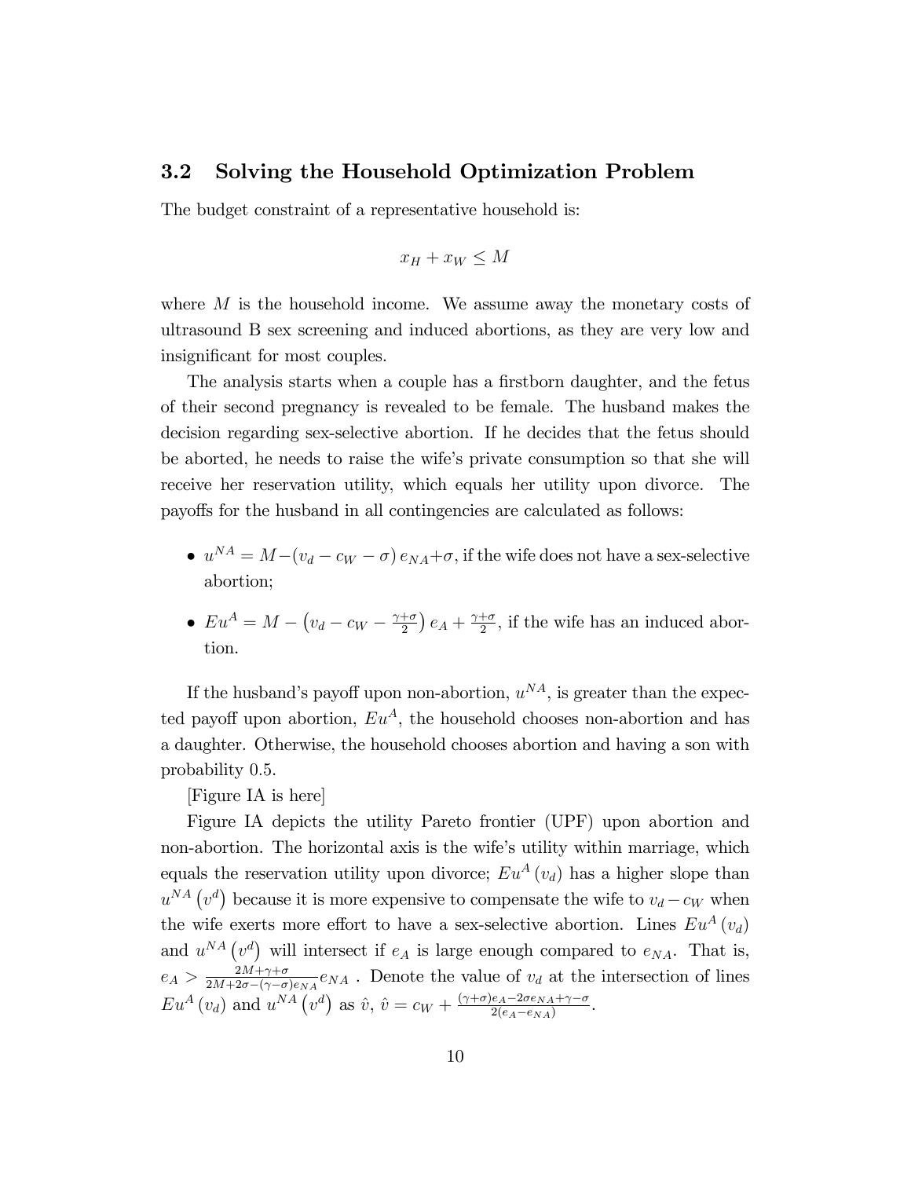### 3.2 Solving the Household Optimization Problem

The budget constraint of a representative household is:

$$x_H + x_W \leq M$$

where $M$ is the household income. We assume away the monetary costs of ultrasound B sex screening and induced abortions, as they are very low and insignificant for most couples.

The analysis starts when a couple has a firstborn daughter, and the fetus of their second pregnancy is revealed to be female. The husband makes the decision regarding sex-selective abortion. If he decides that the fetus should be aborted, he needs to raise the wife's private consumption so that she will receive her reservation utility, which equals her utility upon divorce. The payoffs for the husband in all contingencies are calculated as follows:

- $u^{NA} = M - (v_d - c_W - \sigma)\, e_{NA} + \sigma$, if the wife does not have a sex-selective abortion;
- $Eu^{A} = M - \left(v_d - c_W - \frac{\gamma+\sigma}{2}\right) e_A + \frac{\gamma+\sigma}{2}$, if the wife has an induced abortion.

If the husband's payoff upon non-abortion, $u^{NA}$, is greater than the expected payoff upon abortion, $Eu^{A}$, the household chooses non-abortion and has a daughter. Otherwise, the household chooses abortion and having a son with probability 0.5.

[Figure IA is here]

Figure IA depicts the utility Pareto frontier (UPF) upon abortion and non-abortion. The horizontal axis is the wife's utility within marriage, which equals the reservation utility upon divorce; $Eu^{A}(v_d)$ has a higher slope than $u^{NA}(v^d)$ because it is more expensive to compensate the wife to $v_d - c_W$ when the wife exerts more effort to have a sex-selective abortion. Lines $Eu^{A}(v_d)$ and $u^{NA}(v^d)$ will intersect if $e_A$ is large enough compared to $e_{NA}$. That is, $e_A > \frac{2M+\gamma+\sigma}{2M+2\sigma-(\gamma-\sigma)e_{NA}} e_{NA}$ . Denote the value of $v_d$ at the intersection of lines $Eu^{A}(v_d)$ and $u^{NA}(v^d)$ as $\hat{v}$, $\hat{v} = c_W + \frac{(\gamma+\sigma)e_A - 2\sigma e_{NA} + \gamma - \sigma}{2(e_A - e_{NA})}$.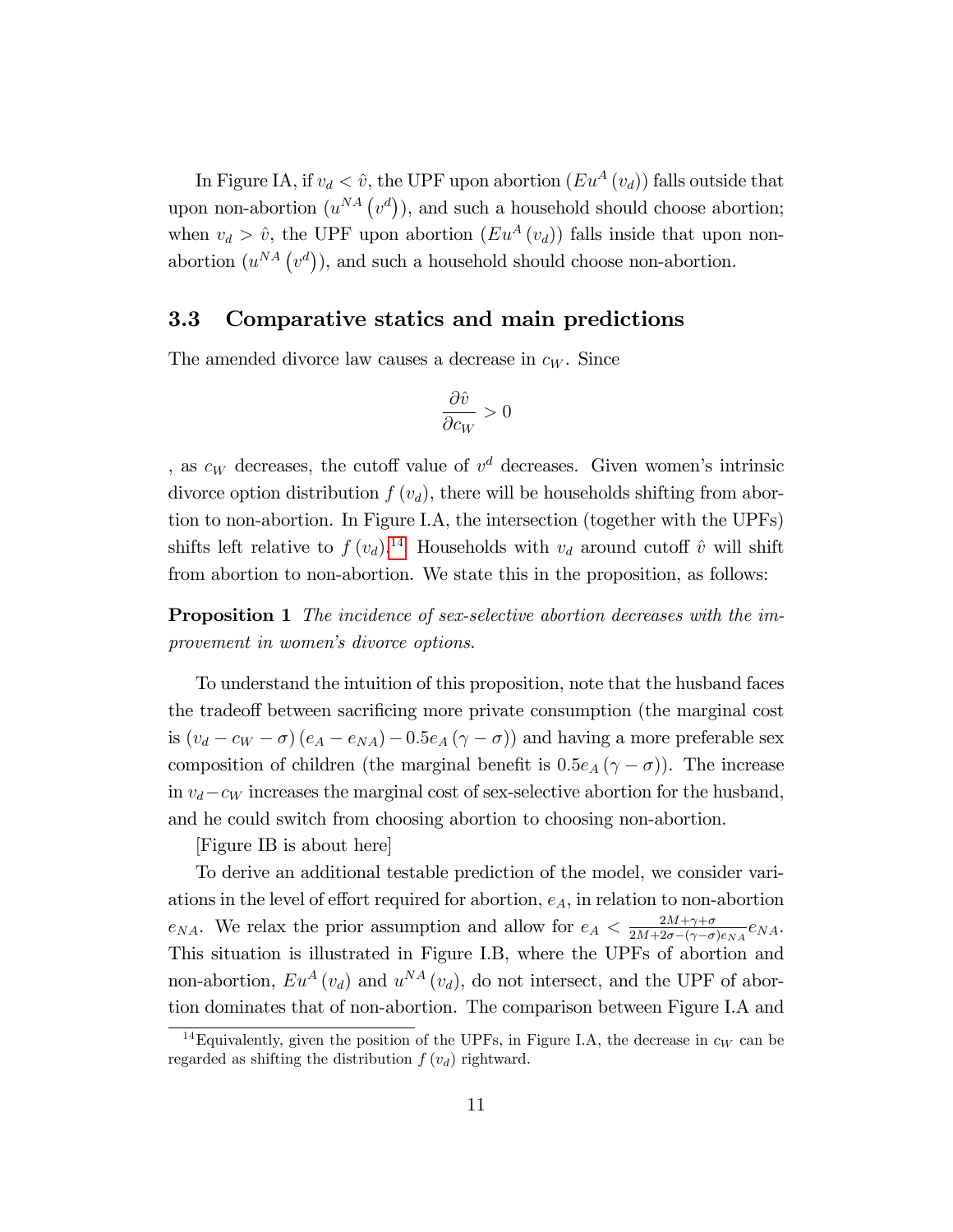In Figure IA, if $v_d < \hat{v}$, the UPF upon abortion ($Eu^A(v_d)$) falls outside that upon non-abortion ($u^{NA}(v^d)$), and such a household should choose abortion; when $v_d > \hat{v}$, the UPF upon abortion ($Eu^A(v_d)$) falls inside that upon non-abortion ($u^{NA}(v^d)$), and such a household should choose non-abortion.

## 3.3 Comparative statics and main predictions

The amended divorce law causes a decrease in $c_W$. Since

$$\frac{\partial \hat{v}}{\partial c_W} > 0$$

, as $c_W$ decreases, the cutoff value of $v^d$ decreases. Given women's intrinsic divorce option distribution $f(v_d)$, there will be households shifting from abortion to non-abortion. In Figure I.A, the intersection (together with the UPFs) shifts left relative to $f(v_d)$.[14] Households with $v_d$ around cutoff $\hat{v}$ will shift from abortion to non-abortion. We state this in the proposition, as follows:

**Proposition 1** *The incidence of sex-selective abortion decreases with the improvement in women's divorce options.*

To understand the intuition of this proposition, note that the husband faces the tradeoff between sacrificing more private consumption (the marginal cost is $(v_d - c_W - \sigma)(e_A - e_{NA}) - 0.5e_A(\gamma - \sigma)$) and having a more preferable sex composition of children (the marginal benefit is $0.5e_A(\gamma - \sigma)$). The increase in $v_d - c_W$ increases the marginal cost of sex-selective abortion for the husband, and he could switch from choosing abortion to choosing non-abortion.

[Figure IB is about here]

To derive an additional testable prediction of the model, we consider variations in the level of effort required for abortion, $e_A$, in relation to non-abortion $e_{NA}$. We relax the prior assumption and allow for $e_A < \frac{2M+\gamma+\sigma}{2M+2\sigma-(\gamma-\sigma)e_{NA}}e_{NA}$. This situation is illustrated in Figure I.B, where the UPFs of abortion and non-abortion, $Eu^A(v_d)$ and $u^{NA}(v_d)$, do not intersect, and the UPF of abortion dominates that of non-abortion. The comparison between Figure I.A and

[14] Equivalently, given the position of the UPFs, in Figure I.A, the decrease in $c_W$ can be regarded as shifting the distribution $f(v_d)$ rightward.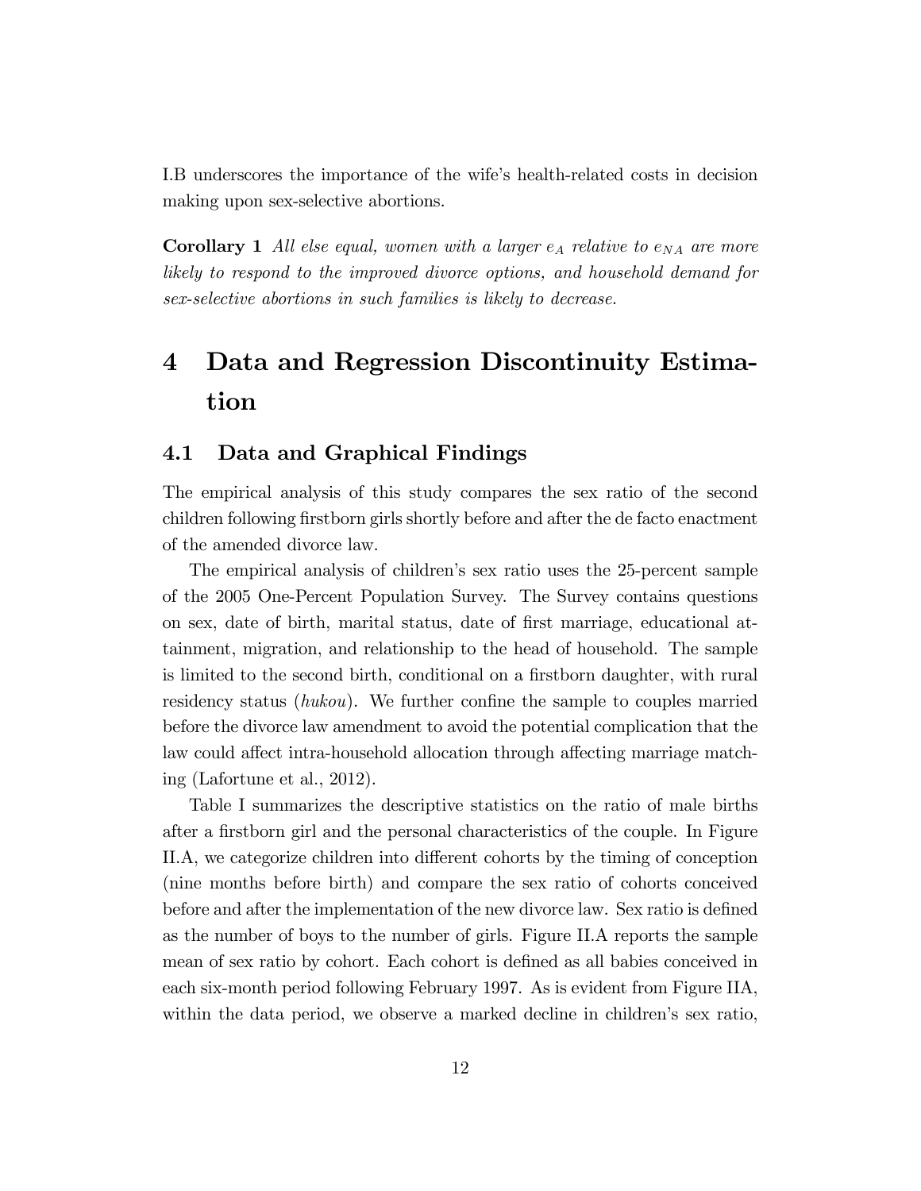I.B underscores the importance of the wife's health-related costs in decision making upon sex-selective abortions.

**Corollary 1** *All else equal, women with a larger $e_A$ relative to $e_{NA}$ are more likely to respond to the improved divorce options, and household demand for sex-selective abortions in such families is likely to decrease.*

# 4 Data and Regression Discontinuity Estimation

## 4.1 Data and Graphical Findings

The empirical analysis of this study compares the sex ratio of the second children following firstborn girls shortly before and after the de facto enactment of the amended divorce law.

The empirical analysis of children's sex ratio uses the 25-percent sample of the 2005 One-Percent Population Survey. The Survey contains questions on sex, date of birth, marital status, date of first marriage, educational attainment, migration, and relationship to the head of household. The sample is limited to the second birth, conditional on a firstborn daughter, with rural residency status (*hukou*). We further confine the sample to couples married before the divorce law amendment to avoid the potential complication that the law could affect intra-household allocation through affecting marriage matching (Lafortune et al., 2012).

Table I summarizes the descriptive statistics on the ratio of male births after a firstborn girl and the personal characteristics of the couple. In Figure II.A, we categorize children into different cohorts by the timing of conception (nine months before birth) and compare the sex ratio of cohorts conceived before and after the implementation of the new divorce law. Sex ratio is defined as the number of boys to the number of girls. Figure II.A reports the sample mean of sex ratio by cohort. Each cohort is defined as all babies conceived in each six-month period following February 1997. As is evident from Figure IIA, within the data period, we observe a marked decline in children's sex ratio,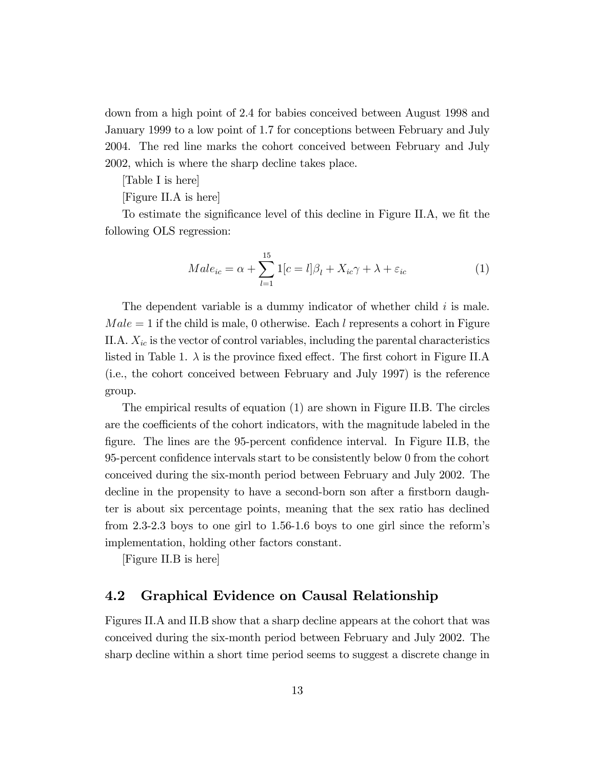down from a high point of 2.4 for babies conceived between August 1998 and January 1999 to a low point of 1.7 for conceptions between February and July 2004. The red line marks the cohort conceived between February and July 2002, which is where the sharp decline takes place.

[Table I is here]

[Figure II.A is here]

To estimate the significance level of this decline in Figure II.A, we fit the following OLS regression:

$$Male_{ic} = \alpha + \sum_{l=1}^{15} 1[c = l]\beta_l + X_{ic}\gamma + \lambda + \varepsilon_{ic} \tag{1}$$

The dependent variable is a dummy indicator of whether child $i$ is male. $Male = 1$ if the child is male, 0 otherwise. Each $l$ represents a cohort in Figure II.A. $X_{ic}$ is the vector of control variables, including the parental characteristics listed in Table 1. $\lambda$ is the province fixed effect. The first cohort in Figure II.A (i.e., the cohort conceived between February and July 1997) is the reference group.

The empirical results of equation (1) are shown in Figure II.B. The circles are the coefficients of the cohort indicators, with the magnitude labeled in the figure. The lines are the 95-percent confidence interval. In Figure II.B, the 95-percent confidence intervals start to be consistently below 0 from the cohort conceived during the six-month period between February and July 2002. The decline in the propensity to have a second-born son after a firstborn daughter is about six percentage points, meaning that the sex ratio has declined from 2.3-2.3 boys to one girl to 1.56-1.6 boys to one girl since the reform's implementation, holding other factors constant.

[Figure II.B is here]

## 4.2 Graphical Evidence on Causal Relationship

Figures II.A and II.B show that a sharp decline appears at the cohort that was conceived during the six-month period between February and July 2002. The sharp decline within a short time period seems to suggest a discrete change in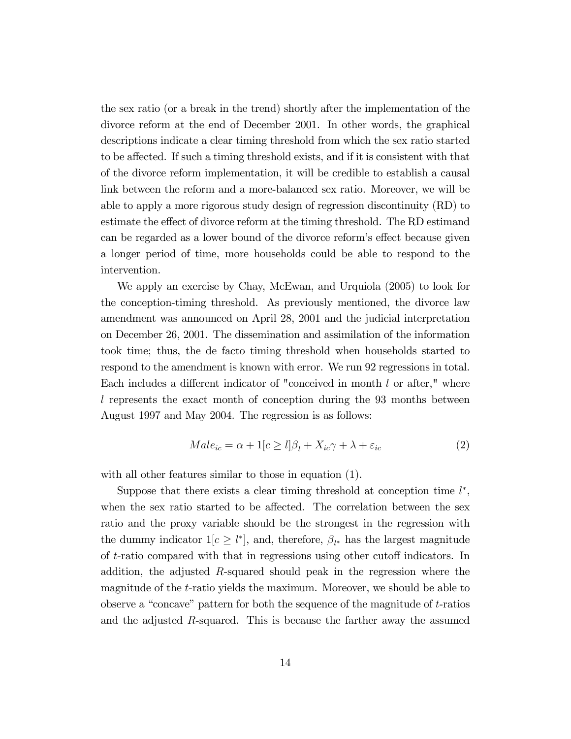the sex ratio (or a break in the trend) shortly after the implementation of the divorce reform at the end of December 2001. In other words, the graphical descriptions indicate a clear timing threshold from which the sex ratio started to be affected. If such a timing threshold exists, and if it is consistent with that of the divorce reform implementation, it will be credible to establish a causal link between the reform and a more-balanced sex ratio. Moreover, we will be able to apply a more rigorous study design of regression discontinuity (RD) to estimate the effect of divorce reform at the timing threshold. The RD estimand can be regarded as a lower bound of the divorce reform's effect because given a longer period of time, more households could be able to respond to the intervention.

We apply an exercise by Chay, McEwan, and Urquiola (2005) to look for the conception-timing threshold. As previously mentioned, the divorce law amendment was announced on April 28, 2001 and the judicial interpretation on December 26, 2001. The dissemination and assimilation of the information took time; thus, the de facto timing threshold when households started to respond to the amendment is known with error. We run 92 regressions in total. Each includes a different indicator of "conceived in month $l$ or after," where $l$ represents the exact month of conception during the 93 months between August 1997 and May 2004. The regression is as follows:

$$Male_{ic} = \alpha + 1[c \geq l]\beta_l + X_{ic}\gamma + \lambda + \varepsilon_{ic} \tag{2}$$

with all other features similar to those in equation (1).

Suppose that there exists a clear timing threshold at conception time $l^*$, when the sex ratio started to be affected. The correlation between the sex ratio and the proxy variable should be the strongest in the regression with the dummy indicator $1[c \geq l^*]$, and, therefore, $\beta_{l^*}$ has the largest magnitude of $t$-ratio compared with that in regressions using other cutoff indicators. In addition, the adjusted $R$-squared should peak in the regression where the magnitude of the $t$-ratio yields the maximum. Moreover, we should be able to observe a "concave" pattern for both the sequence of the magnitude of $t$-ratios and the adjusted $R$-squared. This is because the farther away the assumed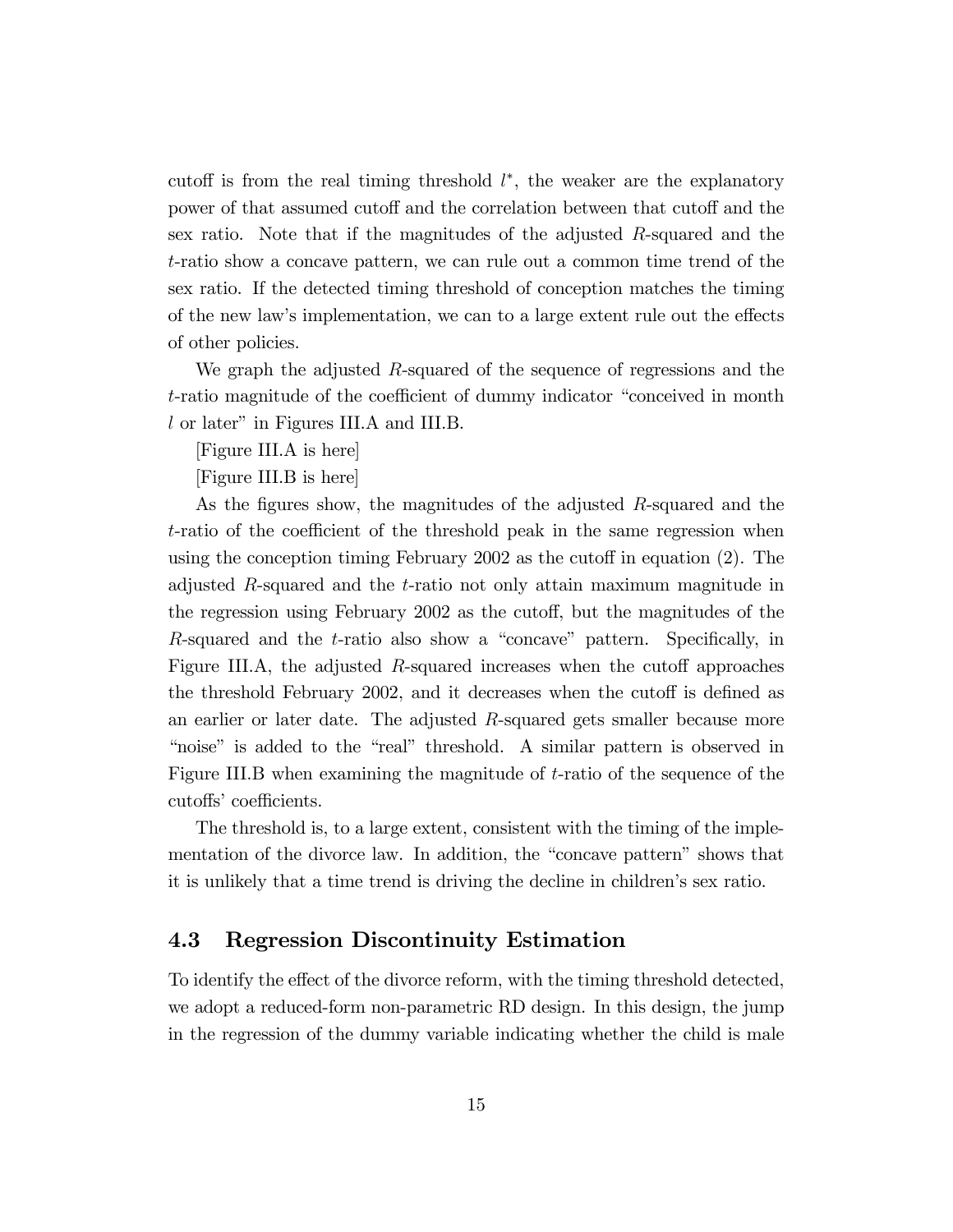cutoff is from the real timing threshold $l^*$, the weaker are the explanatory power of that assumed cutoff and the correlation between that cutoff and the sex ratio. Note that if the magnitudes of the adjusted $R$-squared and the $t$-ratio show a concave pattern, we can rule out a common time trend of the sex ratio. If the detected timing threshold of conception matches the timing of the new law's implementation, we can to a large extent rule out the effects of other policies.

We graph the adjusted $R$-squared of the sequence of regressions and the $t$-ratio magnitude of the coefficient of dummy indicator "conceived in month $l$ or later" in Figures III.A and III.B.

[Figure III.A is here]

[Figure III.B is here]

As the figures show, the magnitudes of the adjusted $R$-squared and the $t$-ratio of the coefficient of the threshold peak in the same regression when using the conception timing February 2002 as the cutoff in equation (2). The adjusted $R$-squared and the $t$-ratio not only attain maximum magnitude in the regression using February 2002 as the cutoff, but the magnitudes of the $R$-squared and the $t$-ratio also show a "concave" pattern. Specifically, in Figure III.A, the adjusted $R$-squared increases when the cutoff approaches the threshold February 2002, and it decreases when the cutoff is defined as an earlier or later date. The adjusted $R$-squared gets smaller because more "noise" is added to the "real" threshold. A similar pattern is observed in Figure III.B when examining the magnitude of $t$-ratio of the sequence of the cutoffs' coefficients.

The threshold is, to a large extent, consistent with the timing of the implementation of the divorce law. In addition, the "concave pattern" shows that it is unlikely that a time trend is driving the decline in children's sex ratio.

## 4.3 Regression Discontinuity Estimation

To identify the effect of the divorce reform, with the timing threshold detected, we adopt a reduced-form non-parametric RD design. In this design, the jump in the regression of the dummy variable indicating whether the child is male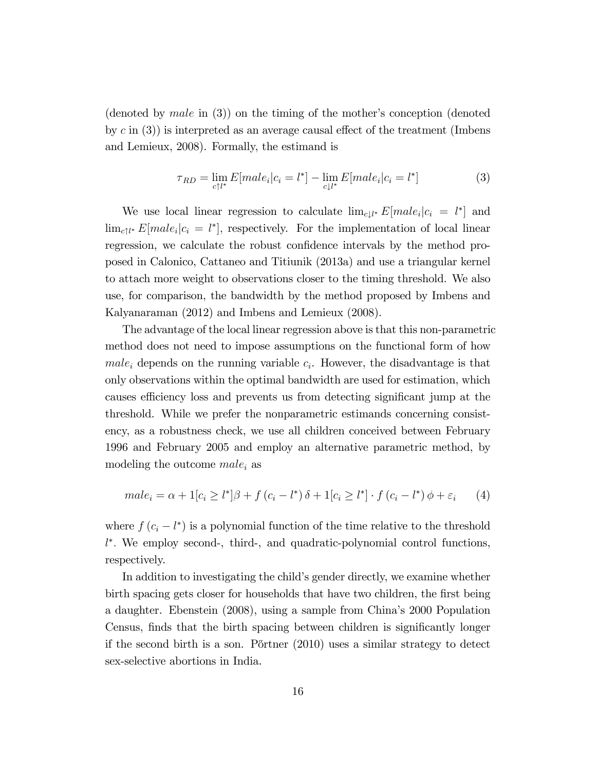(denoted by $male$ in (3)) on the timing of the mother's conception (denoted by $c$ in (3)) is interpreted as an average causal effect of the treatment (Imbens and Lemieux, 2008). Formally, the estimand is

$$\tau_{RD} = \lim_{c \uparrow l^*} E[male_i | c_i = l^*] - \lim_{c \downarrow l^*} E[male_i | c_i = l^*] \tag{3}$$

We use local linear regression to calculate $\lim_{c \downarrow l^*} E[male_i | c_i = l^*]$ and $\lim_{c \uparrow l^*} E[male_i | c_i = l^*]$, respectively. For the implementation of local linear regression, we calculate the robust confidence intervals by the method proposed in Calonico, Cattaneo and Titiunik (2013a) and use a triangular kernel to attach more weight to observations closer to the timing threshold. We also use, for comparison, the bandwidth by the method proposed by Imbens and Kalyanaraman (2012) and Imbens and Lemieux (2008).

The advantage of the local linear regression above is that this non-parametric method does not need to impose assumptions on the functional form of how $male_i$ depends on the running variable $c_i$. However, the disadvantage is that only observations within the optimal bandwidth are used for estimation, which causes efficiency loss and prevents us from detecting significant jump at the threshold. While we prefer the nonparametric estimands concerning consistency, as a robustness check, we use all children conceived between February 1996 and February 2005 and employ an alternative parametric method, by modeling the outcome $male_i$ as

$$male_i = \alpha + 1[c_i \geq l^*]\beta + f(c_i - l^*)\,\delta + 1[c_i \geq l^*] \cdot f(c_i - l^*)\,\phi + \varepsilon_i \tag{4}$$

where $f(c_i - l^*)$ is a polynomial function of the time relative to the threshold $l^*$. We employ second-, third-, and quadratic-polynomial control functions, respectively.

In addition to investigating the child's gender directly, we examine whether birth spacing gets closer for households that have two children, the first being a daughter. Ebenstein (2008), using a sample from China's 2000 Population Census, finds that the birth spacing between children is significantly longer if the second birth is a son. Pőrtner (2010) uses a similar strategy to detect sex-selective abortions in India.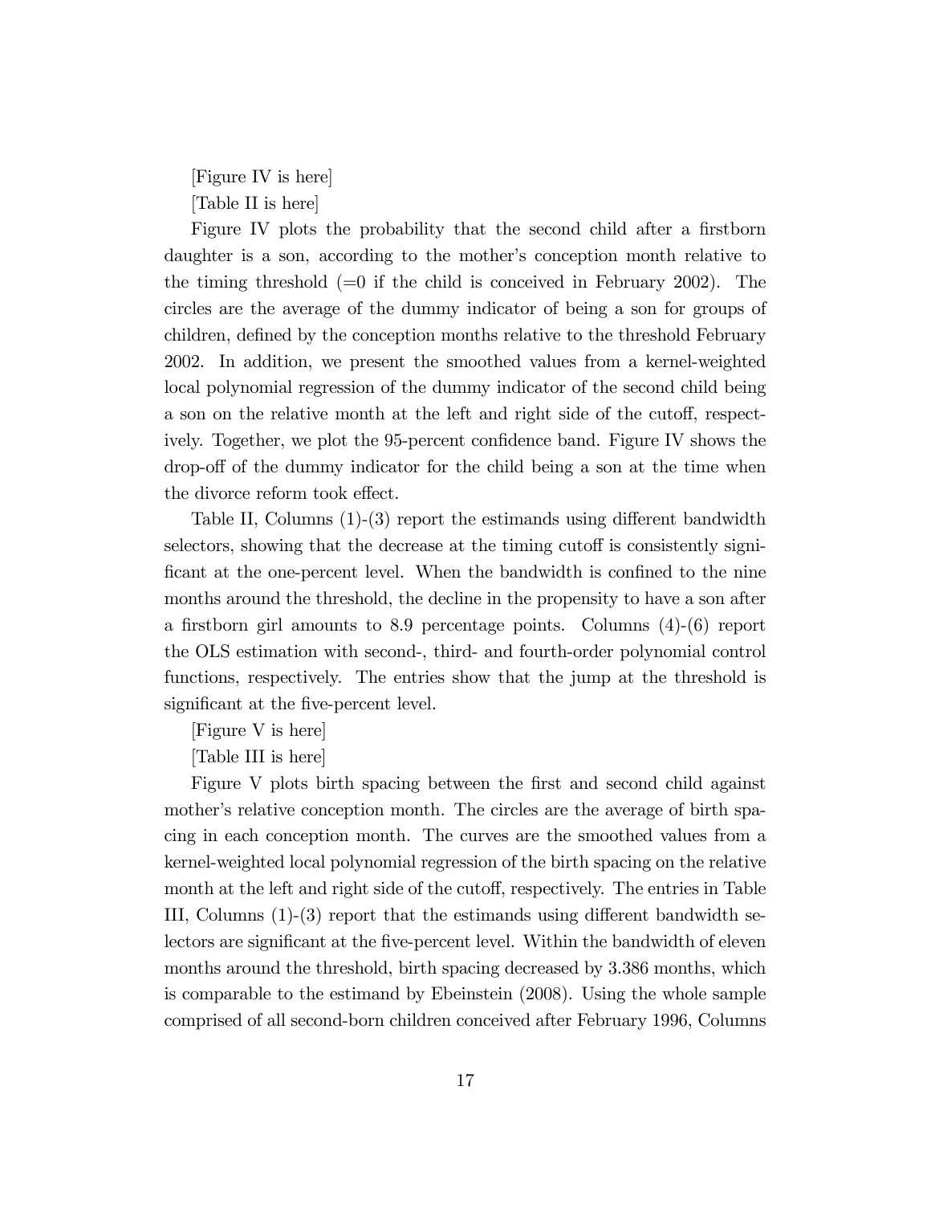[Figure IV is here]

[Table II is here]

Figure IV plots the probability that the second child after a firstborn daughter is a son, according to the mother's conception month relative to the timing threshold (=0 if the child is conceived in February 2002). The circles are the average of the dummy indicator of being a son for groups of children, defined by the conception months relative to the threshold February 2002. In addition, we present the smoothed values from a kernel-weighted local polynomial regression of the dummy indicator of the second child being a son on the relative month at the left and right side of the cutoff, respectively. Together, we plot the 95-percent confidence band. Figure IV shows the drop-off of the dummy indicator for the child being a son at the time when the divorce reform took effect.

Table II, Columns (1)-(3) report the estimands using different bandwidth selectors, showing that the decrease at the timing cutoff is consistently significant at the one-percent level. When the bandwidth is confined to the nine months around the threshold, the decline in the propensity to have a son after a firstborn girl amounts to 8.9 percentage points. Columns (4)-(6) report the OLS estimation with second-, third- and fourth-order polynomial control functions, respectively. The entries show that the jump at the threshold is significant at the five-percent level.

[Figure V is here]

[Table III is here]

Figure V plots birth spacing between the first and second child against mother's relative conception month. The circles are the average of birth spacing in each conception month. The curves are the smoothed values from a kernel-weighted local polynomial regression of the birth spacing on the relative month at the left and right side of the cutoff, respectively. The entries in Table III, Columns (1)-(3) report that the estimands using different bandwidth selectors are significant at the five-percent level. Within the bandwidth of eleven months around the threshold, birth spacing decreased by 3.386 months, which is comparable to the estimand by Ebeinstein (2008). Using the whole sample comprised of all second-born children conceived after February 1996, Columns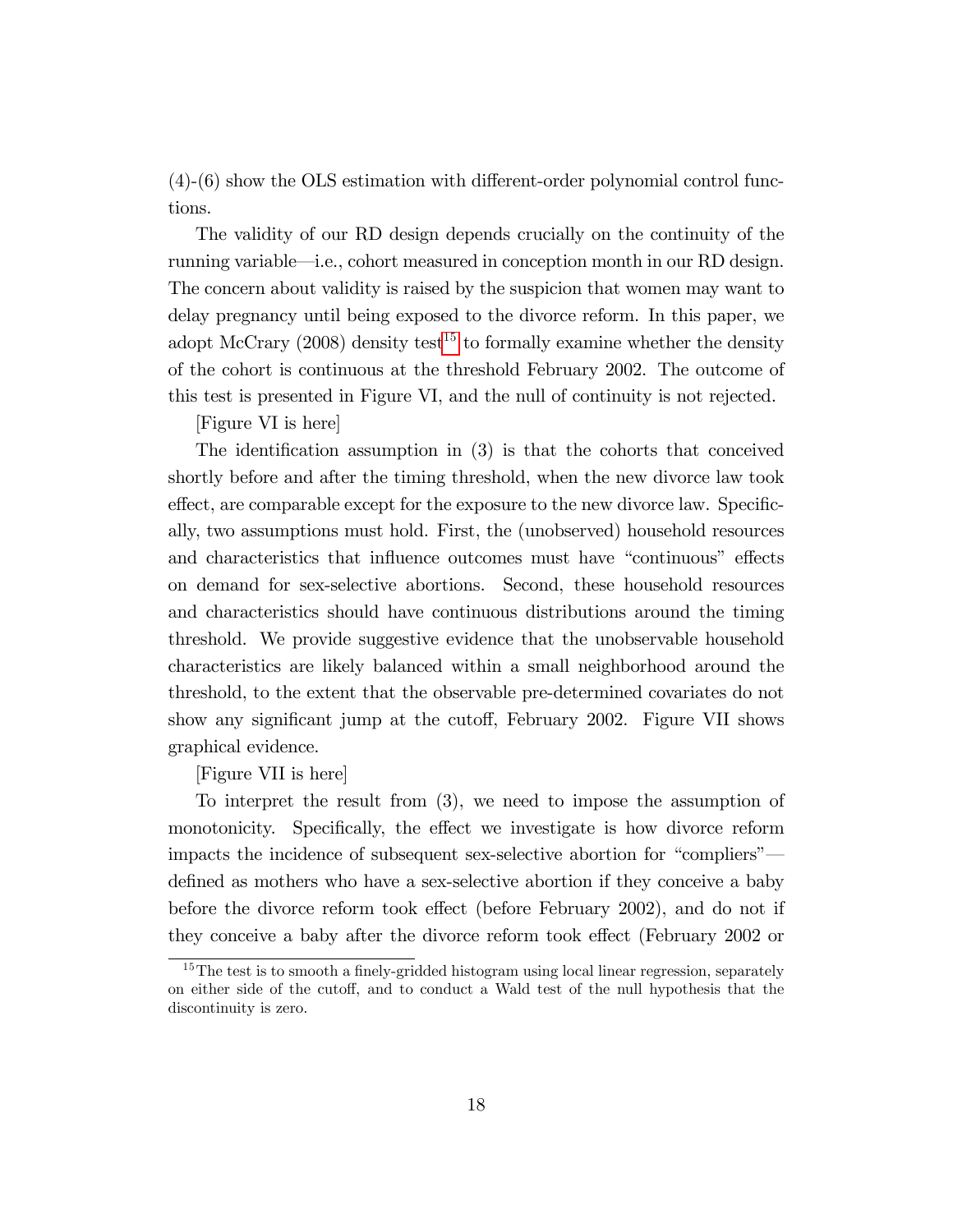(4)-(6) show the OLS estimation with different-order polynomial control functions.

The validity of our RD design depends crucially on the continuity of the running variable—i.e., cohort measured in conception month in our RD design. The concern about validity is raised by the suspicion that women may want to delay pregnancy until being exposed to the divorce reform. In this paper, we adopt McCrary (2008) density test[15] to formally examine whether the density of the cohort is continuous at the threshold February 2002. The outcome of this test is presented in Figure VI, and the null of continuity is not rejected.

[Figure VI is here]

The identification assumption in (3) is that the cohorts that conceived shortly before and after the timing threshold, when the new divorce law took effect, are comparable except for the exposure to the new divorce law. Specifically, two assumptions must hold. First, the (unobserved) household resources and characteristics that influence outcomes must have "continuous" effects on demand for sex-selective abortions. Second, these household resources and characteristics should have continuous distributions around the timing threshold. We provide suggestive evidence that the unobservable household characteristics are likely balanced within a small neighborhood around the threshold, to the extent that the observable pre-determined covariates do not show any significant jump at the cutoff, February 2002. Figure VII shows graphical evidence.

[Figure VII is here]

To interpret the result from (3), we need to impose the assumption of monotonicity. Specifically, the effect we investigate is how divorce reform impacts the incidence of subsequent sex-selective abortion for "compliers"—defined as mothers who have a sex-selective abortion if they conceive a baby before the divorce reform took effect (before February 2002), and do not if they conceive a baby after the divorce reform took effect (February 2002 or

[15] The test is to smooth a finely-gridded histogram using local linear regression, separately on either side of the cutoff, and to conduct a Wald test of the null hypothesis that the discontinuity is zero.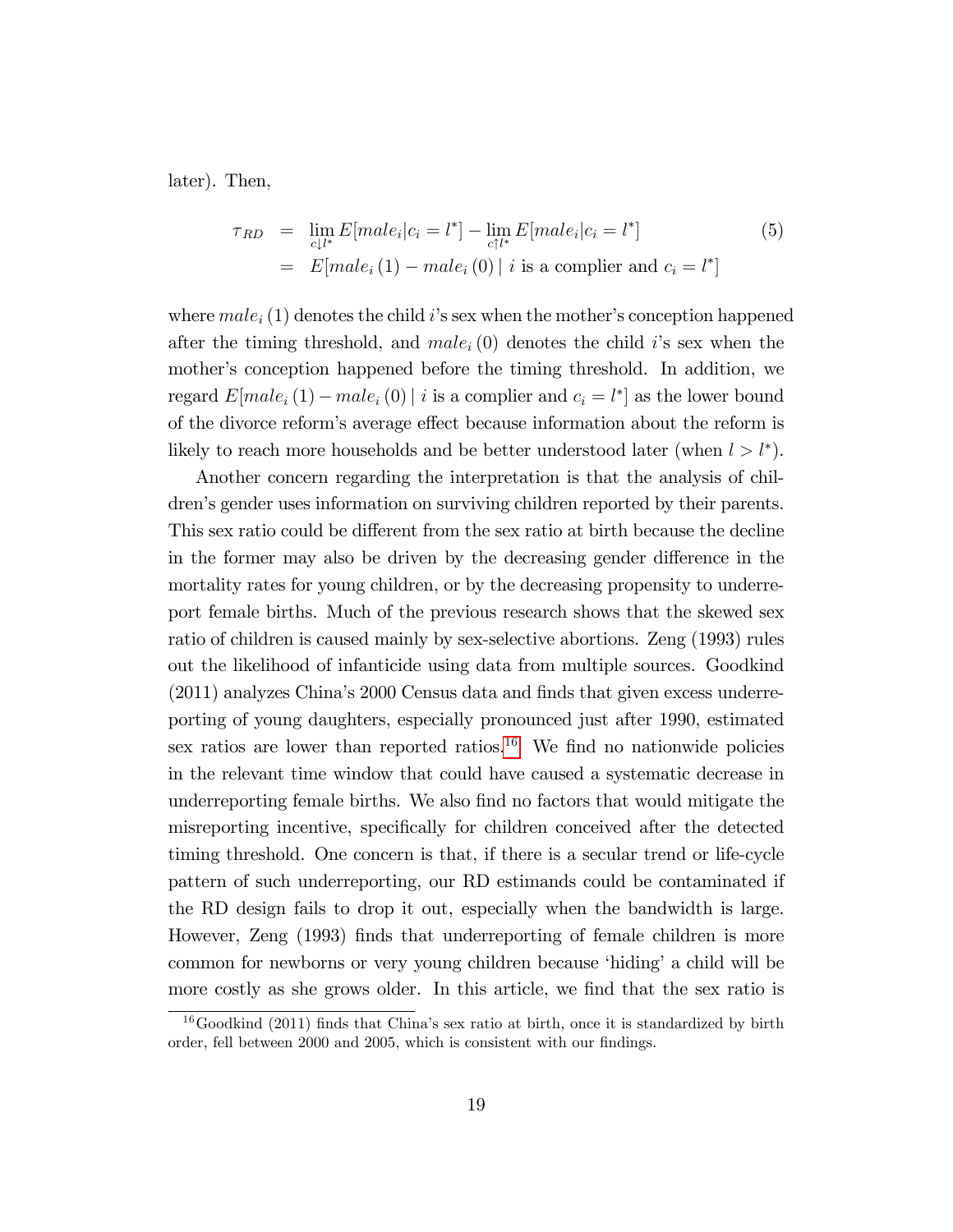later). Then,

$$
\begin{aligned}
\tau_{RD} &= \lim_{c \downarrow l^*} E[male_i | c_i = l^*] - \lim_{c \uparrow l^*} E[male_i | c_i = l^*] \\
&= E[male_i(1) - male_i(0) \mid i \text{ is a complier and } c_i = l^*]
\end{aligned}
\tag{5}
$$

where $male_i(1)$ denotes the child $i$'s sex when the mother's conception happened after the timing threshold, and $male_i(0)$ denotes the child $i$'s sex when the mother's conception happened before the timing threshold. In addition, we regard $E[male_i(1) - male_i(0) \mid i \text{ is a complier and } c_i = l^*]$ as the lower bound of the divorce reform's average effect because information about the reform is likely to reach more households and be better understood later (when $l > l^*$).

Another concern regarding the interpretation is that the analysis of children's gender uses information on surviving children reported by their parents. This sex ratio could be different from the sex ratio at birth because the decline in the former may also be driven by the decreasing gender difference in the mortality rates for young children, or by the decreasing propensity to underreport female births. Much of the previous research shows that the skewed sex ratio of children is caused mainly by sex-selective abortions. Zeng (1993) rules out the likelihood of infanticide using data from multiple sources. Goodkind (2011) analyzes China's 2000 Census data and finds that given excess underreporting of young daughters, especially pronounced just after 1990, estimated sex ratios are lower than reported ratios.[16] We find no nationwide policies in the relevant time window that could have caused a systematic decrease in underreporting female births. We also find no factors that would mitigate the misreporting incentive, specifically for children conceived after the detected timing threshold. One concern is that, if there is a secular trend or life-cycle pattern of such underreporting, our RD estimands could be contaminated if the RD design fails to drop it out, especially when the bandwidth is large. However, Zeng (1993) finds that underreporting of female children is more common for newborns or very young children because 'hiding' a child will be more costly as she grows older. In this article, we find that the sex ratio is

[16] Goodkind (2011) finds that China's sex ratio at birth, once it is standardized by birth order, fell between 2000 and 2005, which is consistent with our findings.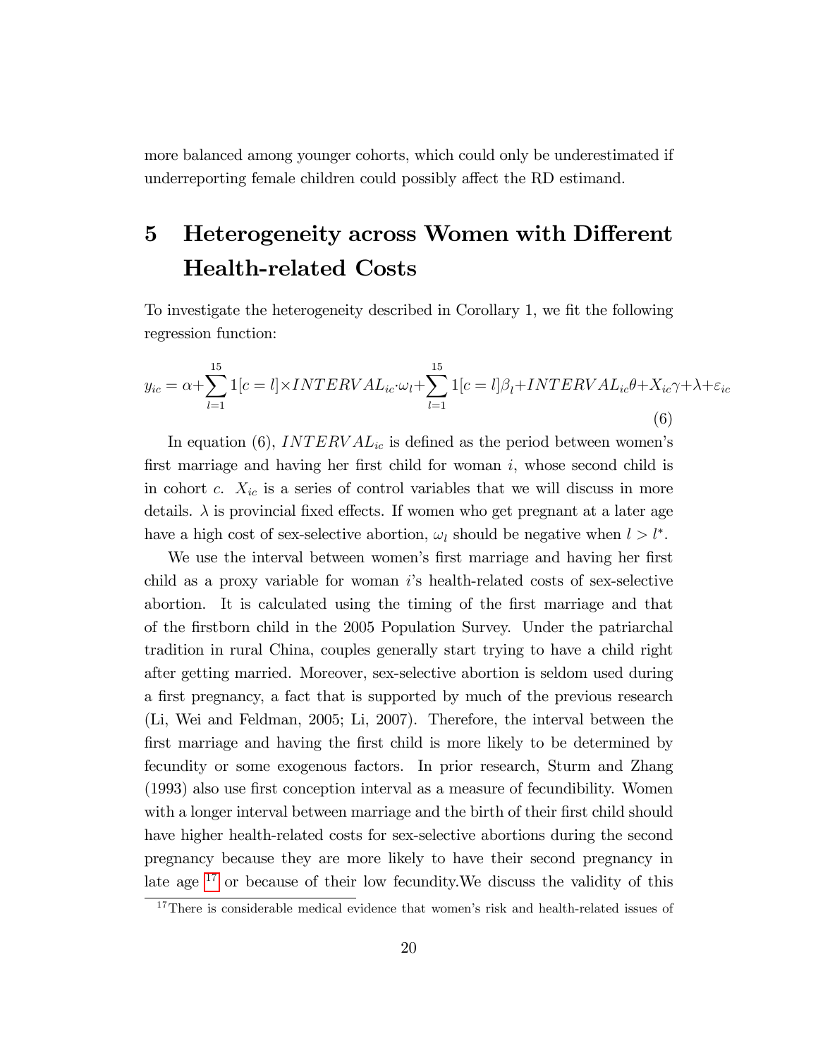more balanced among younger cohorts, which could only be underestimated if underreporting female children could possibly affect the RD estimand.

# 5 Heterogeneity across Women with Different Health-related Costs

To investigate the heterogeneity described in Corollary 1, we fit the following regression function:

$$y_{ic} = \alpha + \sum_{l=1}^{15} 1[c=l] \times INTERVAL_{ic} \cdot \omega_l + \sum_{l=1}^{15} 1[c=l]\beta_l + INTERVAL_{ic}\theta + X_{ic}\gamma + \lambda + \varepsilon_{ic} \quad (6)$$

In equation (6), $INTERVAL_{ic}$ is defined as the period between women's first marriage and having her first child for woman $i$, whose second child is in cohort $c$. $X_{ic}$ is a series of control variables that we will discuss in more details. $\lambda$ is provincial fixed effects. If women who get pregnant at a later age have a high cost of sex-selective abortion, $\omega_l$ should be negative when $l > l^*$.

We use the interval between women's first marriage and having her first child as a proxy variable for woman $i$'s health-related costs of sex-selective abortion. It is calculated using the timing of the first marriage and that of the firstborn child in the 2005 Population Survey. Under the patriarchal tradition in rural China, couples generally start trying to have a child right after getting married. Moreover, sex-selective abortion is seldom used during a first pregnancy, a fact that is supported by much of the previous research (Li, Wei and Feldman, 2005; Li, 2007). Therefore, the interval between the first marriage and having the first child is more likely to be determined by fecundity or some exogenous factors. In prior research, Sturm and Zhang (1993) also use first conception interval as a measure of fecundibility. Women with a longer interval between marriage and the birth of their first child should have higher health-related costs for sex-selective abortions during the second pregnancy because they are more likely to have their second pregnancy in late age [17] or because of their low fecundity.We discuss the validity of this

[17] There is considerable medical evidence that women's risk and health-related issues of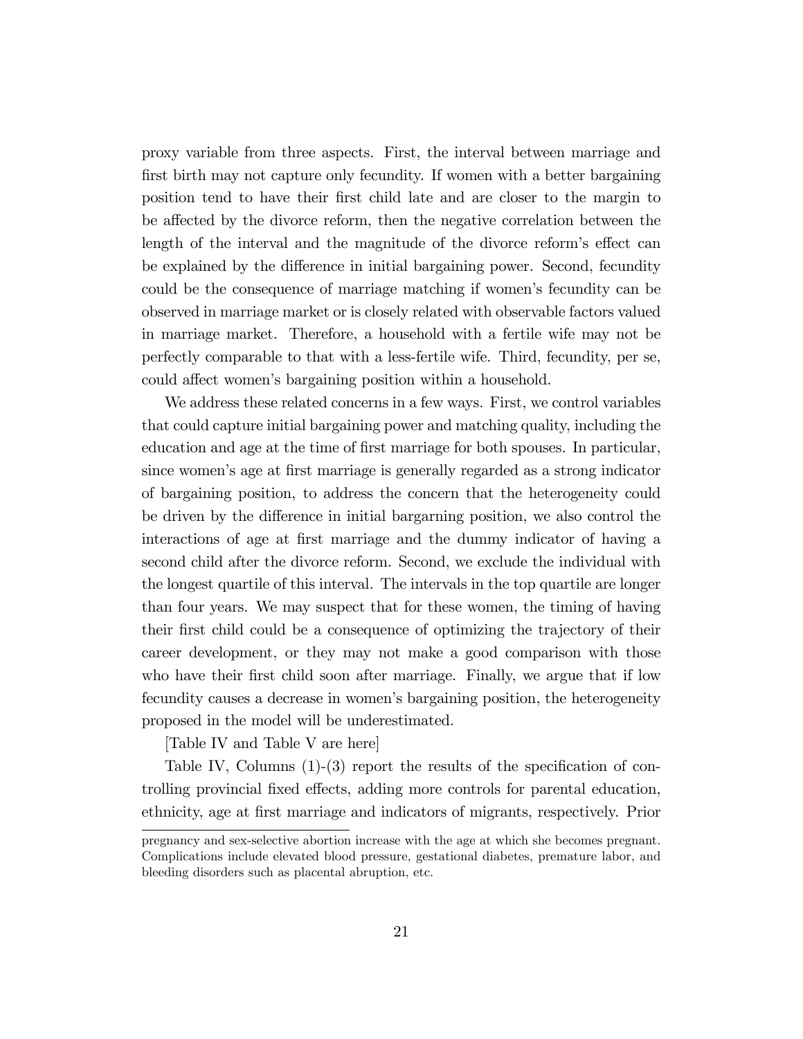proxy variable from three aspects. First, the interval between marriage and first birth may not capture only fecundity. If women with a better bargaining position tend to have their first child late and are closer to the margin to be affected by the divorce reform, then the negative correlation between the length of the interval and the magnitude of the divorce reform's effect can be explained by the difference in initial bargaining power. Second, fecundity could be the consequence of marriage matching if women's fecundity can be observed in marriage market or is closely related with observable factors valued in marriage market. Therefore, a household with a fertile wife may not be perfectly comparable to that with a less-fertile wife. Third, fecundity, per se, could affect women's bargaining position within a household.

We address these related concerns in a few ways. First, we control variables that could capture initial bargaining power and matching quality, including the education and age at the time of first marriage for both spouses. In particular, since women's age at first marriage is generally regarded as a strong indicator of bargaining position, to address the concern that the heterogeneity could be driven by the difference in initial bargarning position, we also control the interactions of age at first marriage and the dummy indicator of having a second child after the divorce reform. Second, we exclude the individual with the longest quartile of this interval. The intervals in the top quartile are longer than four years. We may suspect that for these women, the timing of having their first child could be a consequence of optimizing the trajectory of their career development, or they may not make a good comparison with those who have their first child soon after marriage. Finally, we argue that if low fecundity causes a decrease in women's bargaining position, the heterogeneity proposed in the model will be underestimated.

[Table IV and Table V are here]

Table IV, Columns (1)-(3) report the results of the specification of controlling provincial fixed effects, adding more controls for parental education, ethnicity, age at first marriage and indicators of migrants, respectively. Prior

pregnancy and sex-selective abortion increase with the age at which she becomes pregnant. Complications include elevated blood pressure, gestational diabetes, premature labor, and bleeding disorders such as placental abruption, etc.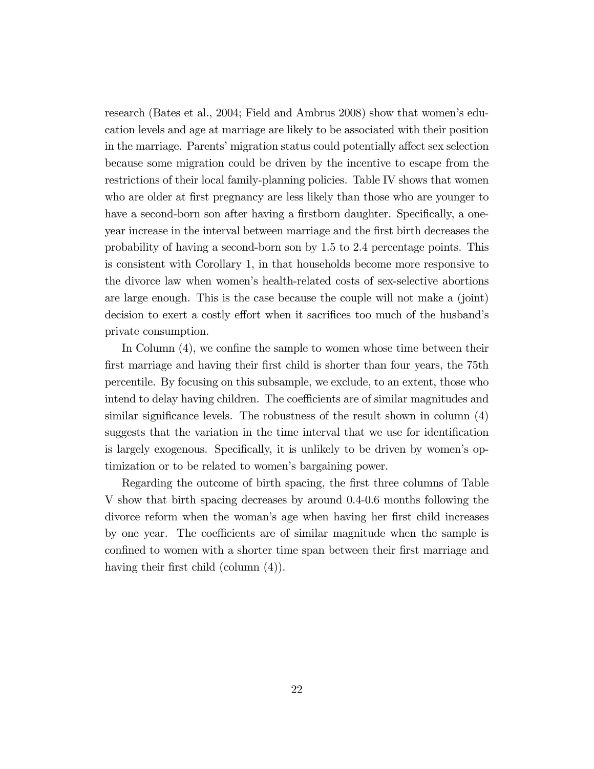research (Bates et al., 2004; Field and Ambrus 2008) show that women's education levels and age at marriage are likely to be associated with their position in the marriage. Parents' migration status could potentially affect sex selection because some migration could be driven by the incentive to escape from the restrictions of their local family-planning policies. Table IV shows that women who are older at first pregnancy are less likely than those who are younger to have a second-born son after having a firstborn daughter. Specifically, a one-year increase in the interval between marriage and the first birth decreases the probability of having a second-born son by 1.5 to 2.4 percentage points. This is consistent with Corollary 1, in that households become more responsive to the divorce law when women's health-related costs of sex-selective abortions are large enough. This is the case because the couple will not make a (joint) decision to exert a costly effort when it sacrifices too much of the husband's private consumption.

In Column (4), we confine the sample to women whose time between their first marriage and having their first child is shorter than four years, the 75th percentile. By focusing on this subsample, we exclude, to an extent, those who intend to delay having children. The coefficients are of similar magnitudes and similar significance levels. The robustness of the result shown in column (4) suggests that the variation in the time interval that we use for identification is largely exogenous. Specifically, it is unlikely to be driven by women's optimization or to be related to women's bargaining power.

Regarding the outcome of birth spacing, the first three columns of Table V show that birth spacing decreases by around 0.4-0.6 months following the divorce reform when the woman's age when having her first child increases by one year. The coefficients are of similar magnitude when the sample is confined to women with a shorter time span between their first marriage and having their first child (column (4)).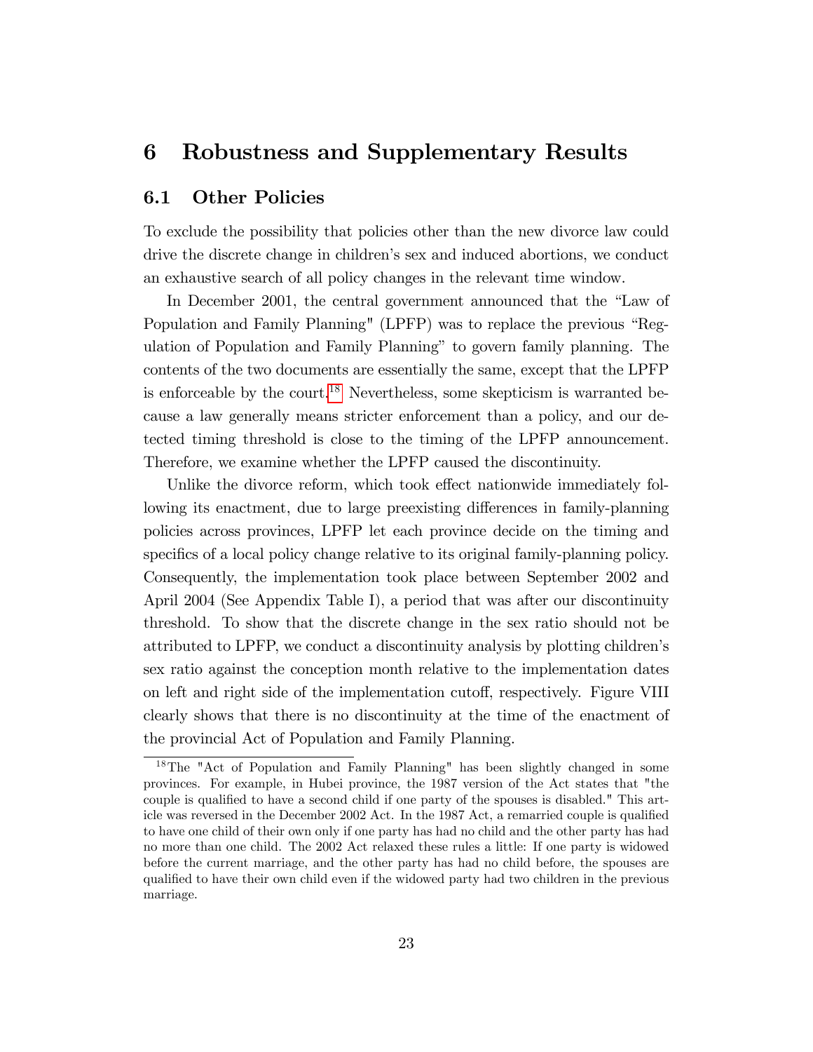# 6 Robustness and Supplementary Results

## 6.1 Other Policies

To exclude the possibility that policies other than the new divorce law could drive the discrete change in children's sex and induced abortions, we conduct an exhaustive search of all policy changes in the relevant time window.

In December 2001, the central government announced that the "Law of Population and Family Planning" (LPFP) was to replace the previous "Regulation of Population and Family Planning" to govern family planning. The contents of the two documents are essentially the same, except that the LPFP is enforceable by the court.[18] Nevertheless, some skepticism is warranted because a law generally means stricter enforcement than a policy, and our detected timing threshold is close to the timing of the LPFP announcement. Therefore, we examine whether the LPFP caused the discontinuity.

Unlike the divorce reform, which took effect nationwide immediately following its enactment, due to large preexisting differences in family-planning policies across provinces, LPFP let each province decide on the timing and specifics of a local policy change relative to its original family-planning policy. Consequently, the implementation took place between September 2002 and April 2004 (See Appendix Table I), a period that was after our discontinuity threshold. To show that the discrete change in the sex ratio should not be attributed to LPFP, we conduct a discontinuity analysis by plotting children's sex ratio against the conception month relative to the implementation dates on left and right side of the implementation cutoff, respectively. Figure VIII clearly shows that there is no discontinuity at the time of the enactment of the provincial Act of Population and Family Planning.

---

[18] The "Act of Population and Family Planning" has been slightly changed in some provinces. For example, in Hubei province, the 1987 version of the Act states that "the couple is qualified to have a second child if one party of the spouses is disabled." This article was reversed in the December 2002 Act. In the 1987 Act, a remarried couple is qualified to have one child of their own only if one party has had no child and the other party has had no more than one child. The 2002 Act relaxed these rules a little: If one party is widowed before the current marriage, and the other party has had no child before, the spouses are qualified to have their own child even if the widowed party had two children in the previous marriage.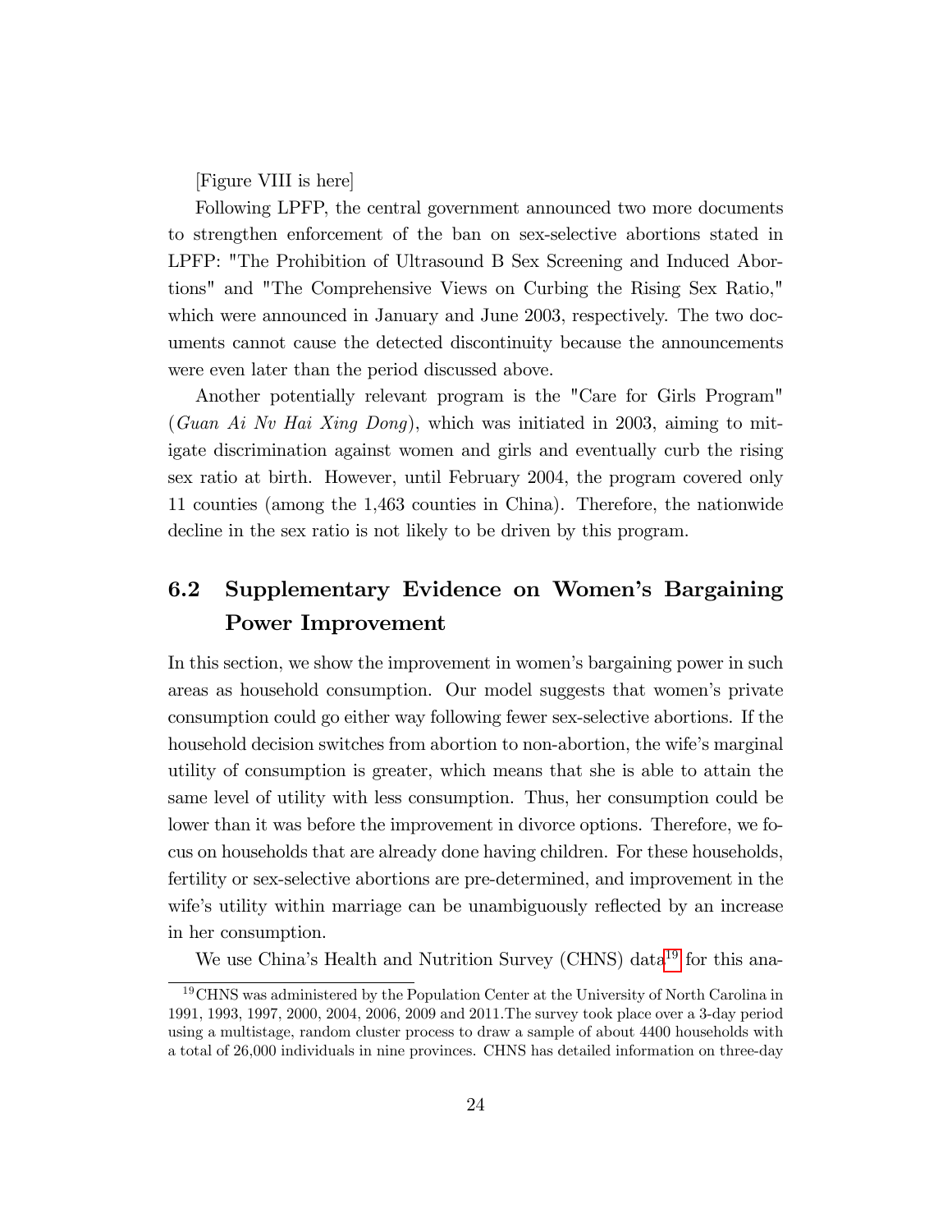[Figure VIII is here]

Following LPFP, the central government announced two more documents to strengthen enforcement of the ban on sex-selective abortions stated in LPFP: "The Prohibition of Ultrasound B Sex Screening and Induced Abortions" and "The Comprehensive Views on Curbing the Rising Sex Ratio," which were announced in January and June 2003, respectively. The two documents cannot cause the detected discontinuity because the announcements were even later than the period discussed above.

Another potentially relevant program is the "Care for Girls Program" (*Guan Ai Nv Hai Xing Dong*), which was initiated in 2003, aiming to mitigate discrimination against women and girls and eventually curb the rising sex ratio at birth. However, until February 2004, the program covered only 11 counties (among the 1,463 counties in China). Therefore, the nationwide decline in the sex ratio is not likely to be driven by this program.

## 6.2 Supplementary Evidence on Women's Bargaining Power Improvement

In this section, we show the improvement in women's bargaining power in such areas as household consumption. Our model suggests that women's private consumption could go either way following fewer sex-selective abortions. If the household decision switches from abortion to non-abortion, the wife's marginal utility of consumption is greater, which means that she is able to attain the same level of utility with less consumption. Thus, her consumption could be lower than it was before the improvement in divorce options. Therefore, we focus on households that are already done having children. For these households, fertility or sex-selective abortions are pre-determined, and improvement in the wife's utility within marriage can be unambiguously reflected by an increase in her consumption.

We use China's Health and Nutrition Survey (CHNS) data[19] for this ana-

[19] CHNS was administered by the Population Center at the University of North Carolina in 1991, 1993, 1997, 2000, 2004, 2006, 2009 and 2011.The survey took place over a 3-day period using a multistage, random cluster process to draw a sample of about 4400 households with a total of 26,000 individuals in nine provinces. CHNS has detailed information on three-day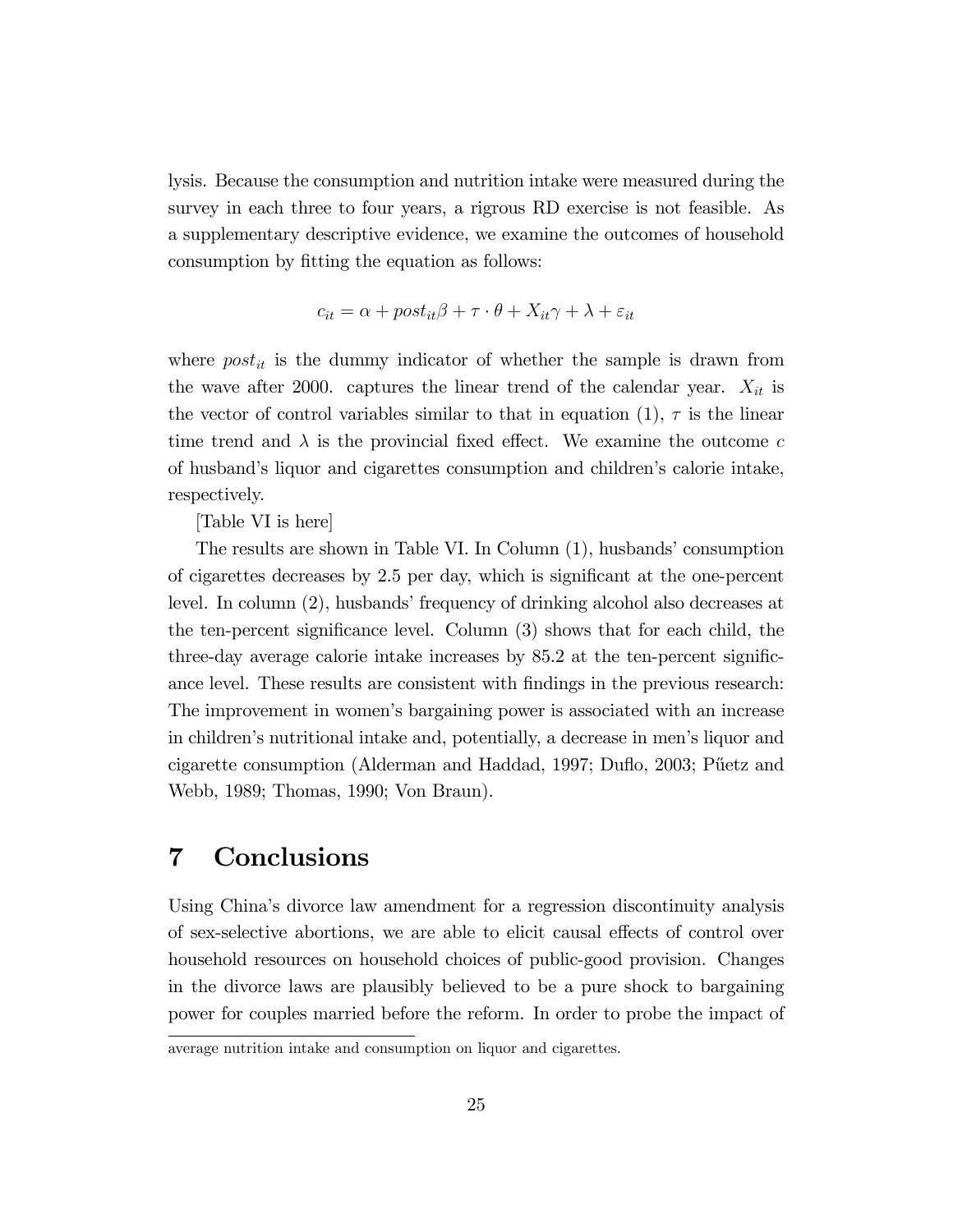lysis. Because the consumption and nutrition intake were measured during the survey in each three to four years, a rigrous RD exercise is not feasible. As a supplementary descriptive evidence, we examine the outcomes of household consumption by fitting the equation as follows:

$$c_{it} = \alpha + post_{it}\beta + \tau \cdot \theta + X_{it}\gamma + \lambda + \varepsilon_{it}$$

where $post_{it}$ is the dummy indicator of whether the sample is drawn from the wave after 2000. captures the linear trend of the calendar year. $X_{it}$ is the vector of control variables similar to that in equation (1), $\tau$ is the linear time trend and $\lambda$ is the provincial fixed effect. We examine the outcome $c$ of husband's liquor and cigarettes consumption and children's calorie intake, respectively.

[Table VI is here]

The results are shown in Table VI. In Column (1), husbands' consumption of cigarettes decreases by 2.5 per day, which is significant at the one-percent level. In column (2), husbands' frequency of drinking alcohol also decreases at the ten-percent significance level. Column (3) shows that for each child, the three-day average calorie intake increases by 85.2 at the ten-percent significance level. These results are consistent with findings in the previous research: The improvement in women's bargaining power is associated with an increase in children's nutritional intake and, potentially, a decrease in men's liquor and cigarette consumption (Alderman and Haddad, 1997; Duflo, 2003; Pűetz and Webb, 1989; Thomas, 1990; Von Braun).

# 7 Conclusions

Using China's divorce law amendment for a regression discontinuity analysis of sex-selective abortions, we are able to elicit causal effects of control over household resources on household choices of public-good provision. Changes in the divorce laws are plausibly believed to be a pure shock to bargaining power for couples married before the reform. In order to probe the impact of

average nutrition intake and consumption on liquor and cigarettes.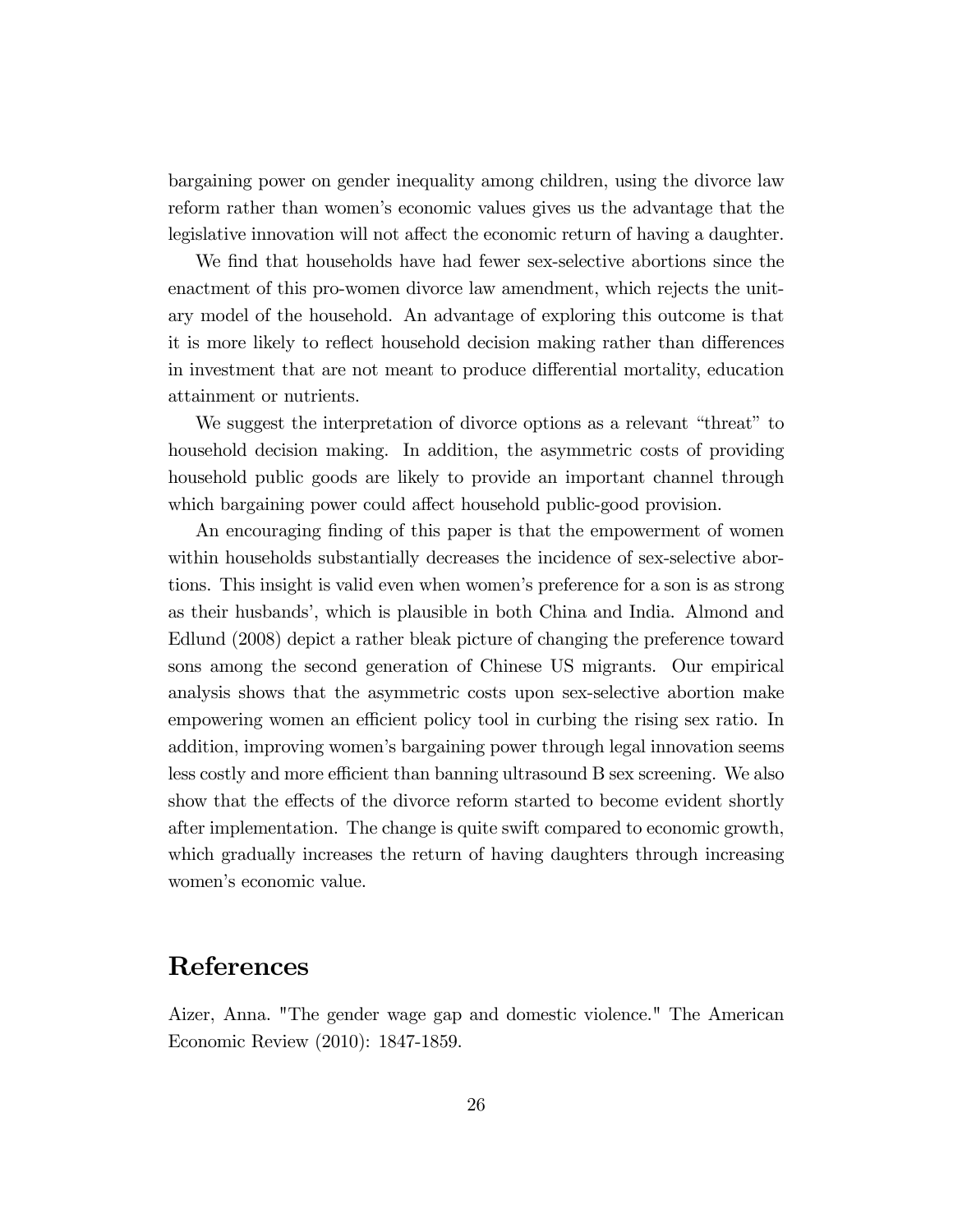bargaining power on gender inequality among children, using the divorce law reform rather than women's economic values gives us the advantage that the legislative innovation will not affect the economic return of having a daughter.

We find that households have had fewer sex-selective abortions since the enactment of this pro-women divorce law amendment, which rejects the unitary model of the household. An advantage of exploring this outcome is that it is more likely to reflect household decision making rather than differences in investment that are not meant to produce differential mortality, education attainment or nutrients.

We suggest the interpretation of divorce options as a relevant "threat" to household decision making. In addition, the asymmetric costs of providing household public goods are likely to provide an important channel through which bargaining power could affect household public-good provision.

An encouraging finding of this paper is that the empowerment of women within households substantially decreases the incidence of sex-selective abortions. This insight is valid even when women's preference for a son is as strong as their husbands', which is plausible in both China and India. Almond and Edlund (2008) depict a rather bleak picture of changing the preference toward sons among the second generation of Chinese US migrants. Our empirical analysis shows that the asymmetric costs upon sex-selective abortion make empowering women an efficient policy tool in curbing the rising sex ratio. In addition, improving women's bargaining power through legal innovation seems less costly and more efficient than banning ultrasound B sex screening. We also show that the effects of the divorce reform started to become evident shortly after implementation. The change is quite swift compared to economic growth, which gradually increases the return of having daughters through increasing women's economic value.

# References

Aizer, Anna. "The gender wage gap and domestic violence." The American Economic Review (2010): 1847-1859.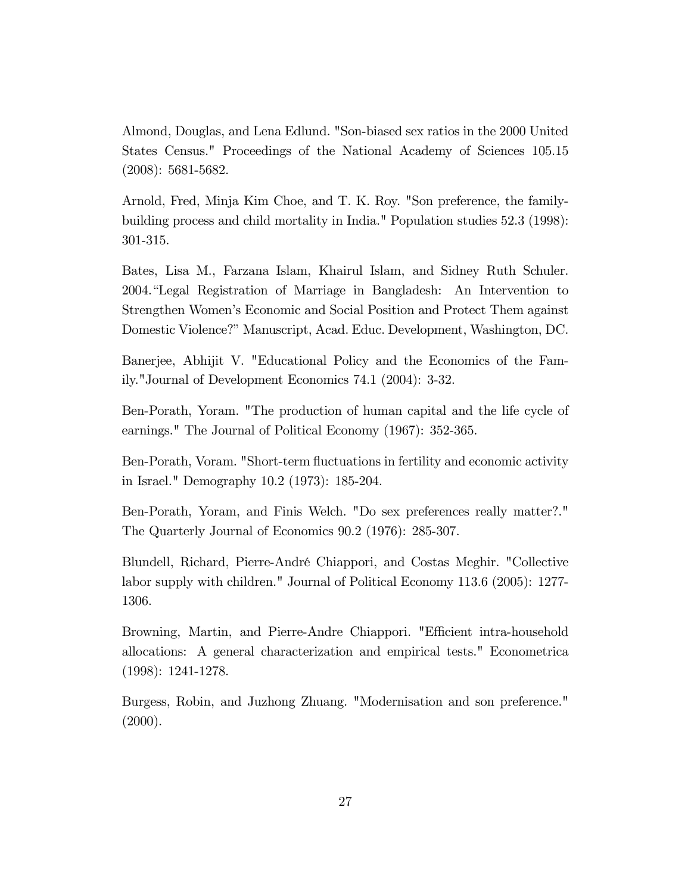Almond, Douglas, and Lena Edlund. "Son-biased sex ratios in the 2000 United States Census." Proceedings of the National Academy of Sciences 105.15 (2008): 5681-5682.

Arnold, Fred, Minja Kim Choe, and T. K. Roy. "Son preference, the family-building process and child mortality in India." Population studies 52.3 (1998): 301-315.

Bates, Lisa M., Farzana Islam, Khairul Islam, and Sidney Ruth Schuler. 2004."Legal Registration of Marriage in Bangladesh: An Intervention to Strengthen Women's Economic and Social Position and Protect Them against Domestic Violence?" Manuscript, Acad. Educ. Development, Washington, DC.

Banerjee, Abhijit V. "Educational Policy and the Economics of the Family."Journal of Development Economics 74.1 (2004): 3-32.

Ben-Porath, Yoram. "The production of human capital and the life cycle of earnings." The Journal of Political Economy (1967): 352-365.

Ben-Porath, Voram. "Short-term fluctuations in fertility and economic activity in Israel." Demography 10.2 (1973): 185-204.

Ben-Porath, Yoram, and Finis Welch. "Do sex preferences really matter?." The Quarterly Journal of Economics 90.2 (1976): 285-307.

Blundell, Richard, Pierre-André Chiappori, and Costas Meghir. "Collective labor supply with children." Journal of Political Economy 113.6 (2005): 1277-1306.

Browning, Martin, and Pierre-Andre Chiappori. "Efficient intra-household allocations: A general characterization and empirical tests." Econometrica (1998): 1241-1278.

Burgess, Robin, and Juzhong Zhuang. "Modernisation and son preference." (2000).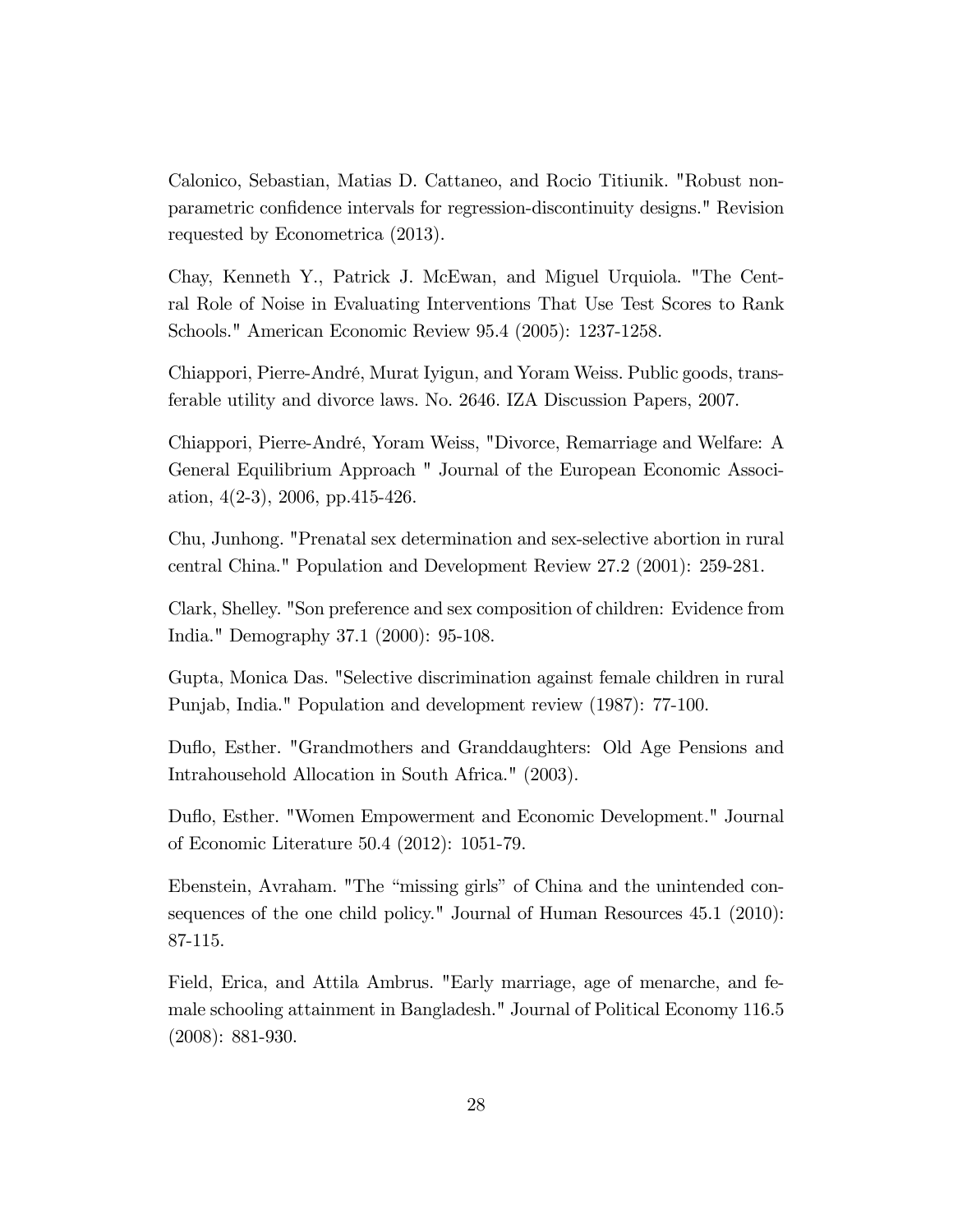Calonico, Sebastian, Matias D. Cattaneo, and Rocio Titiunik. "Robust nonparametric confidence intervals for regression-discontinuity designs." Revision requested by Econometrica (2013).

Chay, Kenneth Y., Patrick J. McEwan, and Miguel Urquiola. "The Central Role of Noise in Evaluating Interventions That Use Test Scores to Rank Schools." American Economic Review 95.4 (2005): 1237-1258.

Chiappori, Pierre-André, Murat Iyigun, and Yoram Weiss. Public goods, transferable utility and divorce laws. No. 2646. IZA Discussion Papers, 2007.

Chiappori, Pierre-André, Yoram Weiss, "Divorce, Remarriage and Welfare: A General Equilibrium Approach " Journal of the European Economic Association, 4(2-3), 2006, pp.415-426.

Chu, Junhong. "Prenatal sex determination and sex-selective abortion in rural central China." Population and Development Review 27.2 (2001): 259-281.

Clark, Shelley. "Son preference and sex composition of children: Evidence from India." Demography 37.1 (2000): 95-108.

Gupta, Monica Das. "Selective discrimination against female children in rural Punjab, India." Population and development review (1987): 77-100.

Duflo, Esther. "Grandmothers and Granddaughters: Old Age Pensions and Intrahousehold Allocation in South Africa." (2003).

Duflo, Esther. "Women Empowerment and Economic Development." Journal of Economic Literature 50.4 (2012): 1051-79.

Ebenstein, Avraham. "The "missing girls" of China and the unintended consequences of the one child policy." Journal of Human Resources 45.1 (2010): 87-115.

Field, Erica, and Attila Ambrus. "Early marriage, age of menarche, and female schooling attainment in Bangladesh." Journal of Political Economy 116.5 (2008): 881-930.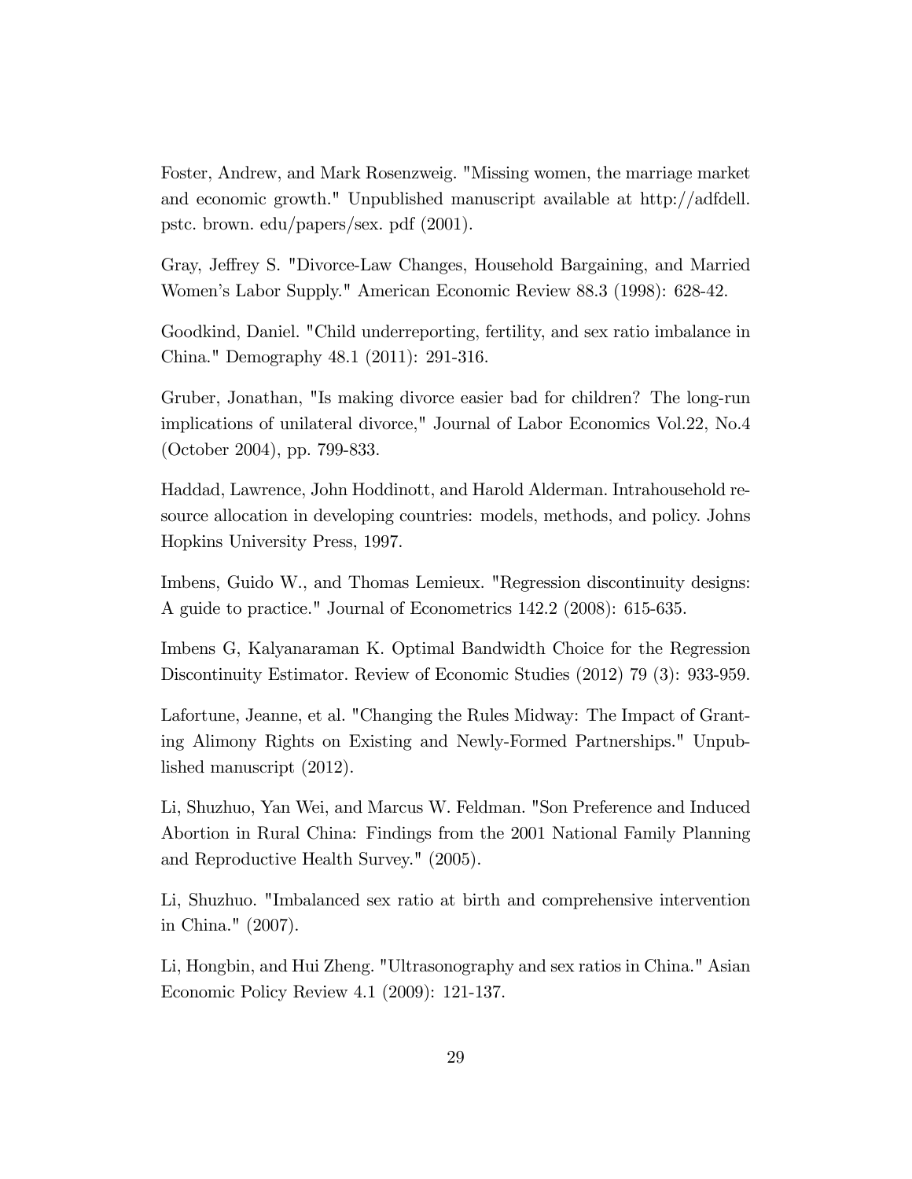Foster, Andrew, and Mark Rosenzweig. "Missing women, the marriage market and economic growth." Unpublished manuscript available at http://adfdell. pstc. brown. edu/papers/sex. pdf (2001).

Gray, Jeffrey S. "Divorce-Law Changes, Household Bargaining, and Married Women's Labor Supply." American Economic Review 88.3 (1998): 628-42.

Goodkind, Daniel. "Child underreporting, fertility, and sex ratio imbalance in China." Demography 48.1 (2011): 291-316.

Gruber, Jonathan, "Is making divorce easier bad for children? The long-run implications of unilateral divorce," Journal of Labor Economics Vol.22, No.4 (October 2004), pp. 799-833.

Haddad, Lawrence, John Hoddinott, and Harold Alderman. Intrahousehold resource allocation in developing countries: models, methods, and policy. Johns Hopkins University Press, 1997.

Imbens, Guido W., and Thomas Lemieux. "Regression discontinuity designs: A guide to practice." Journal of Econometrics 142.2 (2008): 615-635.

Imbens G, Kalyanaraman K. Optimal Bandwidth Choice for the Regression Discontinuity Estimator. Review of Economic Studies (2012) 79 (3): 933-959.

Lafortune, Jeanne, et al. "Changing the Rules Midway: The Impact of Granting Alimony Rights on Existing and Newly-Formed Partnerships." Unpublished manuscript (2012).

Li, Shuzhuo, Yan Wei, and Marcus W. Feldman. "Son Preference and Induced Abortion in Rural China: Findings from the 2001 National Family Planning and Reproductive Health Survey." (2005).

Li, Shuzhuo. "Imbalanced sex ratio at birth and comprehensive intervention in China." (2007).

Li, Hongbin, and Hui Zheng. "Ultrasonography and sex ratios in China." Asian Economic Policy Review 4.1 (2009): 121-137.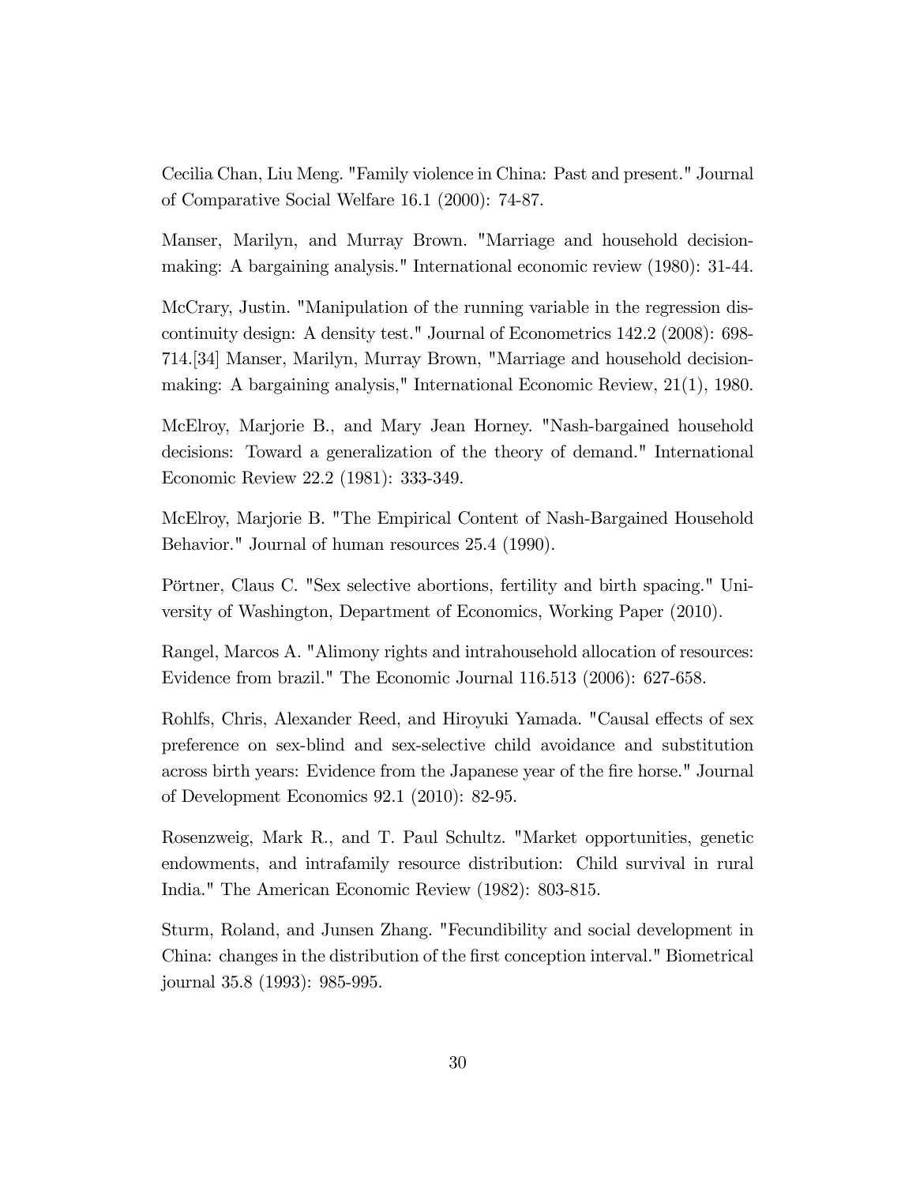Cecilia Chan, Liu Meng. "Family violence in China: Past and present." Journal of Comparative Social Welfare 16.1 (2000): 74-87.

Manser, Marilyn, and Murray Brown. "Marriage and household decision-making: A bargaining analysis." International economic review (1980): 31-44.

McCrary, Justin. "Manipulation of the running variable in the regression discontinuity design: A density test." Journal of Econometrics 142.2 (2008): 698-714.[34] Manser, Marilyn, Murray Brown, "Marriage and household decision-making: A bargaining analysis," International Economic Review, 21(1), 1980.

McElroy, Marjorie B., and Mary Jean Horney. "Nash-bargained household decisions: Toward a generalization of the theory of demand." International Economic Review 22.2 (1981): 333-349.

McElroy, Marjorie B. "The Empirical Content of Nash-Bargained Household Behavior." Journal of human resources 25.4 (1990).

Pörtner, Claus C. "Sex selective abortions, fertility and birth spacing." University of Washington, Department of Economics, Working Paper (2010).

Rangel, Marcos A. "Alimony rights and intrahousehold allocation of resources: Evidence from brazil." The Economic Journal 116.513 (2006): 627-658.

Rohlfs, Chris, Alexander Reed, and Hiroyuki Yamada. "Causal effects of sex preference on sex-blind and sex-selective child avoidance and substitution across birth years: Evidence from the Japanese year of the fire horse." Journal of Development Economics 92.1 (2010): 82-95.

Rosenzweig, Mark R., and T. Paul Schultz. "Market opportunities, genetic endowments, and intrafamily resource distribution: Child survival in rural India." The American Economic Review (1982): 803-815.

Sturm, Roland, and Junsen Zhang. "Fecundibility and social development in China: changes in the distribution of the first conception interval." Biometrical journal 35.8 (1993): 985-995.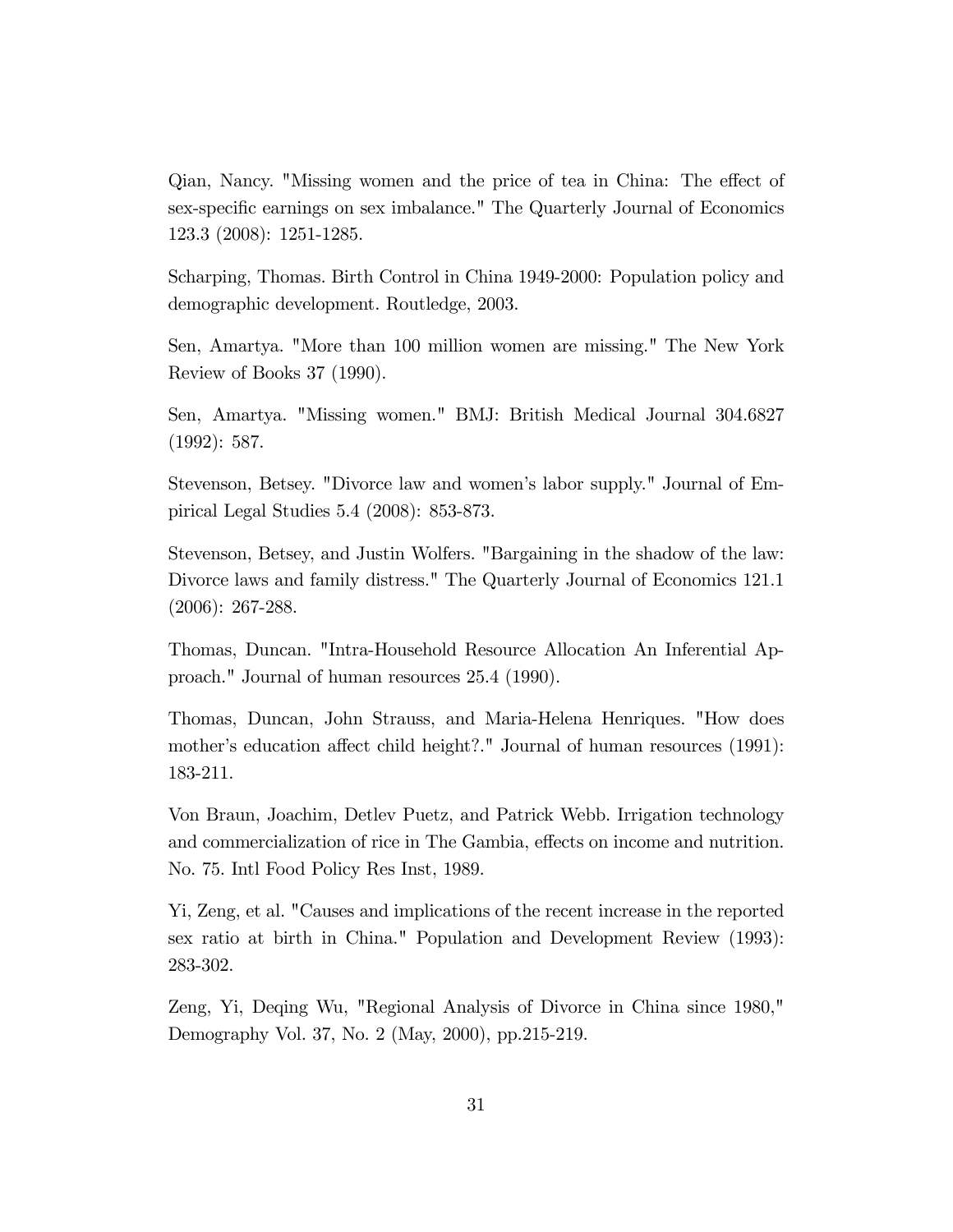Qian, Nancy. "Missing women and the price of tea in China: The effect of sex-specific earnings on sex imbalance." The Quarterly Journal of Economics 123.3 (2008): 1251-1285.

Scharping, Thomas. Birth Control in China 1949-2000: Population policy and demographic development. Routledge, 2003.

Sen, Amartya. "More than 100 million women are missing." The New York Review of Books 37 (1990).

Sen, Amartya. "Missing women." BMJ: British Medical Journal 304.6827 (1992): 587.

Stevenson, Betsey. "Divorce law and women's labor supply." Journal of Empirical Legal Studies 5.4 (2008): 853-873.

Stevenson, Betsey, and Justin Wolfers. "Bargaining in the shadow of the law: Divorce laws and family distress." The Quarterly Journal of Economics 121.1 (2006): 267-288.

Thomas, Duncan. "Intra-Household Resource Allocation An Inferential Approach." Journal of human resources 25.4 (1990).

Thomas, Duncan, John Strauss, and Maria-Helena Henriques. "How does mother's education affect child height?." Journal of human resources (1991): 183-211.

Von Braun, Joachim, Detlev Puetz, and Patrick Webb. Irrigation technology and commercialization of rice in The Gambia, effects on income and nutrition. No. 75. Intl Food Policy Res Inst, 1989.

Yi, Zeng, et al. "Causes and implications of the recent increase in the reported sex ratio at birth in China." Population and Development Review (1993): 283-302.

Zeng, Yi, Deqing Wu, "Regional Analysis of Divorce in China since 1980," Demography Vol. 37, No. 2 (May, 2000), pp.215-219.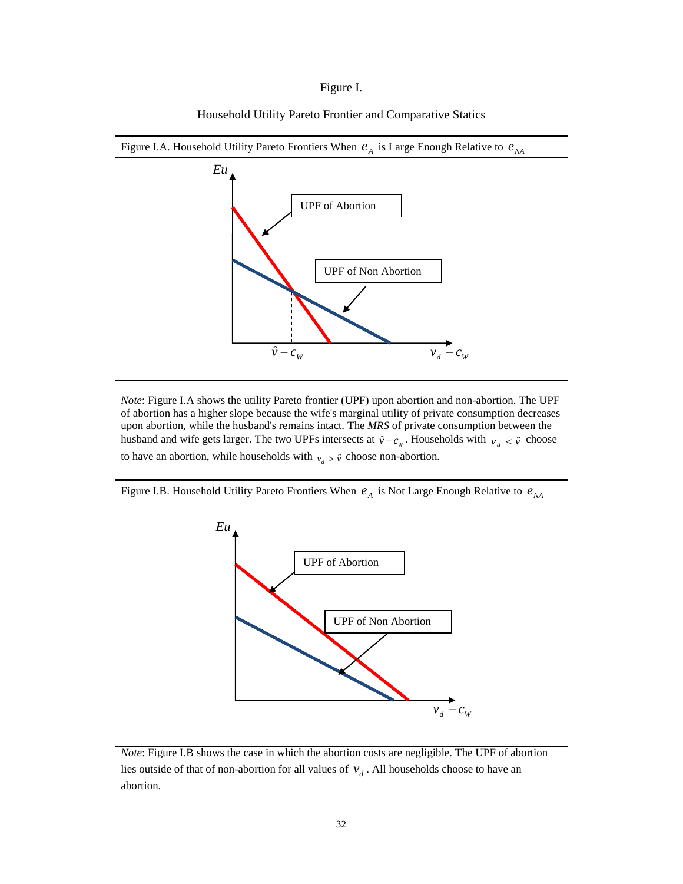Figure I.

Household Utility Pareto Frontier and Comparative Statics

Figure I.A. Household Utility Pareto Frontiers When $e_A$ is Large Enough Relative to $e_{NA}$

*Note*: Figure I.A shows the utility Pareto frontier (UPF) upon abortion and non-abortion. The UPF of abortion has a higher slope because the wife's marginal utility of private consumption decreases upon abortion, while the husband's remains intact. The *MRS* of private consumption between the husband and wife gets larger. The two UPFs intersects at $\hat{v} - c_W$. Households with $v_d < \hat{v}$ choose to have an abortion, while households with $v_d > \hat{v}$ choose non-abortion.

Figure I.B. Household Utility Pareto Frontiers When $e_A$ is Not Large Enough Relative to $e_{NA}$

*Note*: Figure I.B shows the case in which the abortion costs are negligible. The UPF of abortion lies outside of that of non-abortion for all values of $v_d$. All households choose to have an abortion.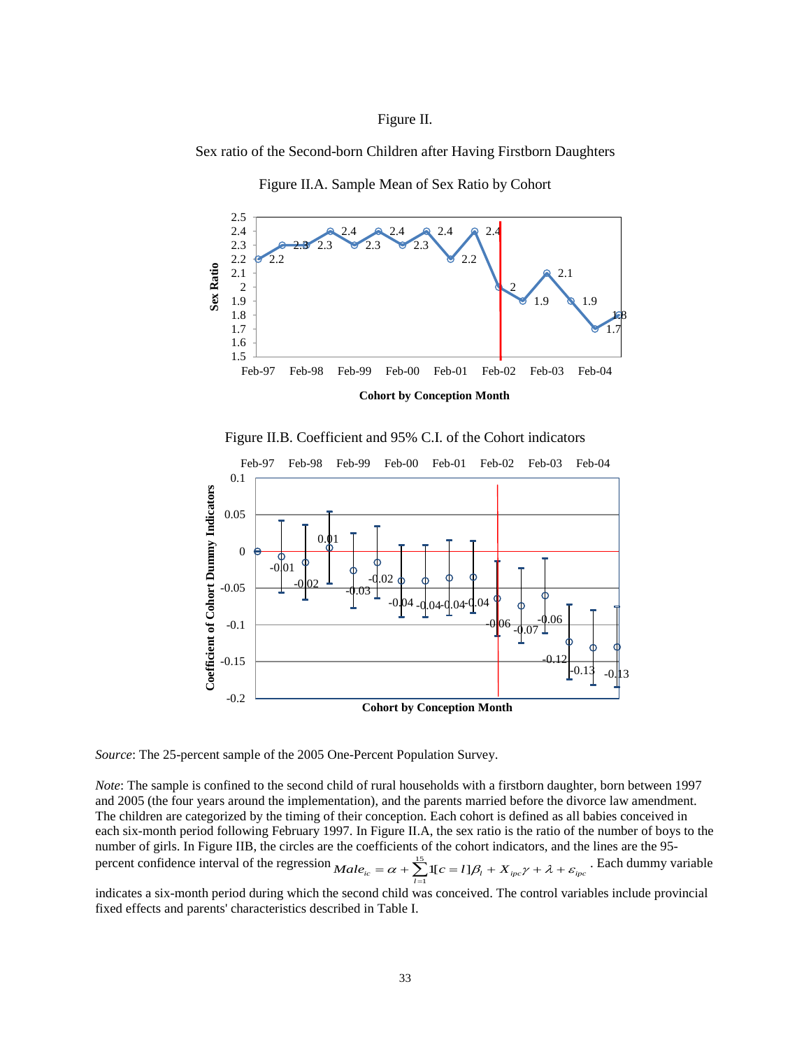Figure II.

Sex ratio of the Second-born Children after Having Firstborn Daughters

Figure II.A. Sample Mean of Sex Ratio by Cohort

Figure II.B. Coefficient and 95% C.I. of the Cohort indicators

*Source*: The 25-percent sample of the 2005 One-Percent Population Survey.

*Note*: The sample is confined to the second child of rural households with a firstborn daughter, born between 1997 and 2005 (the four years around the implementation), and the parents married before the divorce law amendment. The children are categorized by the timing of their conception. Each cohort is defined as all babies conceived in each six-month period following February 1997. In Figure II.A, the sex ratio is the ratio of the number of boys to the number of girls. In Figure IIB, the circles are the coefficients of the cohort indicators, and the lines are the 95-percent confidence interval of the regression $Male_{ic} = \alpha + \sum_{l=1}^{15} 1[c = l]\beta_l + X_{ipc}\gamma + \lambda + \varepsilon_{ipc}$. Each dummy variable indicates a six-month period during which the second child was conceived. The control variables include provincial fixed effects and parents' characteristics described in Table I.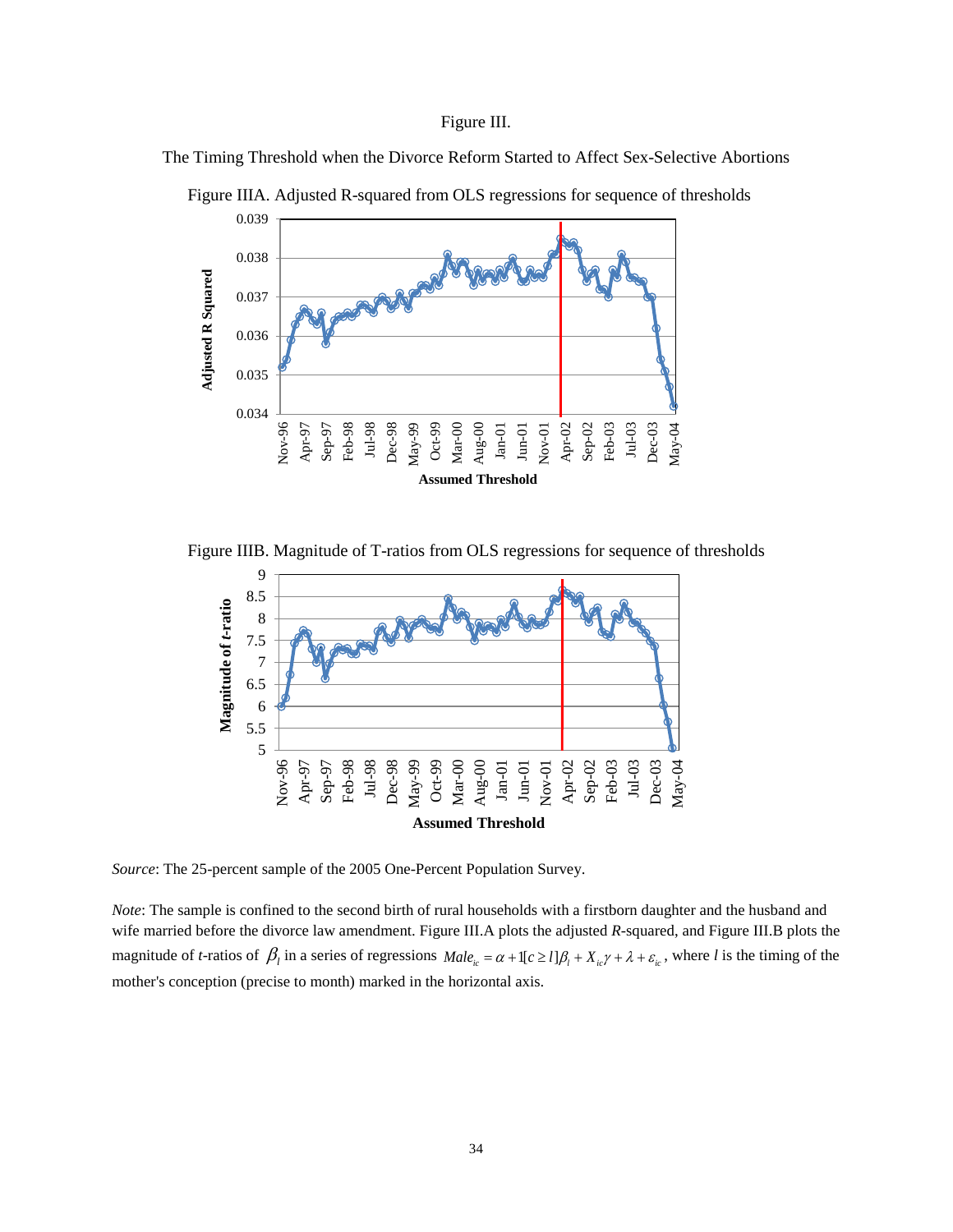Figure III.

The Timing Threshold when the Divorce Reform Started to Affect Sex-Selective Abortions

Figure IIIA. Adjusted R-squared from OLS regressions for sequence of thresholds

Figure IIIB. Magnitude of T-ratios from OLS regressions for sequence of thresholds

*Source*: The 25-percent sample of the 2005 One-Percent Population Survey.

*Note*: The sample is confined to the second birth of rural households with a firstborn daughter and the husband and wife married before the divorce law amendment. Figure III.A plots the adjusted *R*-squared, and Figure III.B plots the magnitude of *t*-ratios of $\beta_l$ in a series of regressions $Male_{ic} = \alpha + 1[c \geq l]\beta_l + X_{ic}\gamma + \lambda + \varepsilon_{ic}$, where $l$ is the timing of the mother's conception (precise to month) marked in the horizontal axis.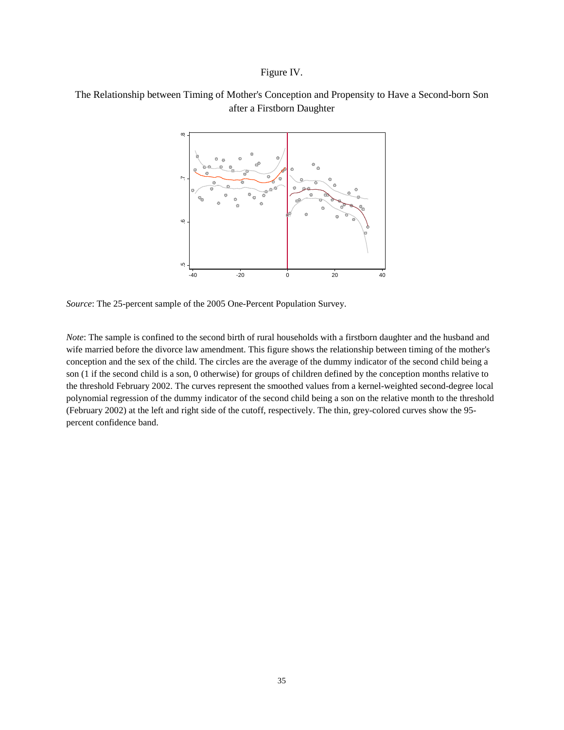Figure IV.

The Relationship between Timing of Mother's Conception and Propensity to Have a Second-born Son after a Firstborn Daughter

*Source*: The 25-percent sample of the 2005 One-Percent Population Survey.

*Note*: The sample is confined to the second birth of rural households with a firstborn daughter and the husband and wife married before the divorce law amendment. This figure shows the relationship between timing of the mother's conception and the sex of the child. The circles are the average of the dummy indicator of the second child being a son (1 if the second child is a son, 0 otherwise) for groups of children defined by the conception months relative to the threshold February 2002. The curves represent the smoothed values from a kernel-weighted second-degree local polynomial regression of the dummy indicator of the second child being a son on the relative month to the threshold (February 2002) at the left and right side of the cutoff, respectively. The thin, grey-colored curves show the 95-percent confidence band.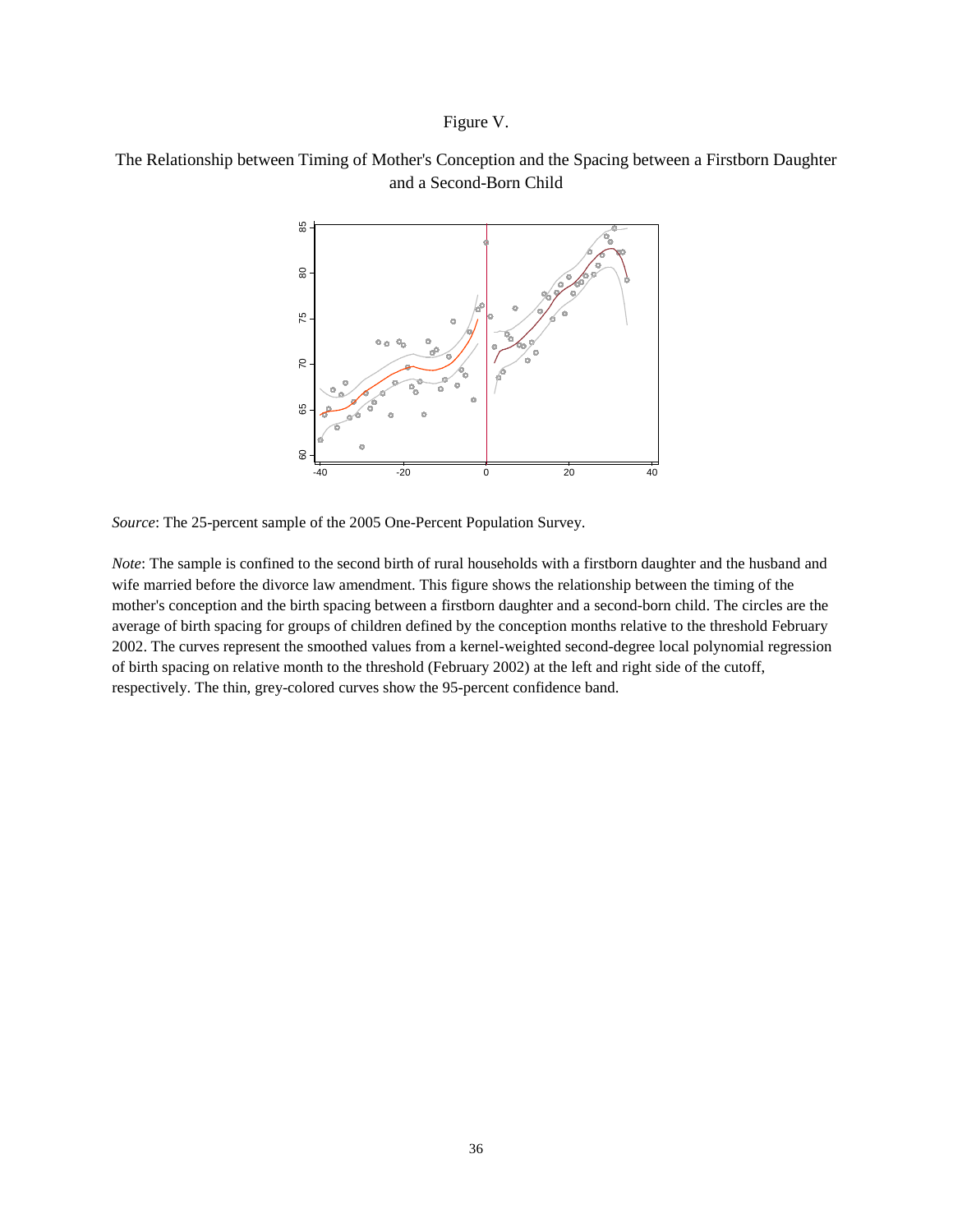Figure V.

The Relationship between Timing of Mother's Conception and the Spacing between a Firstborn Daughter and a Second-Born Child

*Source*: The 25-percent sample of the 2005 One-Percent Population Survey.

*Note*: The sample is confined to the second birth of rural households with a firstborn daughter and the husband and wife married before the divorce law amendment. This figure shows the relationship between the timing of the mother's conception and the birth spacing between a firstborn daughter and a second-born child. The circles are the average of birth spacing for groups of children defined by the conception months relative to the threshold February 2002. The curves represent the smoothed values from a kernel-weighted second-degree local polynomial regression of birth spacing on relative month to the threshold (February 2002) at the left and right side of the cutoff, respectively. The thin, grey-colored curves show the 95-percent confidence band.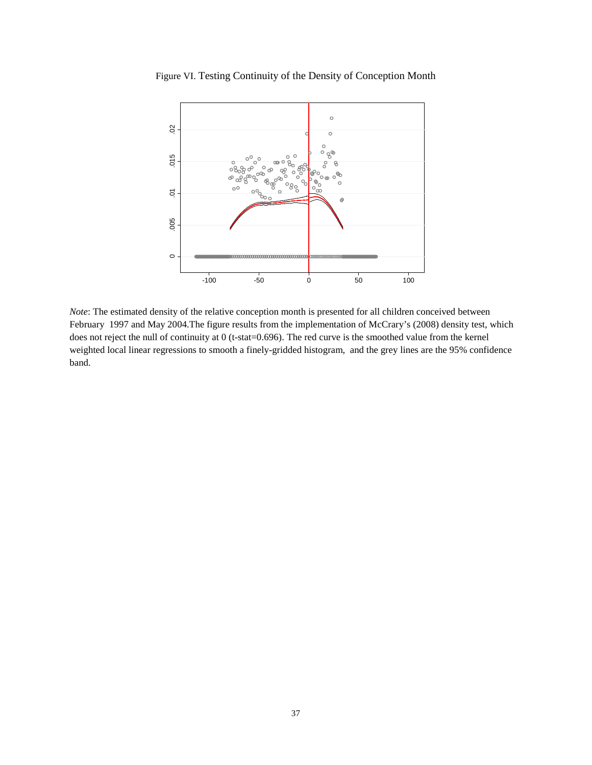Figure VI. Testing Continuity of the Density of Conception Month

*Note*: The estimated density of the relative conception month is presented for all children conceived between February 1997 and May 2004.The figure results from the implementation of McCrary's (2008) density test, which does not reject the null of continuity at 0 (t-stat=0.696). The red curve is the smoothed value from the kernel weighted local linear regressions to smooth a finely-gridded histogram, and the grey lines are the 95% confidence band.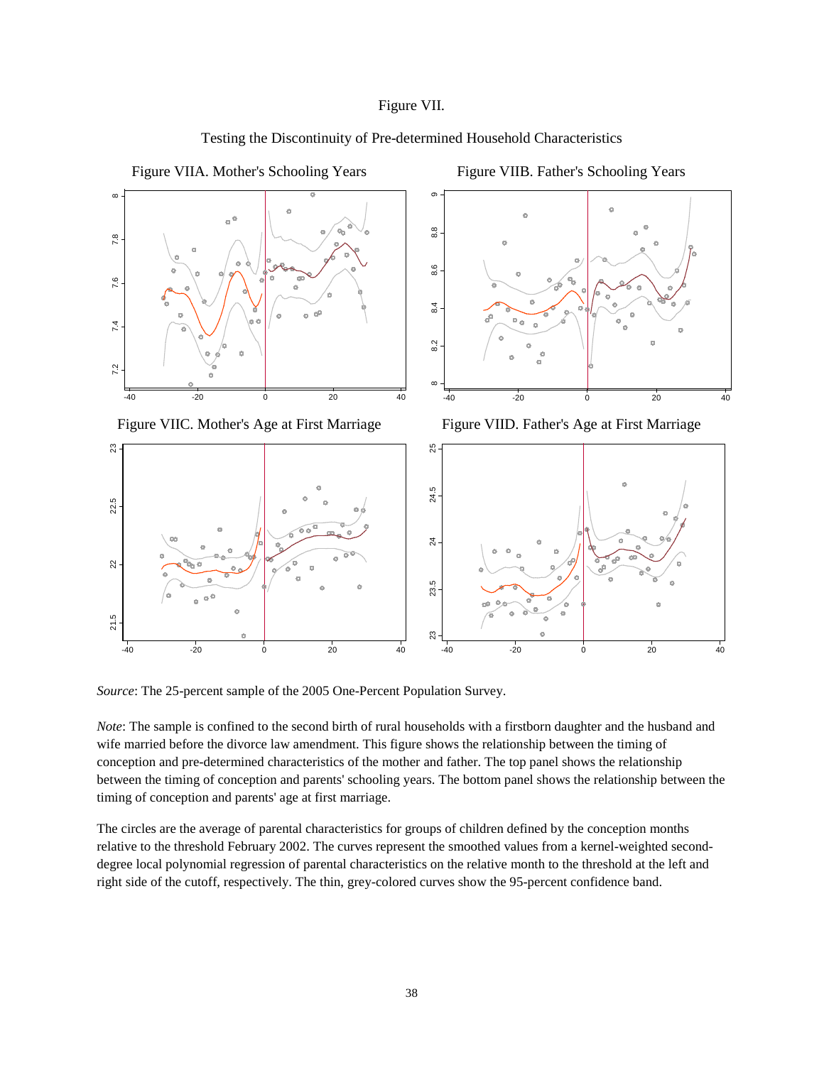Figure VII.

Testing the Discontinuity of Pre-determined Household Characteristics

Figure VIIA. Mother's Schooling Years

Figure VIIB. Father's Schooling Years

Figure VIIC. Mother's Age at First Marriage

Figure VIID. Father's Age at First Marriage

*Source*: The 25-percent sample of the 2005 One-Percent Population Survey.

*Note*: The sample is confined to the second birth of rural households with a firstborn daughter and the husband and wife married before the divorce law amendment. This figure shows the relationship between the timing of conception and pre-determined characteristics of the mother and father. The top panel shows the relationship between the timing of conception and parents' schooling years. The bottom panel shows the relationship between the timing of conception and parents' age at first marriage.

The circles are the average of parental characteristics for groups of children defined by the conception months relative to the threshold February 2002. The curves represent the smoothed values from a kernel-weighted second-degree local polynomial regression of parental characteristics on the relative month to the threshold at the left and right side of the cutoff, respectively. The thin, grey-colored curves show the 95-percent confidence band.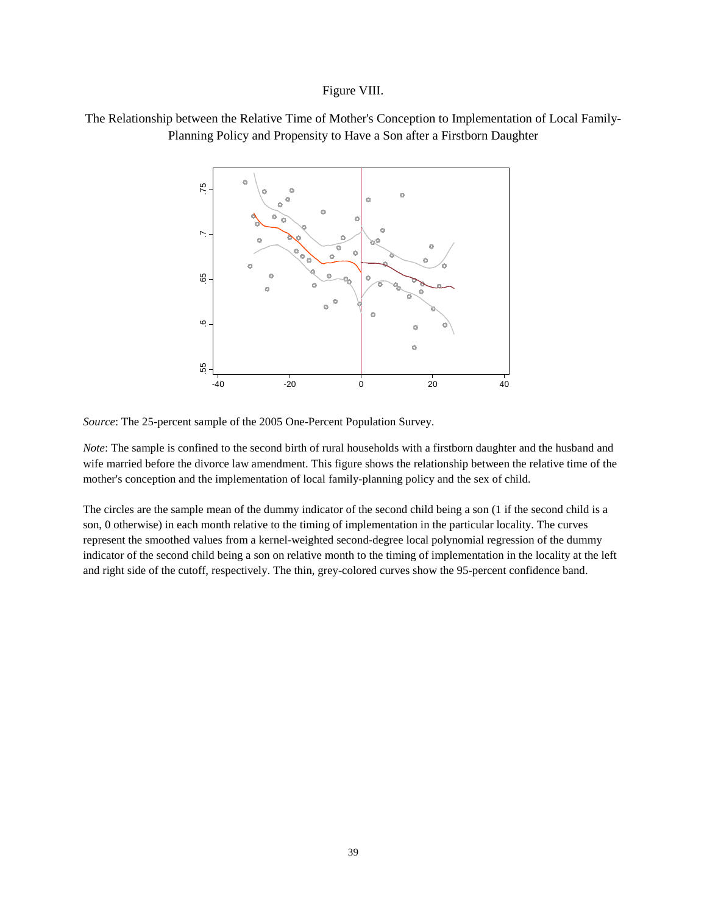Figure VIII.

The Relationship between the Relative Time of Mother's Conception to Implementation of Local Family-Planning Policy and Propensity to Have a Son after a Firstborn Daughter

*Source*: The 25-percent sample of the 2005 One-Percent Population Survey.

*Note*: The sample is confined to the second birth of rural households with a firstborn daughter and the husband and wife married before the divorce law amendment. This figure shows the relationship between the relative time of the mother's conception and the implementation of local family-planning policy and the sex of child.

The circles are the sample mean of the dummy indicator of the second child being a son (1 if the second child is a son, 0 otherwise) in each month relative to the timing of implementation in the particular locality. The curves represent the smoothed values from a kernel-weighted second-degree local polynomial regression of the dummy indicator of the second child being a son on relative month to the timing of implementation in the locality at the left and right side of the cutoff, respectively. The thin, grey-colored curves show the 95-percent confidence band.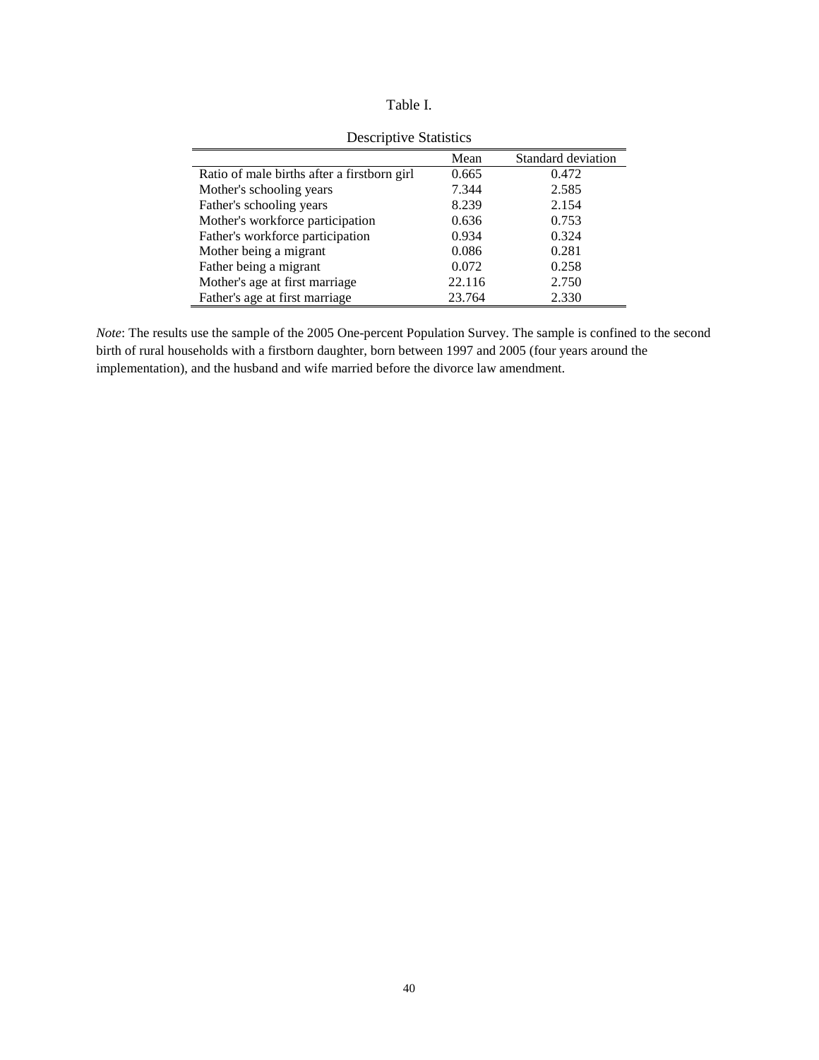Table I.

Descriptive Statistics

| | Mean | Standard deviation |
|---|---|---|
| Ratio of male births after a firstborn girl | 0.665 | 0.472 |
| Mother's schooling years | 7.344 | 2.585 |
| Father's schooling years | 8.239 | 2.154 |
| Mother's workforce participation | 0.636 | 0.753 |
| Father's workforce participation | 0.934 | 0.324 |
| Mother being a migrant | 0.086 | 0.281 |
| Father being a migrant | 0.072 | 0.258 |
| Mother's age at first marriage | 22.116 | 2.750 |
| Father's age at first marriage | 23.764 | 2.330 |

*Note*: The results use the sample of the 2005 One-percent Population Survey. The sample is confined to the second birth of rural households with a firstborn daughter, born between 1997 and 2005 (four years around the implementation), and the husband and wife married before the divorce law amendment.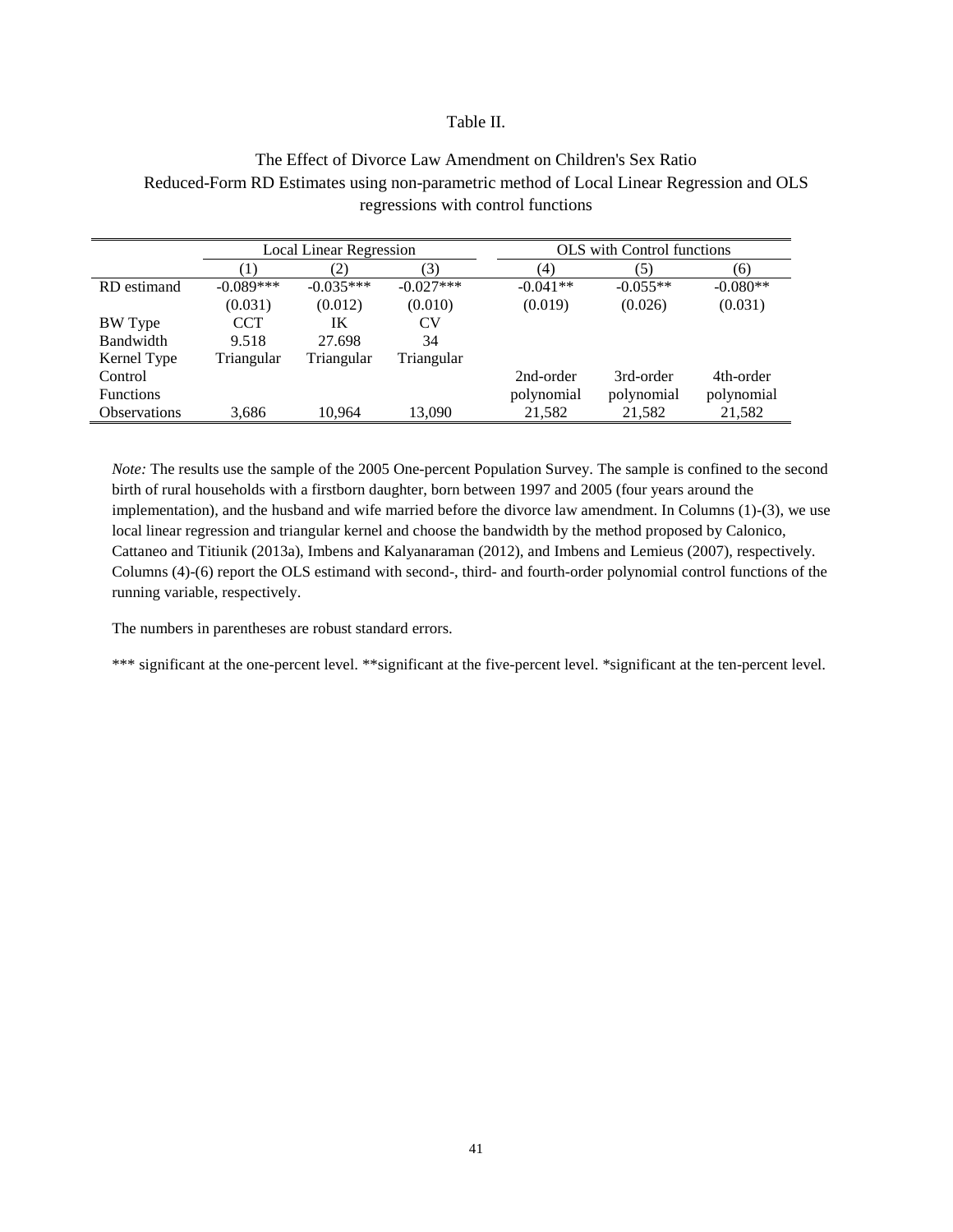Table II.

The Effect of Divorce Law Amendment on Children's Sex Ratio
Reduced-Form RD Estimates using non-parametric method of Local Linear Regression and OLS regressions with control functions

| | Local Linear Regression | | | OLS with Control functions | | |
|---|---|---|---|---|---|---|
| | (1) | (2) | (3) | (4) | (5) | (6) |
| RD estimand | -0.089*** | -0.035*** | -0.027*** | -0.041** | -0.055** | -0.080** |
| | (0.031) | (0.012) | (0.010) | (0.019) | (0.026) | (0.031) |
| BW Type | CCT | IK | CV | | | |
| Bandwidth | 9.518 | 27.698 | 34 | | | |
| Kernel Type | Triangular | Triangular | Triangular | | | |
| Control Functions | | | | 2nd-order polynomial | 3rd-order polynomial | 4th-order polynomial |
| Observations | 3,686 | 10,964 | 13,090 | 21,582 | 21,582 | 21,582 |

*Note:* The results use the sample of the 2005 One-percent Population Survey. The sample is confined to the second birth of rural households with a firstborn daughter, born between 1997 and 2005 (four years around the implementation), and the husband and wife married before the divorce law amendment. In Columns (1)-(3), we use local linear regression and triangular kernel and choose the bandwidth by the method proposed by Calonico, Cattaneo and Titiunik (2013a), Imbens and Kalyanaraman (2012), and Imbens and Lemieus (2007), respectively. Columns (4)-(6) report the OLS estimand with second-, third- and fourth-order polynomial control functions of the running variable, respectively.

The numbers in parentheses are robust standard errors.

*** significant at the one-percent level. **significant at the five-percent level. *significant at the ten-percent level.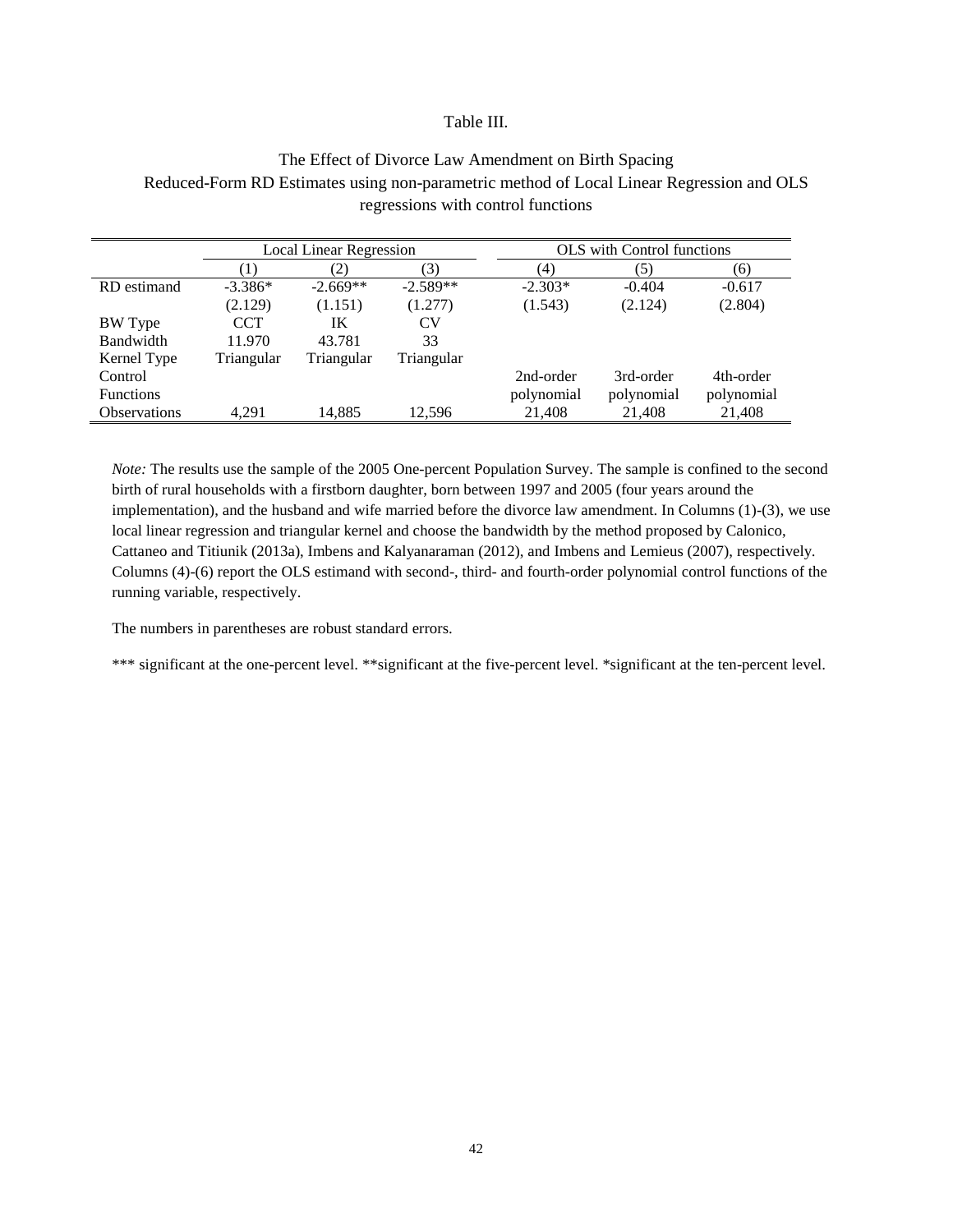Table III.

The Effect of Divorce Law Amendment on Birth Spacing
Reduced-Form RD Estimates using non-parametric method of Local Linear Regression and OLS regressions with control functions

| | Local Linear Regression | | | OLS with Control functions | | |
|---|---|---|---|---|---|---|
| | (1) | (2) | (3) | (4) | (5) | (6) |
| RD estimand | -3.386* | -2.669** | -2.589** | -2.303* | -0.404 | -0.617 |
| | (2.129) | (1.151) | (1.277) | (1.543) | (2.124) | (2.804) |
| BW Type | CCT | IK | CV | | | |
| Bandwidth | 11.970 | 43.781 | 33 | | | |
| Kernel Type | Triangular | Triangular | Triangular | | | |
| Control Functions | | | | 2nd-order polynomial | 3rd-order polynomial | 4th-order polynomial |
| Observations | 4,291 | 14,885 | 12,596 | 21,408 | 21,408 | 21,408 |

*Note:* The results use the sample of the 2005 One-percent Population Survey. The sample is confined to the second birth of rural households with a firstborn daughter, born between 1997 and 2005 (four years around the implementation), and the husband and wife married before the divorce law amendment. In Columns (1)-(3), we use local linear regression and triangular kernel and choose the bandwidth by the method proposed by Calonico, Cattaneo and Titiunik (2013a), Imbens and Kalyanaraman (2012), and Imbens and Lemieus (2007), respectively. Columns (4)-(6) report the OLS estimand with second-, third- and fourth-order polynomial control functions of the running variable, respectively.

The numbers in parentheses are robust standard errors.

*** significant at the one-percent level. **significant at the five-percent level. *significant at the ten-percent level.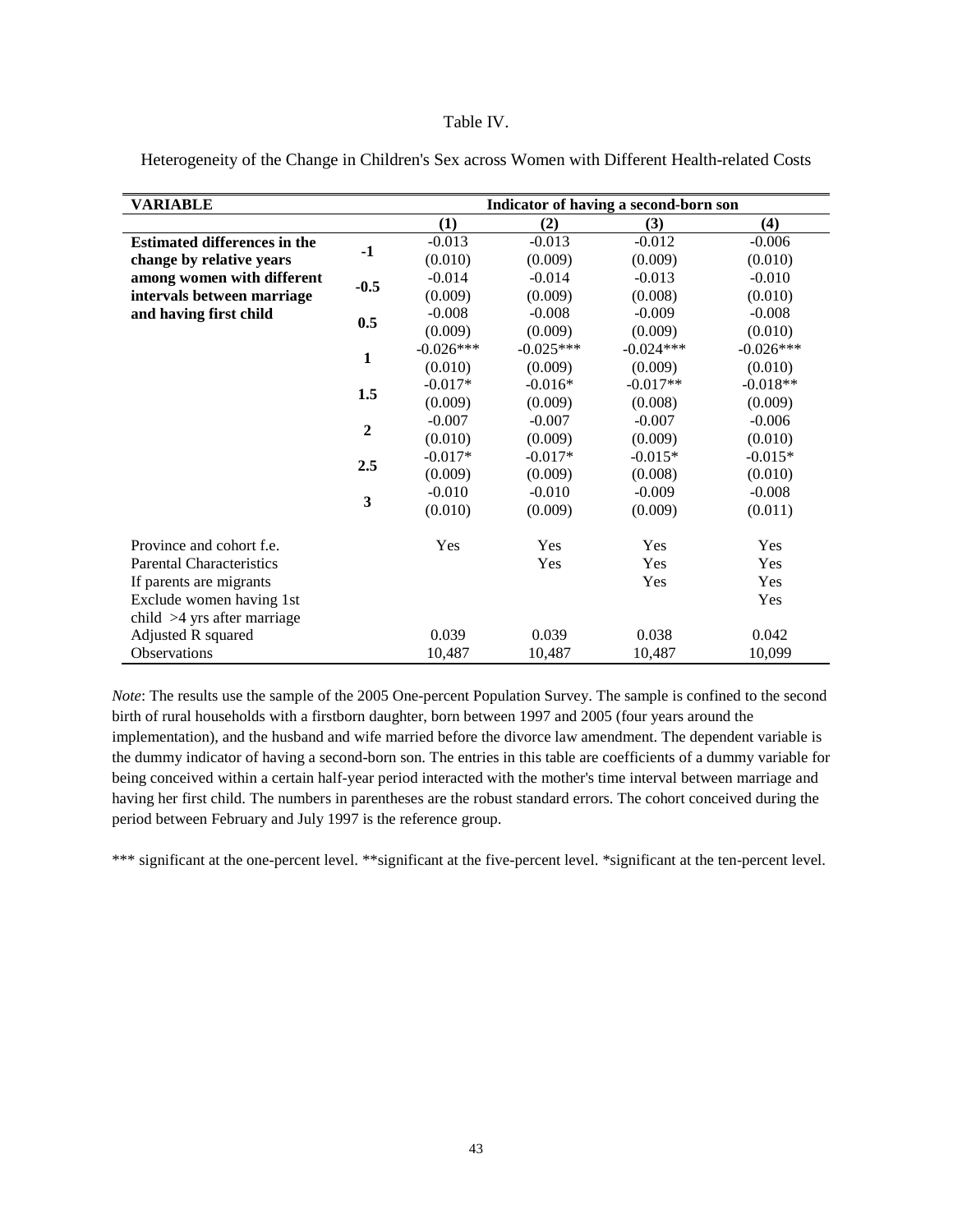Table IV.

Heterogeneity of the Change in Children's Sex across Women with Different Health-related Costs

| VARIABLE | | Indicator of having a second-born son | | | |
|---|---|---|---|---|---|
| | | (1) | (2) | (3) | (4) |
| **Estimated differences in the change by relative years among women with different intervals between marriage and having first child** | **-1** | -0.013 | -0.013 | -0.012 | -0.006 |
| | | (0.010) | (0.009) | (0.009) | (0.010) |
| | **-0.5** | -0.014 | -0.014 | -0.013 | -0.010 |
| | | (0.009) | (0.009) | (0.008) | (0.010) |
| | **0.5** | -0.008 | -0.008 | -0.009 | -0.008 |
| | | (0.009) | (0.009) | (0.009) | (0.010) |
| | **1** | -0.026*** | -0.025*** | -0.024*** | -0.026*** |
| | | (0.010) | (0.009) | (0.009) | (0.010) |
| | **1.5** | -0.017* | -0.016* | -0.017** | -0.018** |
| | | (0.009) | (0.009) | (0.008) | (0.009) |
| | **2** | -0.007 | -0.007 | -0.007 | -0.006 |
| | | (0.010) | (0.009) | (0.009) | (0.010) |
| | **2.5** | -0.017* | -0.017* | -0.015* | -0.015* |
| | | (0.009) | (0.009) | (0.008) | (0.010) |
| | **3** | -0.010 | -0.010 | -0.009 | -0.008 |
| | | (0.010) | (0.009) | (0.009) | (0.011) |
| Province and cohort f.e. | | Yes | Yes | Yes | Yes |
| Parental Characteristics | | | Yes | Yes | Yes |
| If parents are migrants | | | | Yes | Yes |
| Exclude women having 1st child >4 yrs after marriage | | | | | Yes |
| Adjusted R squared | | 0.039 | 0.039 | 0.038 | 0.042 |
| Observations | | 10,487 | 10,487 | 10,487 | 10,099 |

*Note*: The results use the sample of the 2005 One-percent Population Survey. The sample is confined to the second birth of rural households with a firstborn daughter, born between 1997 and 2005 (four years around the implementation), and the husband and wife married before the divorce law amendment. The dependent variable is the dummy indicator of having a second-born son. The entries in this table are coefficients of a dummy variable for being conceived within a certain half-year period interacted with the mother's time interval between marriage and having her first child. The numbers in parentheses are the robust standard errors. The cohort conceived during the period between February and July 1997 is the reference group.

*** significant at the one-percent level. **significant at the five-percent level. *significant at the ten-percent level.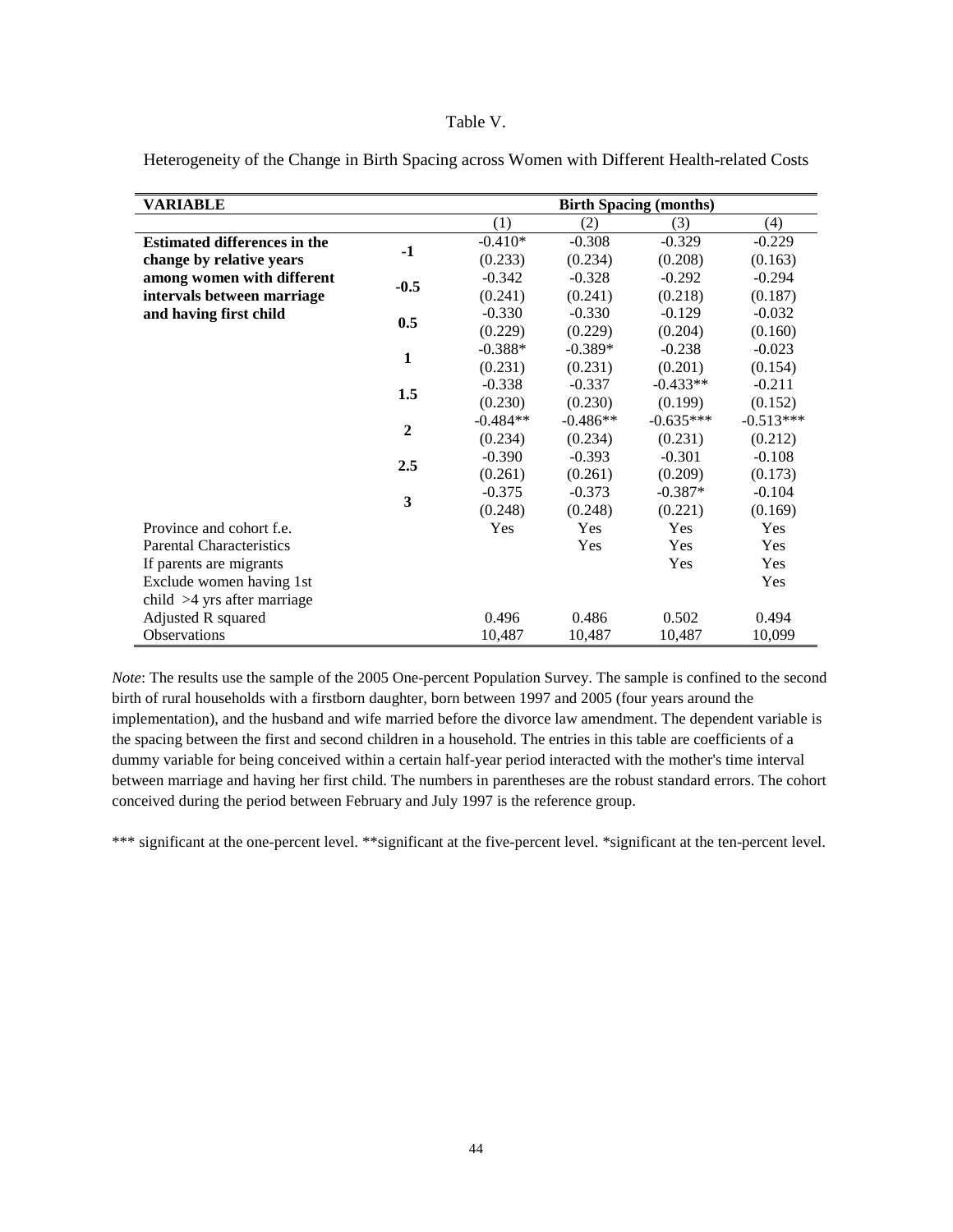Table V.

Heterogeneity of the Change in Birth Spacing across Women with Different Health-related Costs

| VARIABLE | | Birth Spacing (months) | | | |
|---|---|---|---|---|---|
| | | (1) | (2) | (3) | (4) |
| **Estimated differences in the change by relative years among women with different intervals between marriage and having first child** | **-1** | -0.410* | -0.308 | -0.329 | -0.229 |
| | | (0.233) | (0.234) | (0.208) | (0.163) |
| | **-0.5** | -0.342 | -0.328 | -0.292 | -0.294 |
| | | (0.241) | (0.241) | (0.218) | (0.187) |
| | **0.5** | -0.330 | -0.330 | -0.129 | -0.032 |
| | | (0.229) | (0.229) | (0.204) | (0.160) |
| | **1** | -0.388* | -0.389* | -0.238 | -0.023 |
| | | (0.231) | (0.231) | (0.201) | (0.154) |
| | **1.5** | -0.338 | -0.337 | -0.433** | -0.211 |
| | | (0.230) | (0.230) | (0.199) | (0.152) |
| | **2** | -0.484** | -0.486** | -0.635*** | -0.513*** |
| | | (0.234) | (0.234) | (0.231) | (0.212) |
| | **2.5** | -0.390 | -0.393 | -0.301 | -0.108 |
| | | (0.261) | (0.261) | (0.209) | (0.173) |
| | **3** | -0.375 | -0.373 | -0.387* | -0.104 |
| | | (0.248) | (0.248) | (0.221) | (0.169) |
| Province and cohort f.e. | | Yes | Yes | Yes | Yes |
| Parental Characteristics | | | Yes | Yes | Yes |
| If parents are migrants | | | | Yes | Yes |
| Exclude women having 1st child >4 yrs after marriage | | | | | Yes |
| Adjusted R squared | | 0.496 | 0.486 | 0.502 | 0.494 |
| Observations | | 10,487 | 10,487 | 10,487 | 10,099 |

*Note*: The results use the sample of the 2005 One-percent Population Survey. The sample is confined to the second birth of rural households with a firstborn daughter, born between 1997 and 2005 (four years around the implementation), and the husband and wife married before the divorce law amendment. The dependent variable is the spacing between the first and second children in a household. The entries in this table are coefficients of a dummy variable for being conceived within a certain half-year period interacted with the mother's time interval between marriage and having her first child. The numbers in parentheses are the robust standard errors. The cohort conceived during the period between February and July 1997 is the reference group.

*** significant at the one-percent level. **significant at the five-percent level. *significant at the ten-percent level.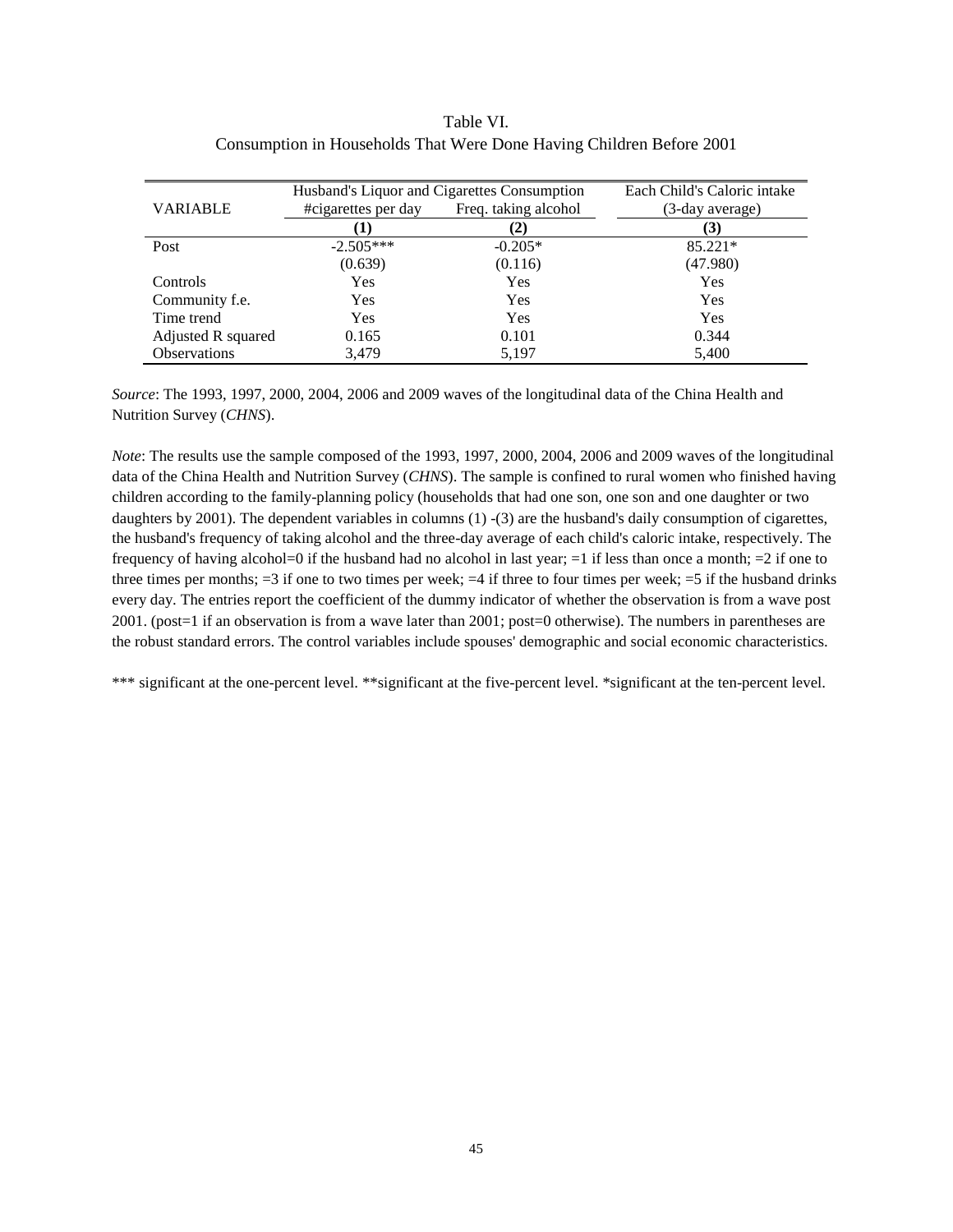Table VI.
Consumption in Households That Were Done Having Children Before 2001

| VARIABLE | Husband's Liquor and Cigarettes Consumption | | Each Child's Caloric intake |
|---|---|---|---|
| | #cigarettes per day | Freq. taking alcohol | (3-day average) |
| | **(1)** | **(2)** | **(3)** |
| Post | -2.505*** | -0.205* | 85.221* |
| | (0.639) | (0.116) | (47.980) |
| Controls | Yes | Yes | Yes |
| Community f.e. | Yes | Yes | Yes |
| Time trend | Yes | Yes | Yes |
| Adjusted R squared | 0.165 | 0.101 | 0.344 |
| Observations | 3,479 | 5,197 | 5,400 |

*Source*: The 1993, 1997, 2000, 2004, 2006 and 2009 waves of the longitudinal data of the China Health and Nutrition Survey (*CHNS*).

*Note*: The results use the sample composed of the 1993, 1997, 2000, 2004, 2006 and 2009 waves of the longitudinal data of the China Health and Nutrition Survey (*CHNS*). The sample is confined to rural women who finished having children according to the family-planning policy (households that had one son, one son and one daughter or two daughters by 2001). The dependent variables in columns (1) -(3) are the husband's daily consumption of cigarettes, the husband's frequency of taking alcohol and the three-day average of each child's caloric intake, respectively. The frequency of having alcohol=0 if the husband had no alcohol in last year; =1 if less than once a month; =2 if one to three times per months; =3 if one to two times per week; =4 if three to four times per week; =5 if the husband drinks every day. The entries report the coefficient of the dummy indicator of whether the observation is from a wave post 2001. (post=1 if an observation is from a wave later than 2001; post=0 otherwise). The numbers in parentheses are the robust standard errors. The control variables include spouses' demographic and social economic characteristics.

*** significant at the one-percent level. **significant at the five-percent level. *significant at the ten-percent level.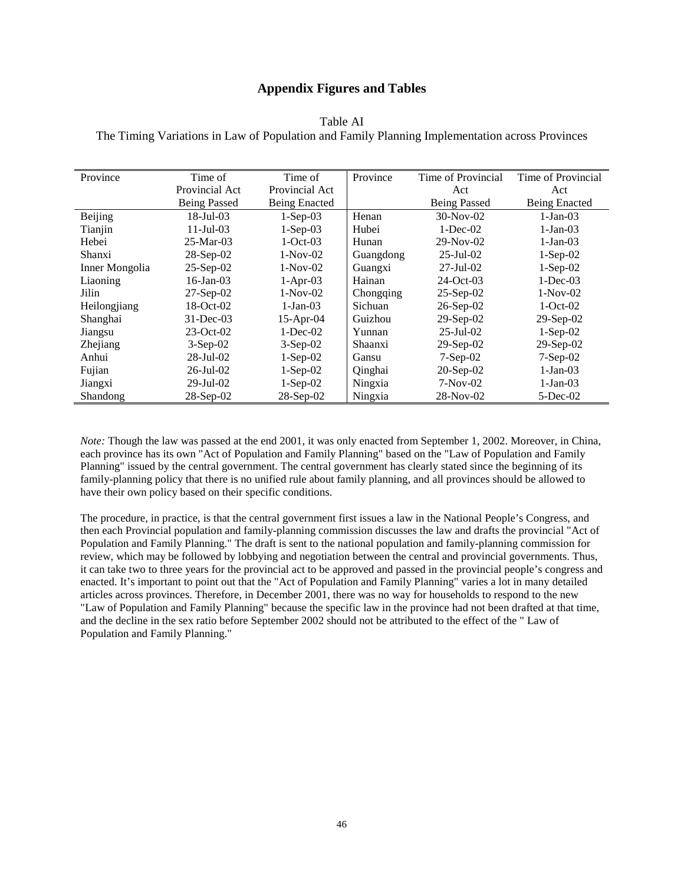# Appendix Figures and Tables

Table AI
The Timing Variations in Law of Population and Family Planning Implementation across Provinces

| Province | Time of Provincial Act Being Passed | Time of Provincial Act Being Enacted | Province | Time of Provincial Act Being Passed | Time of Provincial Act Being Enacted |
|---|---|---|---|---|---|
| Beijing | 18-Jul-03 | 1-Sep-03 | Henan | 30-Nov-02 | 1-Jan-03 |
| Tianjin | 11-Jul-03 | 1-Sep-03 | Hubei | 1-Dec-02 | 1-Jan-03 |
| Hebei | 25-Mar-03 | 1-Oct-03 | Hunan | 29-Nov-02 | 1-Jan-03 |
| Shanxi | 28-Sep-02 | 1-Nov-02 | Guangdong | 25-Jul-02 | 1-Sep-02 |
| Inner Mongolia | 25-Sep-02 | 1-Nov-02 | Guangxi | 27-Jul-02 | 1-Sep-02 |
| Liaoning | 16-Jan-03 | 1-Apr-03 | Hainan | 24-Oct-03 | 1-Dec-03 |
| Jilin | 27-Sep-02 | 1-Nov-02 | Chongqing | 25-Sep-02 | 1-Nov-02 |
| Heilongjiang | 18-Oct-02 | 1-Jan-03 | Sichuan | 26-Sep-02 | 1-Oct-02 |
| Shanghai | 31-Dec-03 | 15-Apr-04 | Guizhou | 29-Sep-02 | 29-Sep-02 |
| Jiangsu | 23-Oct-02 | 1-Dec-02 | Yunnan | 25-Jul-02 | 1-Sep-02 |
| Zhejiang | 3-Sep-02 | 3-Sep-02 | Shaanxi | 29-Sep-02 | 29-Sep-02 |
| Anhui | 28-Jul-02 | 1-Sep-02 | Gansu | 7-Sep-02 | 7-Sep-02 |
| Fujian | 26-Jul-02 | 1-Sep-02 | Qinghai | 20-Sep-02 | 1-Jan-03 |
| Jiangxi | 29-Jul-02 | 1-Sep-02 | Ningxia | 7-Nov-02 | 1-Jan-03 |
| Shandong | 28-Sep-02 | 28-Sep-02 | Ningxia | 28-Nov-02 | 5-Dec-02 |

*Note:* Though the law was passed at the end 2001, it was only enacted from September 1, 2002. Moreover, in China, each province has its own "Act of Population and Family Planning" based on the "Law of Population and Family Planning" issued by the central government. The central government has clearly stated since the beginning of its family-planning policy that there is no unified rule about family planning, and all provinces should be allowed to have their own policy based on their specific conditions.

The procedure, in practice, is that the central government first issues a law in the National People's Congress, and then each Provincial population and family-planning commission discusses the law and drafts the provincial "Act of Population and Family Planning." The draft is sent to the national population and family-planning commission for review, which may be followed by lobbying and negotiation between the central and provincial governments. Thus, it can take two to three years for the provincial act to be approved and passed in the provincial people's congress and enacted. It's important to point out that the "Act of Population and Family Planning" varies a lot in many detailed articles across provinces. Therefore, in December 2001, there was no way for households to respond to the new "Law of Population and Family Planning" because the specific law in the province had not been drafted at that time, and the decline in the sex ratio before September 2002 should not be attributed to the effect of the " Law of Population and Family Planning."